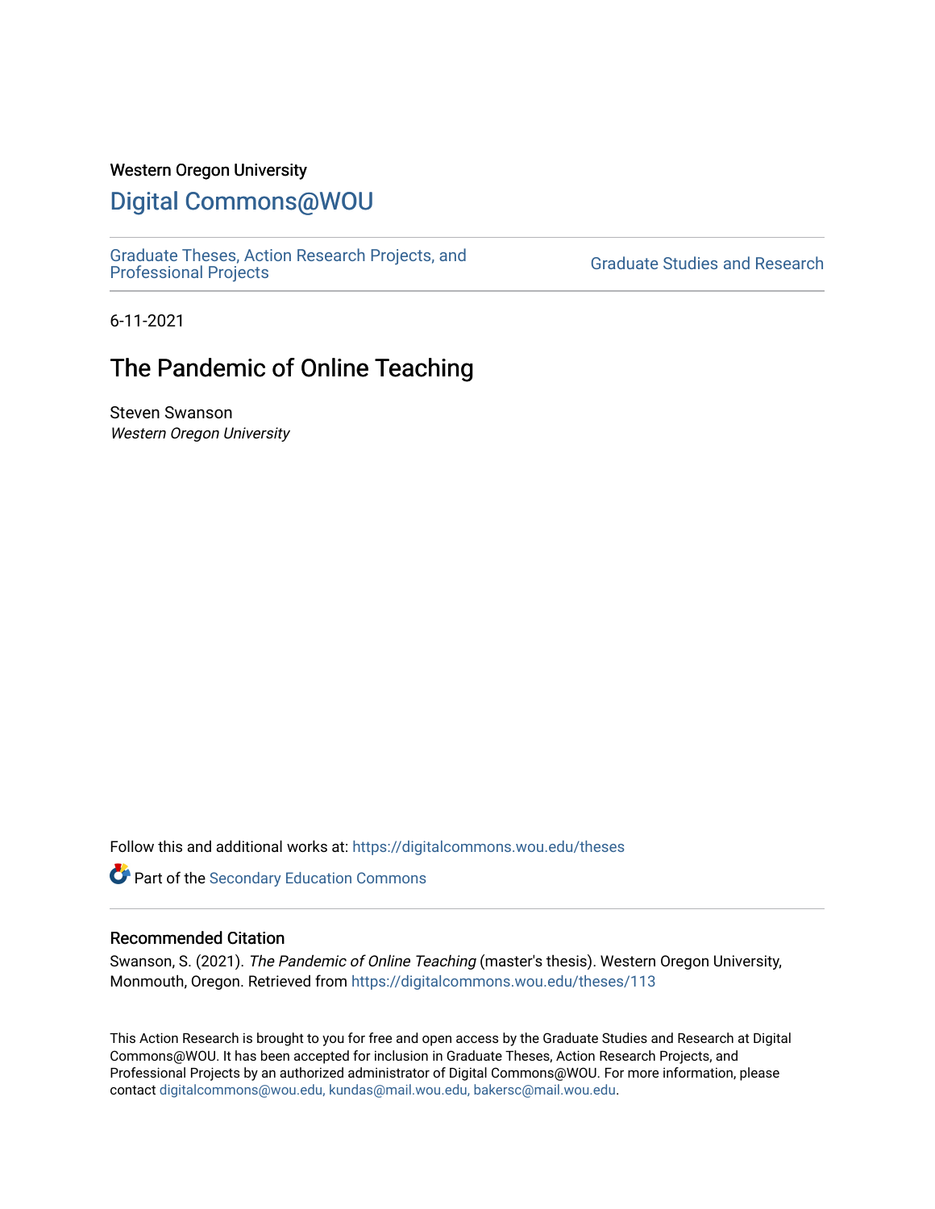Western Oregon University

# Digital Commons@WOU

Graduate Theses, Action Research Projects, and Professional Projects

Graduate Studies and Research

6-11-2021

## The Pandemic of Online Teaching

Steven Swanson

*Western Oregon University*

Follow this and additional works at: https://digitalcommons.wou.edu/theses

Part of the Secondary Education Commons

### Recommended Citation

Swanson, S. (2021). *The Pandemic of Online Teaching* (master's thesis). Western Oregon University, Monmouth, Oregon. Retrieved from https://digitalcommons.wou.edu/theses/113

This Action Research is brought to you for free and open access by the Graduate Studies and Research at Digital Commons@WOU. It has been accepted for inclusion in Graduate Theses, Action Research Projects, and Professional Projects by an authorized administrator of Digital Commons@WOU. For more information, please contact digitalcommons@wou.edu, kundas@mail.wou.edu, bakersc@mail.wou.edu.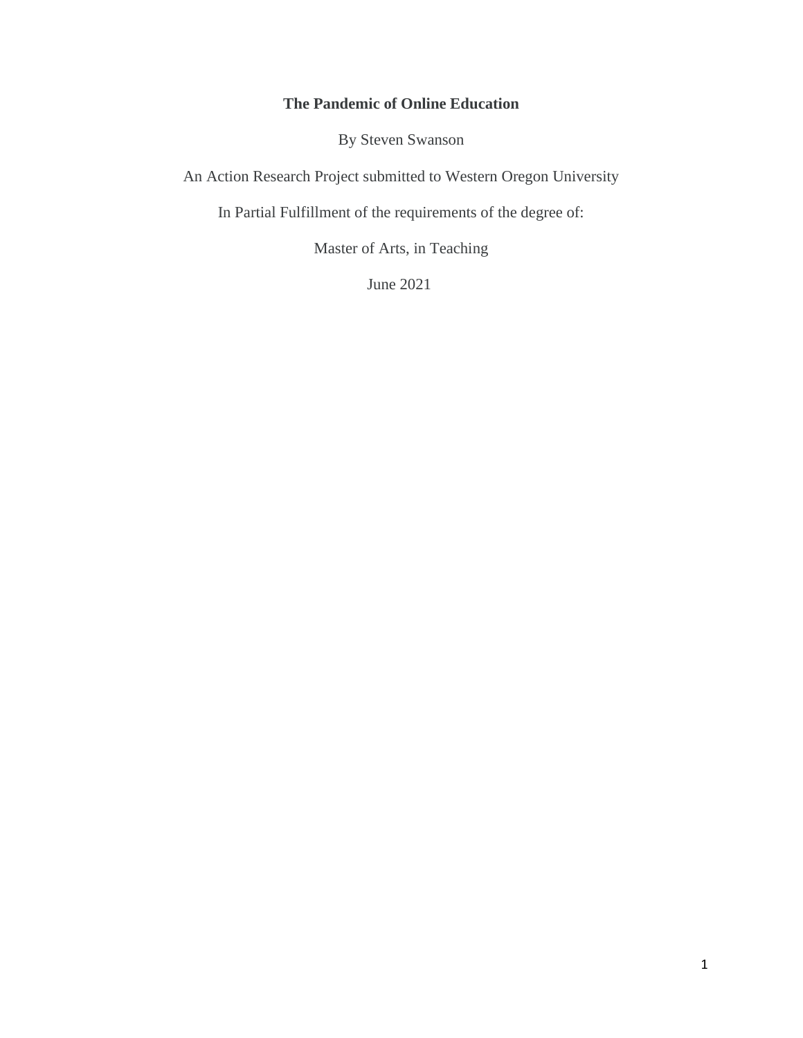**The Pandemic of Online Education**

By Steven Swanson

An Action Research Project submitted to Western Oregon University

In Partial Fulfillment of the requirements of the degree of:

Master of Arts, in Teaching

June 2021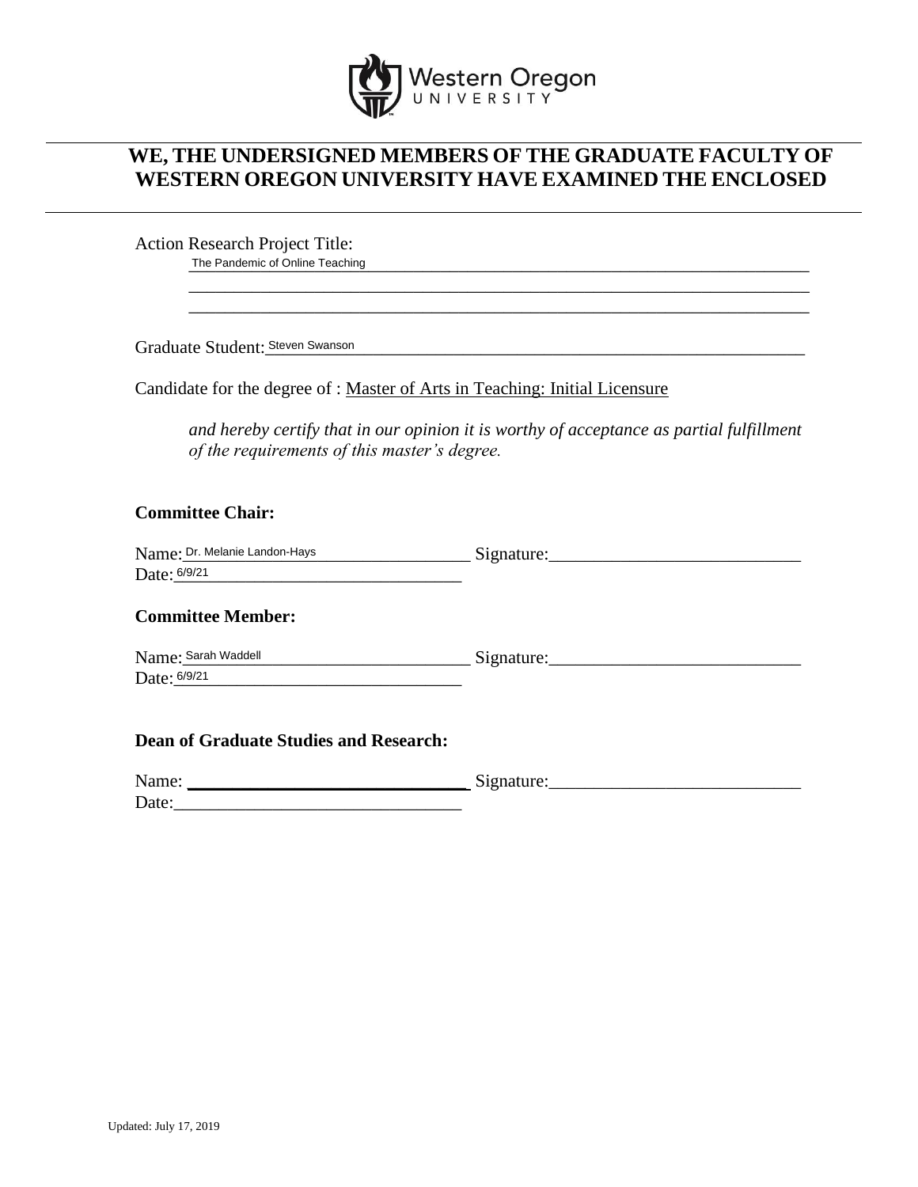Western Oregon UNIVERSITY

## WE, THE UNDERSIGNED MEMBERS OF THE GRADUATE FACULTY OF WESTERN OREGON UNIVERSITY HAVE EXAMINED THE ENCLOSED

Action Research Project Title:
The Pandemic of Online Teaching

Graduate Student: Steven Swanson

Candidate for the degree of : Master of Arts in Teaching: Initial Licensure

*and hereby certify that in our opinion it is worthy of acceptance as partial fulfillment of the requirements of this master's degree.*

**Committee Chair:**

Name: Dr. Melanie Landon-Hays Signature:\_\_\_\_\_\_\_\_\_\_\_\_\_\_\_\_\_\_\_\_\_\_\_\_\_\_\_\_
Date: 6/9/21

**Committee Member:**

Name: Sarah Waddell Signature:\_\_\_\_\_\_\_\_\_\_\_\_\_\_\_\_\_\_\_\_\_\_\_\_\_\_\_\_
Date: 6/9/21

**Dean of Graduate Studies and Research:**

Name: \_\_\_\_\_\_\_\_\_\_\_\_\_\_\_\_\_\_\_\_\_\_\_\_\_\_\_\_\_\_\_\_ Signature:\_\_\_\_\_\_\_\_\_\_\_\_\_\_\_\_\_\_\_\_\_\_\_\_\_\_\_\_
Date:\_\_\_\_\_\_\_\_\_\_\_\_\_\_\_\_\_\_\_\_\_\_\_\_\_\_\_\_\_\_\_\_

Updated: July 17, 2019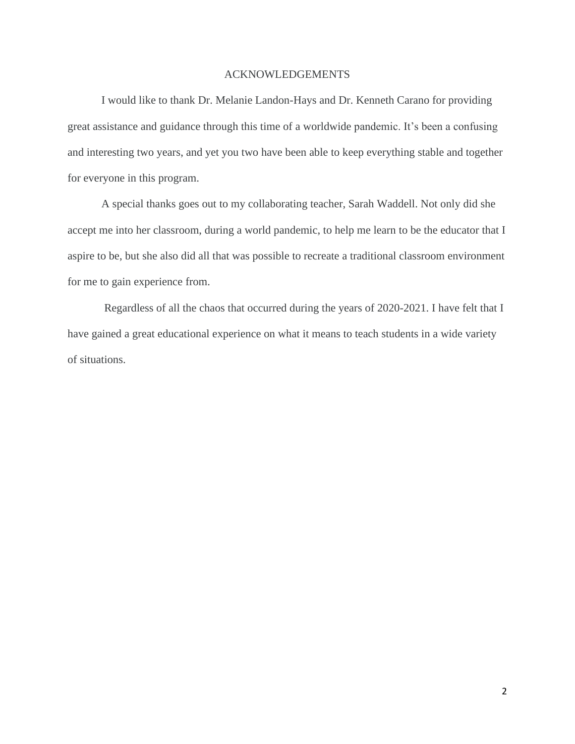# ACKNOWLEDGEMENTS

I would like to thank Dr. Melanie Landon-Hays and Dr. Kenneth Carano for providing great assistance and guidance through this time of a worldwide pandemic. It's been a confusing and interesting two years, and yet you two have been able to keep everything stable and together for everyone in this program.

A special thanks goes out to my collaborating teacher, Sarah Waddell. Not only did she accept me into her classroom, during a world pandemic, to help me learn to be the educator that I aspire to be, but she also did all that was possible to recreate a traditional classroom environment for me to gain experience from.

Regardless of all the chaos that occurred during the years of 2020-2021. I have felt that I have gained a great educational experience on what it means to teach students in a wide variety of situations.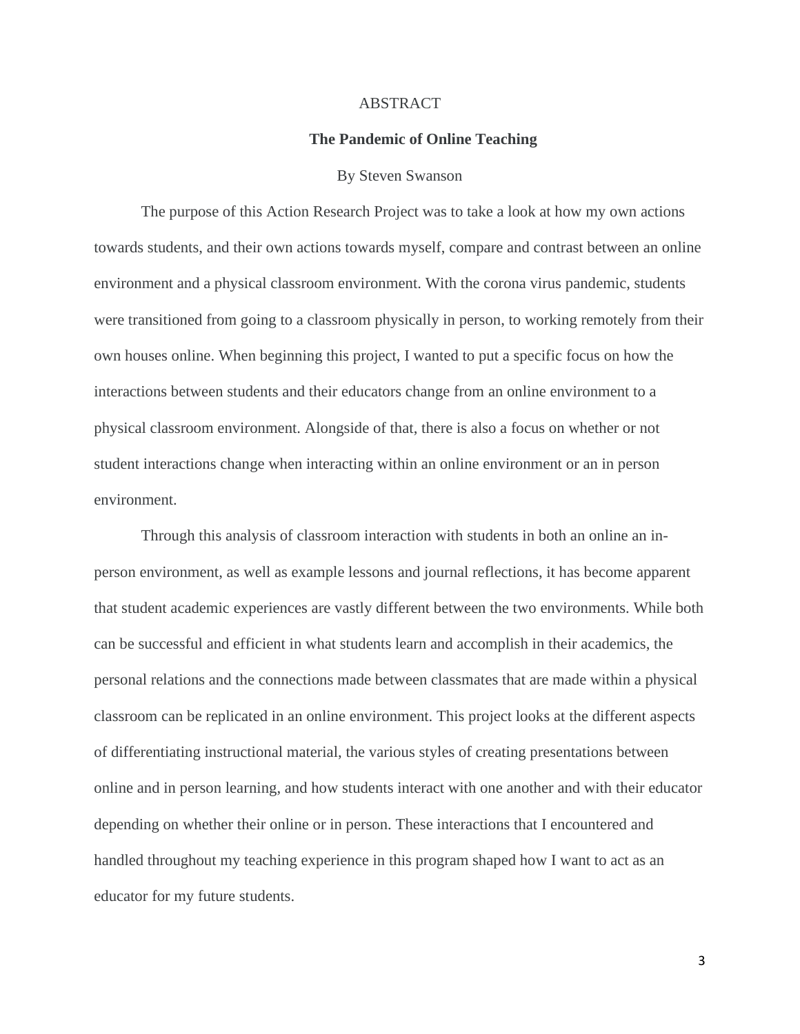# ABSTRACT

## The Pandemic of Online Teaching

By Steven Swanson

The purpose of this Action Research Project was to take a look at how my own actions towards students, and their own actions towards myself, compare and contrast between an online environment and a physical classroom environment. With the corona virus pandemic, students were transitioned from going to a classroom physically in person, to working remotely from their own houses online. When beginning this project, I wanted to put a specific focus on how the interactions between students and their educators change from an online environment to a physical classroom environment. Alongside of that, there is also a focus on whether or not student interactions change when interacting within an online environment or an in person environment.

Through this analysis of classroom interaction with students in both an online an in-person environment, as well as example lessons and journal reflections, it has become apparent that student academic experiences are vastly different between the two environments. While both can be successful and efficient in what students learn and accomplish in their academics, the personal relations and the connections made between classmates that are made within a physical classroom can be replicated in an online environment. This project looks at the different aspects of differentiating instructional material, the various styles of creating presentations between online and in person learning, and how students interact with one another and with their educator depending on whether their online or in person. These interactions that I encountered and handled throughout my teaching experience in this program shaped how I want to act as an educator for my future students.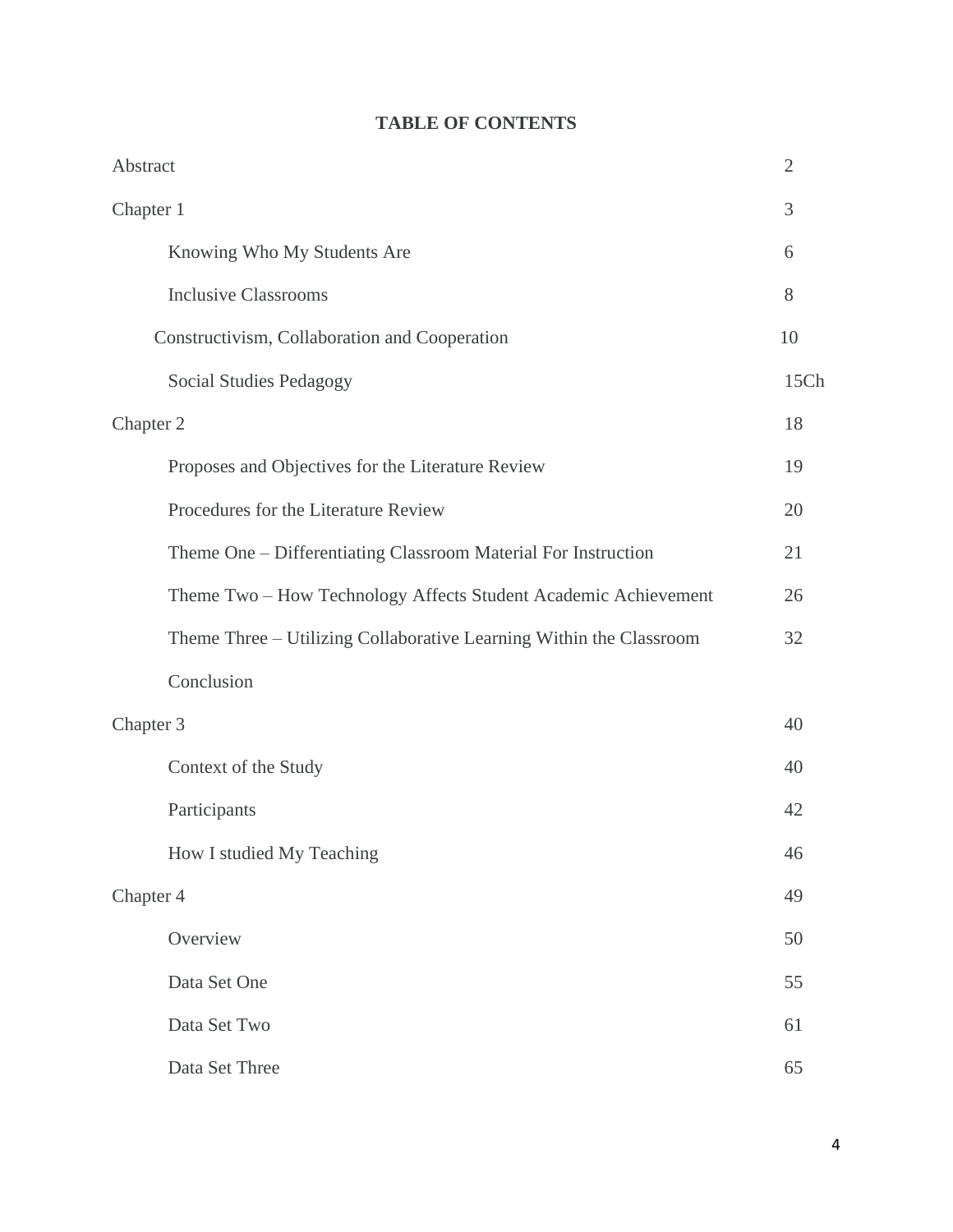**TABLE OF CONTENTS**

| | |
|---|---|
| Abstract | 2 |
| Chapter 1 | 3 |
| Knowing Who My Students Are | 6 |
| Inclusive Classrooms | 8 |
| Constructivism, Collaboration and Cooperation | 10 |
| Social Studies Pedagogy | 15Ch |
| Chapter 2 | 18 |
| Proposes and Objectives for the Literature Review | 19 |
| Procedures for the Literature Review | 20 |
| Theme One – Differentiating Classroom Material For Instruction | 21 |
| Theme Two – How Technology Affects Student Academic Achievement | 26 |
| Theme Three – Utilizing Collaborative Learning Within the Classroom | 32 |
| Conclusion | |
| Chapter 3 | 40 |
| Context of the Study | 40 |
| Participants | 42 |
| How I studied My Teaching | 46 |
| Chapter 4 | 49 |
| Overview | 50 |
| Data Set One | 55 |
| Data Set Two | 61 |
| Data Set Three | 65 |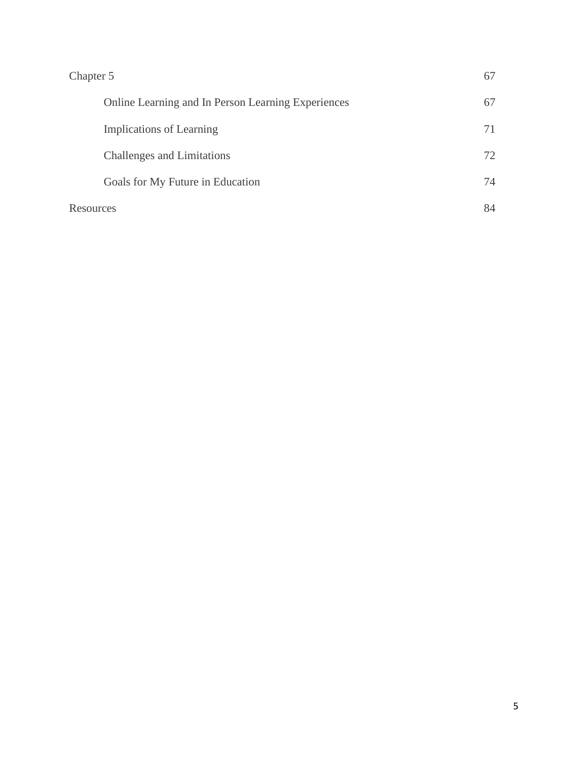| | |
|---|---|
| Chapter 5 | 67 |
| Online Learning and In Person Learning Experiences | 67 |
| Implications of Learning | 71 |
| Challenges and Limitations | 72 |
| Goals for My Future in Education | 74 |
| Resources | 84 |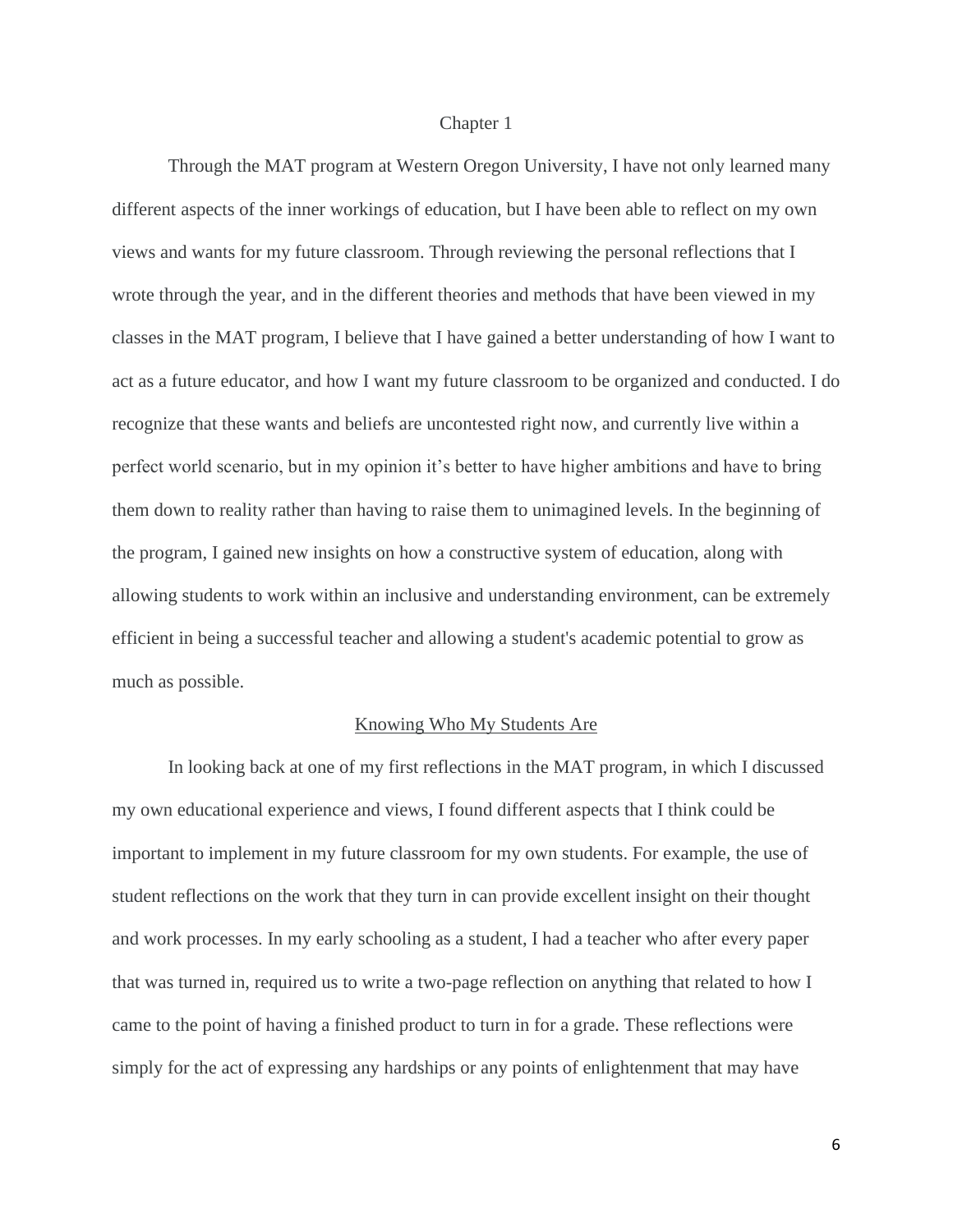# Chapter 1

Through the MAT program at Western Oregon University, I have not only learned many different aspects of the inner workings of education, but I have been able to reflect on my own views and wants for my future classroom. Through reviewing the personal reflections that I wrote through the year, and in the different theories and methods that have been viewed in my classes in the MAT program, I believe that I have gained a better understanding of how I want to act as a future educator, and how I want my future classroom to be organized and conducted. I do recognize that these wants and beliefs are uncontested right now, and currently live within a perfect world scenario, but in my opinion it's better to have higher ambitions and have to bring them down to reality rather than having to raise them to unimagined levels. In the beginning of the program, I gained new insights on how a constructive system of education, along with allowing students to work within an inclusive and understanding environment, can be extremely efficient in being a successful teacher and allowing a student's academic potential to grow as much as possible.

## Knowing Who My Students Are

In looking back at one of my first reflections in the MAT program, in which I discussed my own educational experience and views, I found different aspects that I think could be important to implement in my future classroom for my own students. For example, the use of student reflections on the work that they turn in can provide excellent insight on their thought and work processes. In my early schooling as a student, I had a teacher who after every paper that was turned in, required us to write a two-page reflection on anything that related to how I came to the point of having a finished product to turn in for a grade. These reflections were simply for the act of expressing any hardships or any points of enlightenment that may have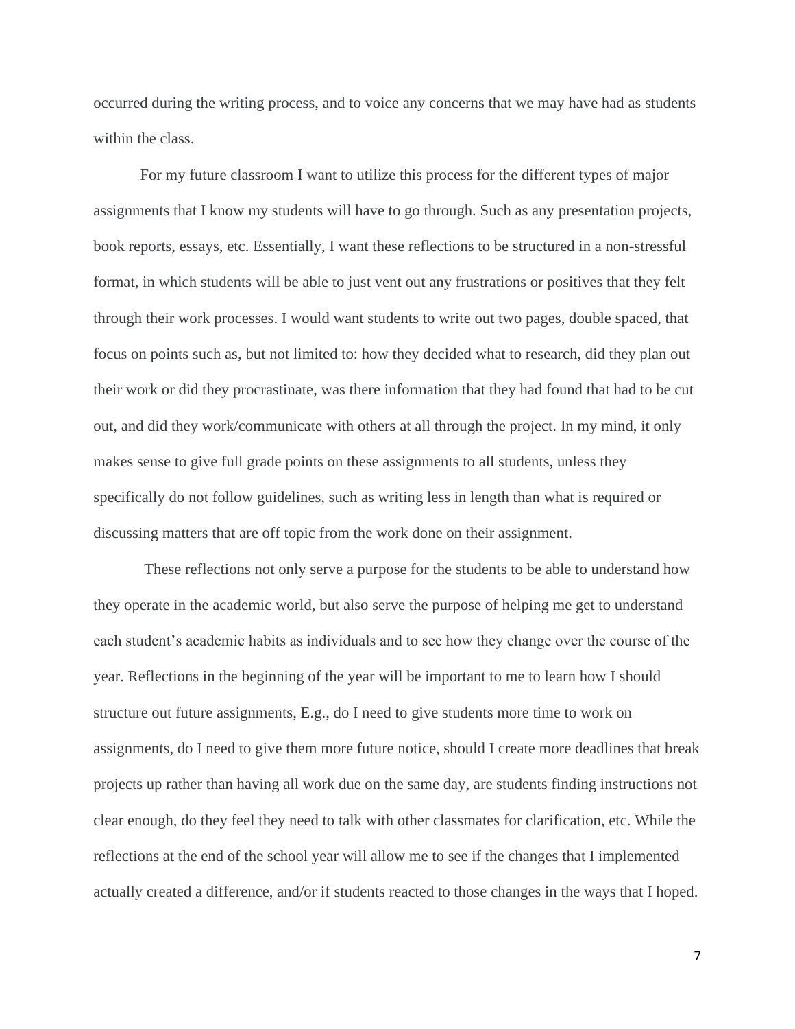occurred during the writing process, and to voice any concerns that we may have had as students within the class.

For my future classroom I want to utilize this process for the different types of major assignments that I know my students will have to go through. Such as any presentation projects, book reports, essays, etc. Essentially, I want these reflections to be structured in a non-stressful format, in which students will be able to just vent out any frustrations or positives that they felt through their work processes. I would want students to write out two pages, double spaced, that focus on points such as, but not limited to: how they decided what to research, did they plan out their work or did they procrastinate, was there information that they had found that had to be cut out, and did they work/communicate with others at all through the project. In my mind, it only makes sense to give full grade points on these assignments to all students, unless they specifically do not follow guidelines, such as writing less in length than what is required or discussing matters that are off topic from the work done on their assignment.

These reflections not only serve a purpose for the students to be able to understand how they operate in the academic world, but also serve the purpose of helping me get to understand each student's academic habits as individuals and to see how they change over the course of the year. Reflections in the beginning of the year will be important to me to learn how I should structure out future assignments, E.g., do I need to give students more time to work on assignments, do I need to give them more future notice, should I create more deadlines that break projects up rather than having all work due on the same day, are students finding instructions not clear enough, do they feel they need to talk with other classmates for clarification, etc. While the reflections at the end of the school year will allow me to see if the changes that I implemented actually created a difference, and/or if students reacted to those changes in the ways that I hoped.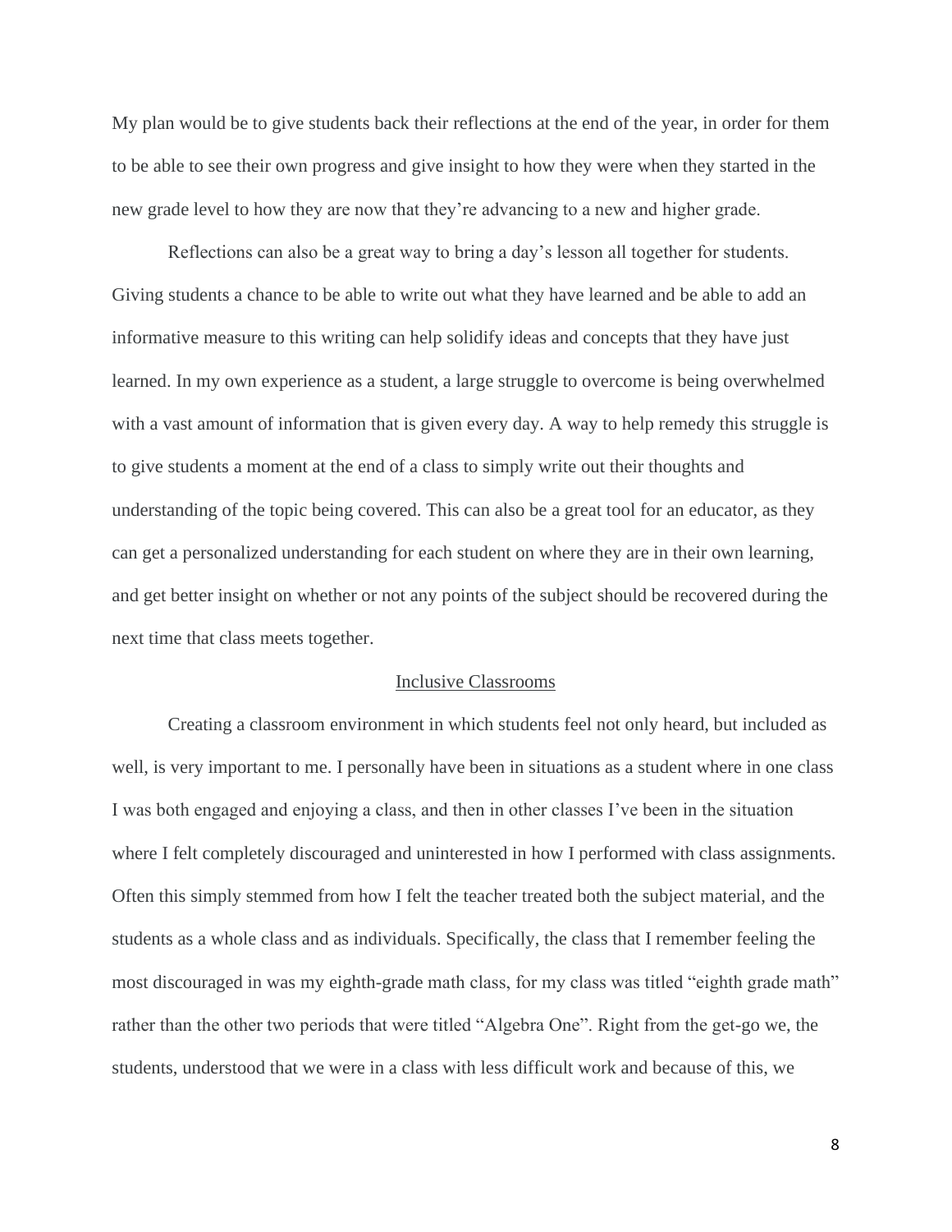My plan would be to give students back their reflections at the end of the year, in order for them to be able to see their own progress and give insight to how they were when they started in the new grade level to how they are now that they're advancing to a new and higher grade.

Reflections can also be a great way to bring a day's lesson all together for students. Giving students a chance to be able to write out what they have learned and be able to add an informative measure to this writing can help solidify ideas and concepts that they have just learned. In my own experience as a student, a large struggle to overcome is being overwhelmed with a vast amount of information that is given every day. A way to help remedy this struggle is to give students a moment at the end of a class to simply write out their thoughts and understanding of the topic being covered. This can also be a great tool for an educator, as they can get a personalized understanding for each student on where they are in their own learning, and get better insight on whether or not any points of the subject should be recovered during the next time that class meets together.

## Inclusive Classrooms

Creating a classroom environment in which students feel not only heard, but included as well, is very important to me. I personally have been in situations as a student where in one class I was both engaged and enjoying a class, and then in other classes I've been in the situation where I felt completely discouraged and uninterested in how I performed with class assignments. Often this simply stemmed from how I felt the teacher treated both the subject material, and the students as a whole class and as individuals. Specifically, the class that I remember feeling the most discouraged in was my eighth-grade math class, for my class was titled "eighth grade math" rather than the other two periods that were titled "Algebra One". Right from the get-go we, the students, understood that we were in a class with less difficult work and because of this, we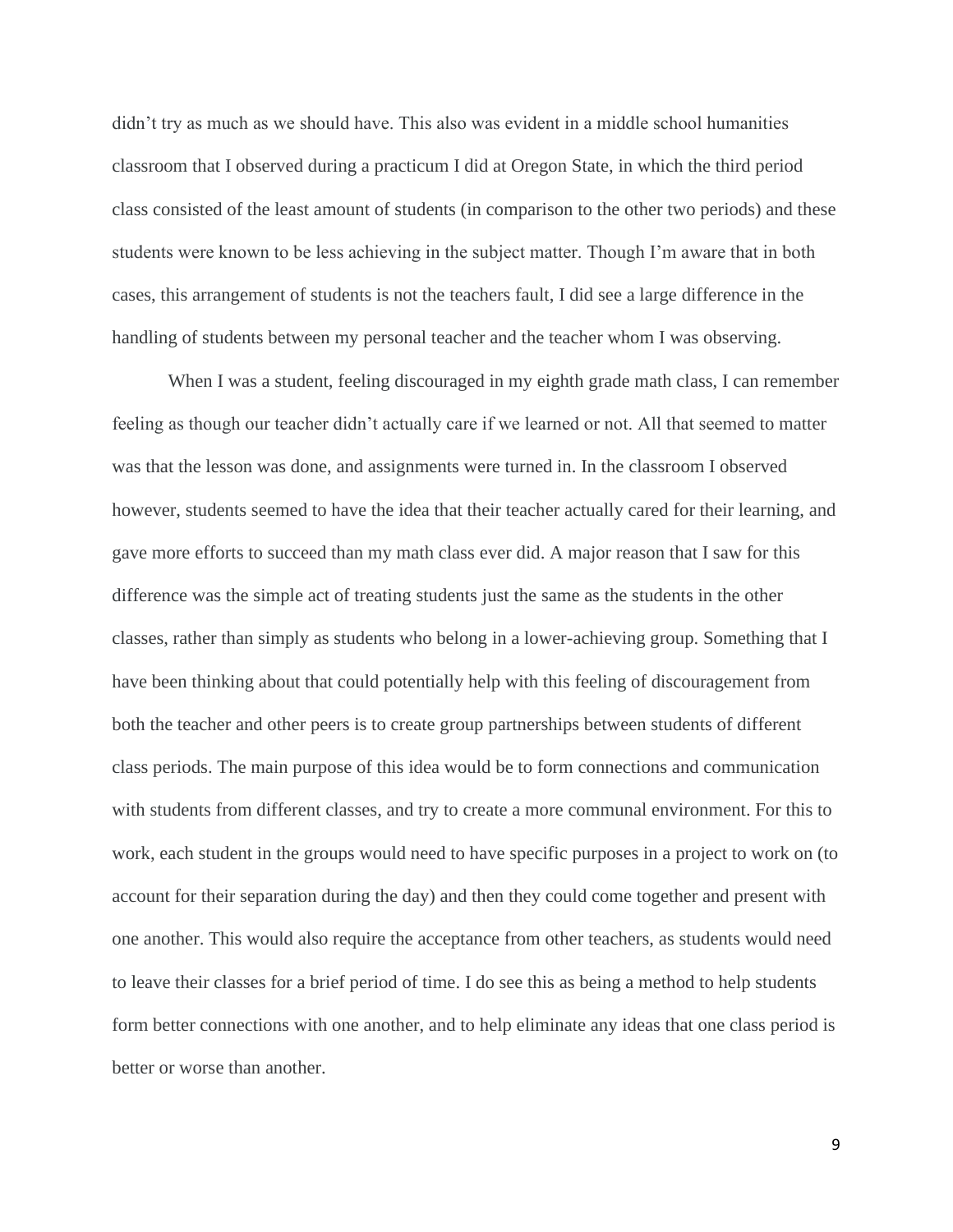didn't try as much as we should have. This also was evident in a middle school humanities classroom that I observed during a practicum I did at Oregon State, in which the third period class consisted of the least amount of students (in comparison to the other two periods) and these students were known to be less achieving in the subject matter. Though I'm aware that in both cases, this arrangement of students is not the teachers fault, I did see a large difference in the handling of students between my personal teacher and the teacher whom I was observing.

When I was a student, feeling discouraged in my eighth grade math class, I can remember feeling as though our teacher didn't actually care if we learned or not. All that seemed to matter was that the lesson was done, and assignments were turned in. In the classroom I observed however, students seemed to have the idea that their teacher actually cared for their learning, and gave more efforts to succeed than my math class ever did. A major reason that I saw for this difference was the simple act of treating students just the same as the students in the other classes, rather than simply as students who belong in a lower-achieving group. Something that I have been thinking about that could potentially help with this feeling of discouragement from both the teacher and other peers is to create group partnerships between students of different class periods. The main purpose of this idea would be to form connections and communication with students from different classes, and try to create a more communal environment. For this to work, each student in the groups would need to have specific purposes in a project to work on (to account for their separation during the day) and then they could come together and present with one another. This would also require the acceptance from other teachers, as students would need to leave their classes for a brief period of time. I do see this as being a method to help students form better connections with one another, and to help eliminate any ideas that one class period is better or worse than another.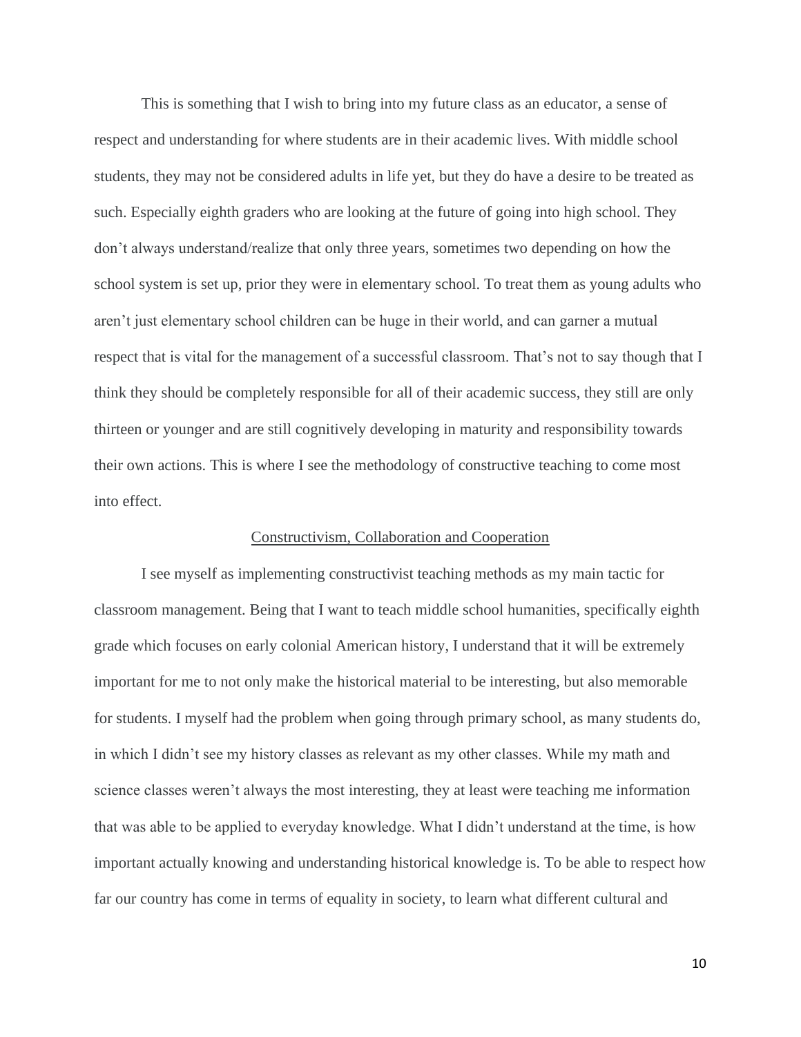This is something that I wish to bring into my future class as an educator, a sense of respect and understanding for where students are in their academic lives. With middle school students, they may not be considered adults in life yet, but they do have a desire to be treated as such. Especially eighth graders who are looking at the future of going into high school. They don't always understand/realize that only three years, sometimes two depending on how the school system is set up, prior they were in elementary school. To treat them as young adults who aren't just elementary school children can be huge in their world, and can garner a mutual respect that is vital for the management of a successful classroom. That's not to say though that I think they should be completely responsible for all of their academic success, they still are only thirteen or younger and are still cognitively developing in maturity and responsibility towards their own actions. This is where I see the methodology of constructive teaching to come most into effect.

## Constructivism, Collaboration and Cooperation

I see myself as implementing constructivist teaching methods as my main tactic for classroom management. Being that I want to teach middle school humanities, specifically eighth grade which focuses on early colonial American history, I understand that it will be extremely important for me to not only make the historical material to be interesting, but also memorable for students. I myself had the problem when going through primary school, as many students do, in which I didn't see my history classes as relevant as my other classes. While my math and science classes weren't always the most interesting, they at least were teaching me information that was able to be applied to everyday knowledge. What I didn't understand at the time, is how important actually knowing and understanding historical knowledge is. To be able to respect how far our country has come in terms of equality in society, to learn what different cultural and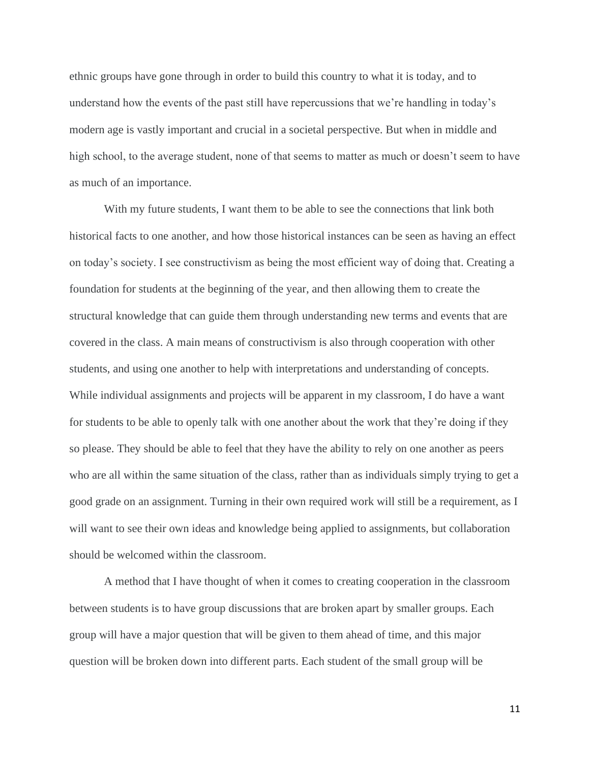ethnic groups have gone through in order to build this country to what it is today, and to understand how the events of the past still have repercussions that we're handling in today's modern age is vastly important and crucial in a societal perspective. But when in middle and high school, to the average student, none of that seems to matter as much or doesn't seem to have as much of an importance.

With my future students, I want them to be able to see the connections that link both historical facts to one another, and how those historical instances can be seen as having an effect on today's society. I see constructivism as being the most efficient way of doing that. Creating a foundation for students at the beginning of the year, and then allowing them to create the structural knowledge that can guide them through understanding new terms and events that are covered in the class. A main means of constructivism is also through cooperation with other students, and using one another to help with interpretations and understanding of concepts. While individual assignments and projects will be apparent in my classroom, I do have a want for students to be able to openly talk with one another about the work that they're doing if they so please. They should be able to feel that they have the ability to rely on one another as peers who are all within the same situation of the class, rather than as individuals simply trying to get a good grade on an assignment. Turning in their own required work will still be a requirement, as I will want to see their own ideas and knowledge being applied to assignments, but collaboration should be welcomed within the classroom.

A method that I have thought of when it comes to creating cooperation in the classroom between students is to have group discussions that are broken apart by smaller groups. Each group will have a major question that will be given to them ahead of time, and this major question will be broken down into different parts. Each student of the small group will be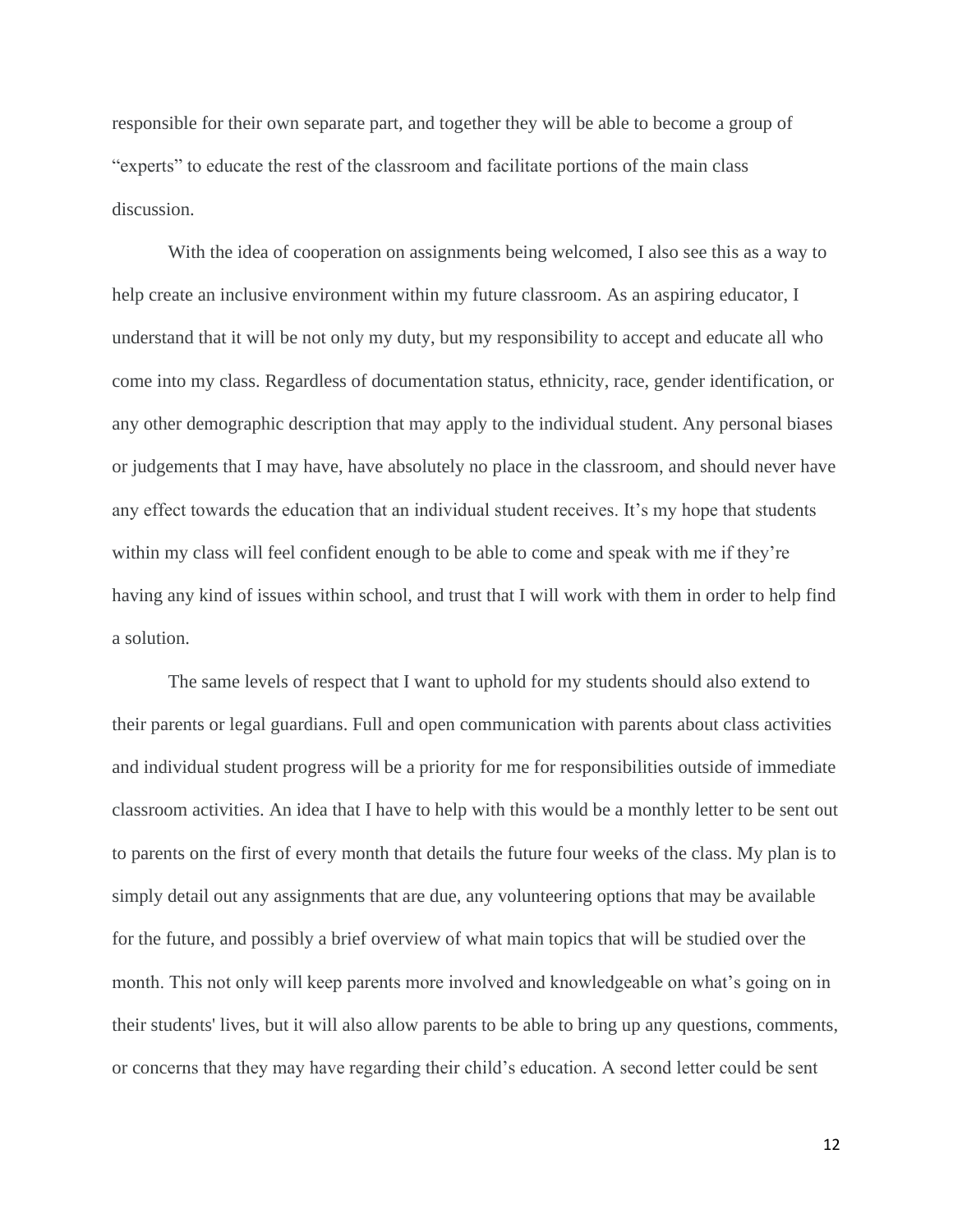responsible for their own separate part, and together they will be able to become a group of "experts" to educate the rest of the classroom and facilitate portions of the main class discussion.

With the idea of cooperation on assignments being welcomed, I also see this as a way to help create an inclusive environment within my future classroom. As an aspiring educator, I understand that it will be not only my duty, but my responsibility to accept and educate all who come into my class. Regardless of documentation status, ethnicity, race, gender identification, or any other demographic description that may apply to the individual student. Any personal biases or judgements that I may have, have absolutely no place in the classroom, and should never have any effect towards the education that an individual student receives. It's my hope that students within my class will feel confident enough to be able to come and speak with me if they're having any kind of issues within school, and trust that I will work with them in order to help find a solution.

The same levels of respect that I want to uphold for my students should also extend to their parents or legal guardians. Full and open communication with parents about class activities and individual student progress will be a priority for me for responsibilities outside of immediate classroom activities. An idea that I have to help with this would be a monthly letter to be sent out to parents on the first of every month that details the future four weeks of the class. My plan is to simply detail out any assignments that are due, any volunteering options that may be available for the future, and possibly a brief overview of what main topics that will be studied over the month. This not only will keep parents more involved and knowledgeable on what's going on in their students' lives, but it will also allow parents to be able to bring up any questions, comments, or concerns that they may have regarding their child's education. A second letter could be sent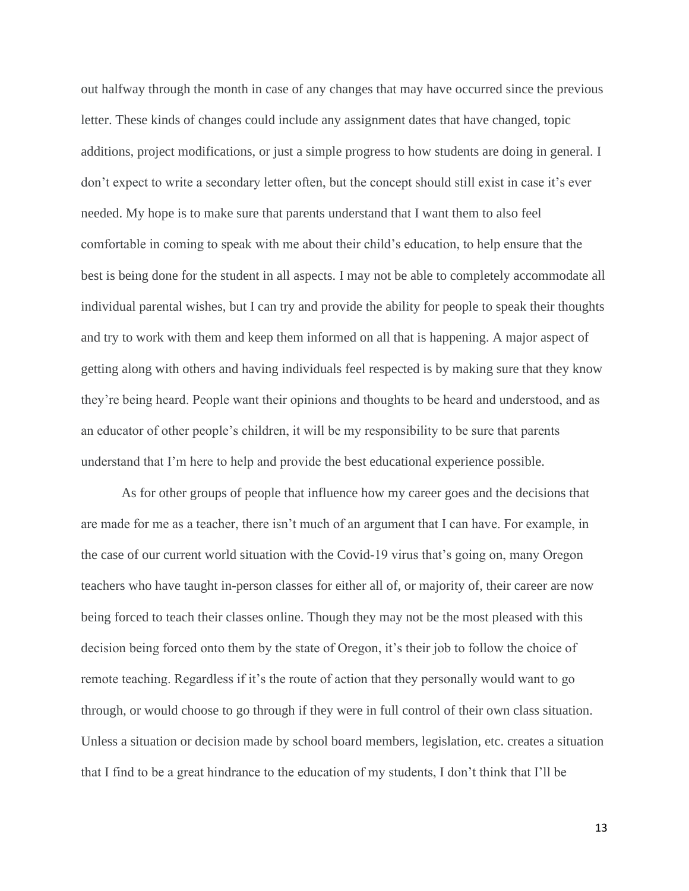out halfway through the month in case of any changes that may have occurred since the previous letter. These kinds of changes could include any assignment dates that have changed, topic additions, project modifications, or just a simple progress to how students are doing in general. I don't expect to write a secondary letter often, but the concept should still exist in case it's ever needed. My hope is to make sure that parents understand that I want them to also feel comfortable in coming to speak with me about their child's education, to help ensure that the best is being done for the student in all aspects. I may not be able to completely accommodate all individual parental wishes, but I can try and provide the ability for people to speak their thoughts and try to work with them and keep them informed on all that is happening. A major aspect of getting along with others and having individuals feel respected is by making sure that they know they're being heard. People want their opinions and thoughts to be heard and understood, and as an educator of other people's children, it will be my responsibility to be sure that parents understand that I'm here to help and provide the best educational experience possible.

As for other groups of people that influence how my career goes and the decisions that are made for me as a teacher, there isn't much of an argument that I can have. For example, in the case of our current world situation with the Covid-19 virus that's going on, many Oregon teachers who have taught in-person classes for either all of, or majority of, their career are now being forced to teach their classes online. Though they may not be the most pleased with this decision being forced onto them by the state of Oregon, it's their job to follow the choice of remote teaching. Regardless if it's the route of action that they personally would want to go through, or would choose to go through if they were in full control of their own class situation. Unless a situation or decision made by school board members, legislation, etc. creates a situation that I find to be a great hindrance to the education of my students, I don't think that I'll be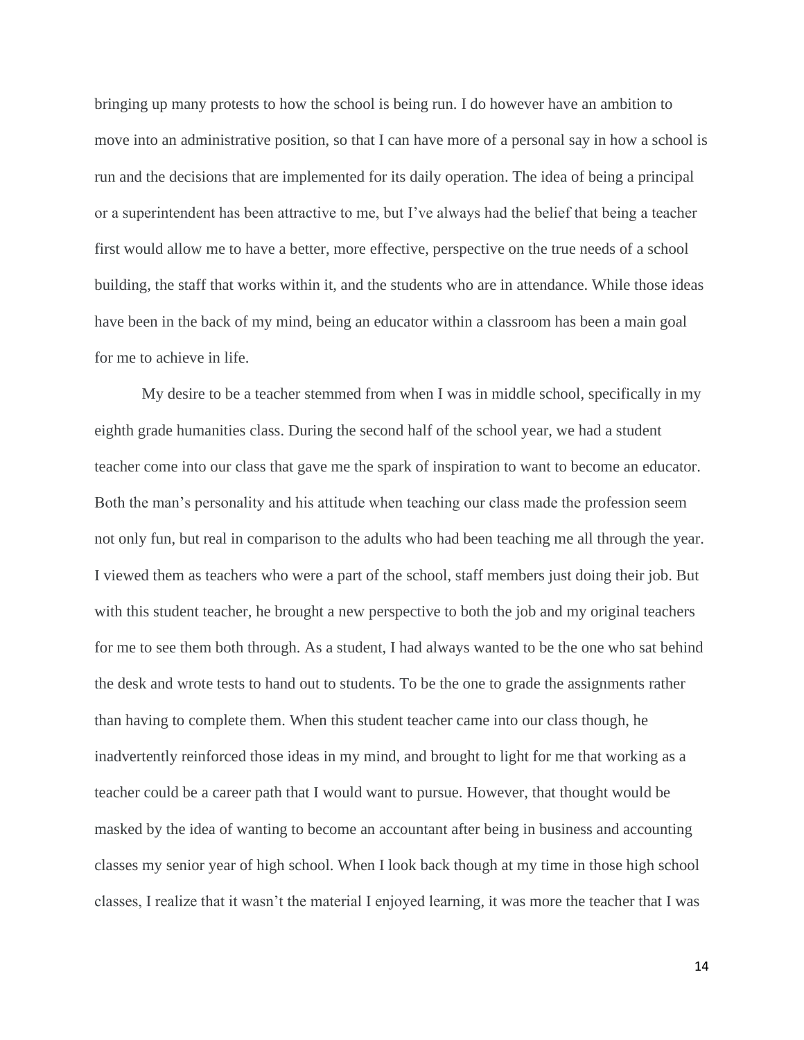bringing up many protests to how the school is being run. I do however have an ambition to move into an administrative position, so that I can have more of a personal say in how a school is run and the decisions that are implemented for its daily operation. The idea of being a principal or a superintendent has been attractive to me, but I've always had the belief that being a teacher first would allow me to have a better, more effective, perspective on the true needs of a school building, the staff that works within it, and the students who are in attendance. While those ideas have been in the back of my mind, being an educator within a classroom has been a main goal for me to achieve in life.

My desire to be a teacher stemmed from when I was in middle school, specifically in my eighth grade humanities class. During the second half of the school year, we had a student teacher come into our class that gave me the spark of inspiration to want to become an educator. Both the man's personality and his attitude when teaching our class made the profession seem not only fun, but real in comparison to the adults who had been teaching me all through the year. I viewed them as teachers who were a part of the school, staff members just doing their job. But with this student teacher, he brought a new perspective to both the job and my original teachers for me to see them both through. As a student, I had always wanted to be the one who sat behind the desk and wrote tests to hand out to students. To be the one to grade the assignments rather than having to complete them. When this student teacher came into our class though, he inadvertently reinforced those ideas in my mind, and brought to light for me that working as a teacher could be a career path that I would want to pursue. However, that thought would be masked by the idea of wanting to become an accountant after being in business and accounting classes my senior year of high school. When I look back though at my time in those high school classes, I realize that it wasn't the material I enjoyed learning, it was more the teacher that I was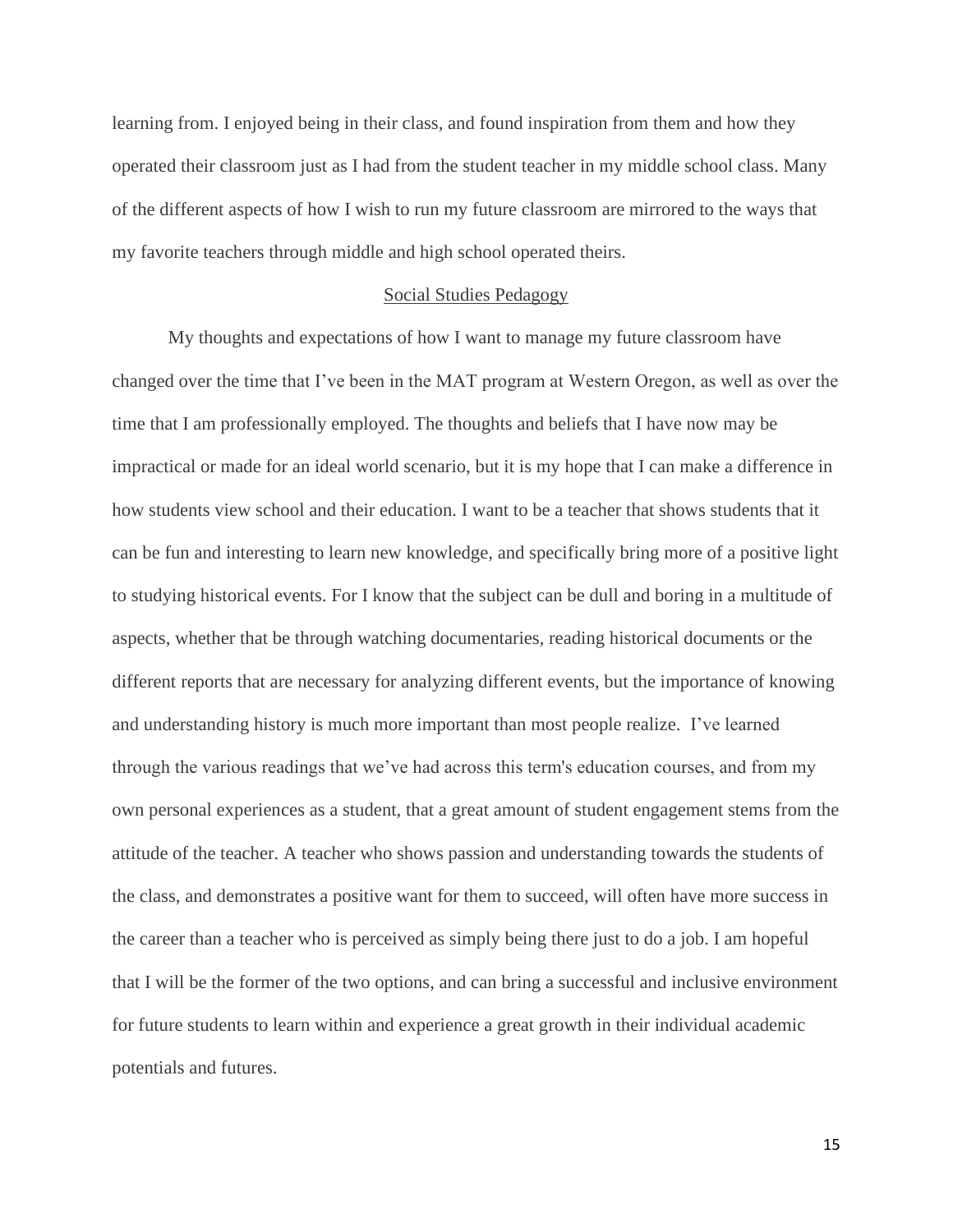learning from. I enjoyed being in their class, and found inspiration from them and how they operated their classroom just as I had from the student teacher in my middle school class. Many of the different aspects of how I wish to run my future classroom are mirrored to the ways that my favorite teachers through middle and high school operated theirs.

## Social Studies Pedagogy

My thoughts and expectations of how I want to manage my future classroom have changed over the time that I've been in the MAT program at Western Oregon, as well as over the time that I am professionally employed. The thoughts and beliefs that I have now may be impractical or made for an ideal world scenario, but it is my hope that I can make a difference in how students view school and their education. I want to be a teacher that shows students that it can be fun and interesting to learn new knowledge, and specifically bring more of a positive light to studying historical events. For I know that the subject can be dull and boring in a multitude of aspects, whether that be through watching documentaries, reading historical documents or the different reports that are necessary for analyzing different events, but the importance of knowing and understanding history is much more important than most people realize. I've learned through the various readings that we've had across this term's education courses, and from my own personal experiences as a student, that a great amount of student engagement stems from the attitude of the teacher. A teacher who shows passion and understanding towards the students of the class, and demonstrates a positive want for them to succeed, will often have more success in the career than a teacher who is perceived as simply being there just to do a job. I am hopeful that I will be the former of the two options, and can bring a successful and inclusive environment for future students to learn within and experience a great growth in their individual academic potentials and futures.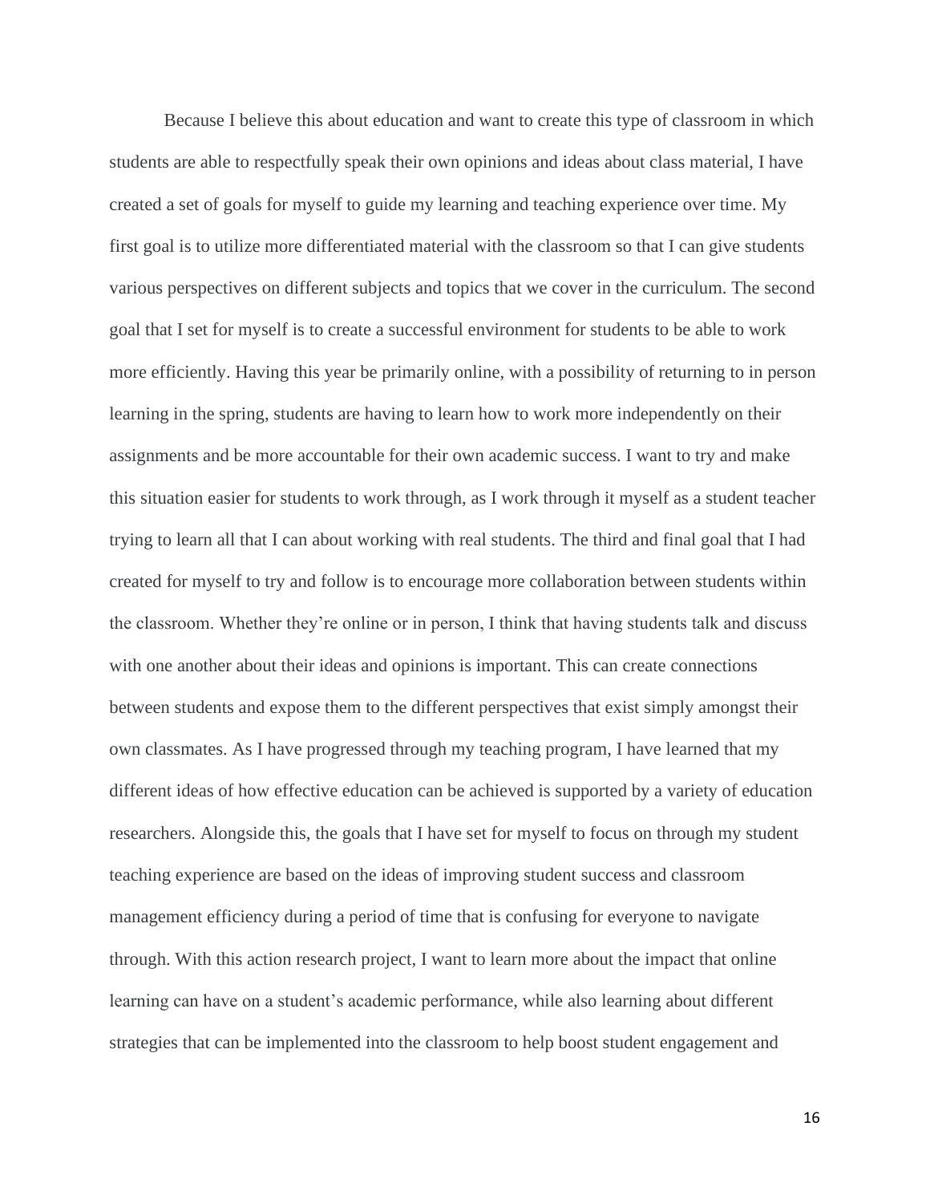Because I believe this about education and want to create this type of classroom in which students are able to respectfully speak their own opinions and ideas about class material, I have created a set of goals for myself to guide my learning and teaching experience over time. My first goal is to utilize more differentiated material with the classroom so that I can give students various perspectives on different subjects and topics that we cover in the curriculum. The second goal that I set for myself is to create a successful environment for students to be able to work more efficiently. Having this year be primarily online, with a possibility of returning to in person learning in the spring, students are having to learn how to work more independently on their assignments and be more accountable for their own academic success. I want to try and make this situation easier for students to work through, as I work through it myself as a student teacher trying to learn all that I can about working with real students. The third and final goal that I had created for myself to try and follow is to encourage more collaboration between students within the classroom. Whether they're online or in person, I think that having students talk and discuss with one another about their ideas and opinions is important. This can create connections between students and expose them to the different perspectives that exist simply amongst their own classmates. As I have progressed through my teaching program, I have learned that my different ideas of how effective education can be achieved is supported by a variety of education researchers. Alongside this, the goals that I have set for myself to focus on through my student teaching experience are based on the ideas of improving student success and classroom management efficiency during a period of time that is confusing for everyone to navigate through. With this action research project, I want to learn more about the impact that online learning can have on a student's academic performance, while also learning about different strategies that can be implemented into the classroom to help boost student engagement and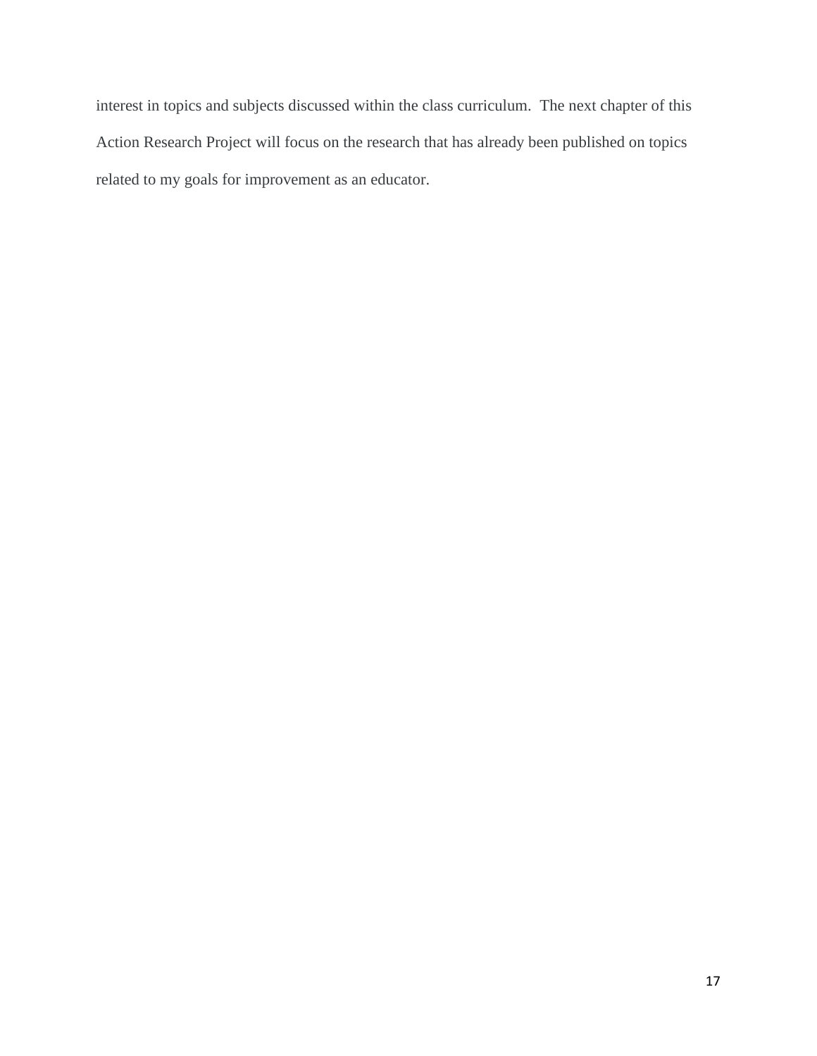interest in topics and subjects discussed within the class curriculum.  The next chapter of this Action Research Project will focus on the research that has already been published on topics related to my goals for improvement as an educator.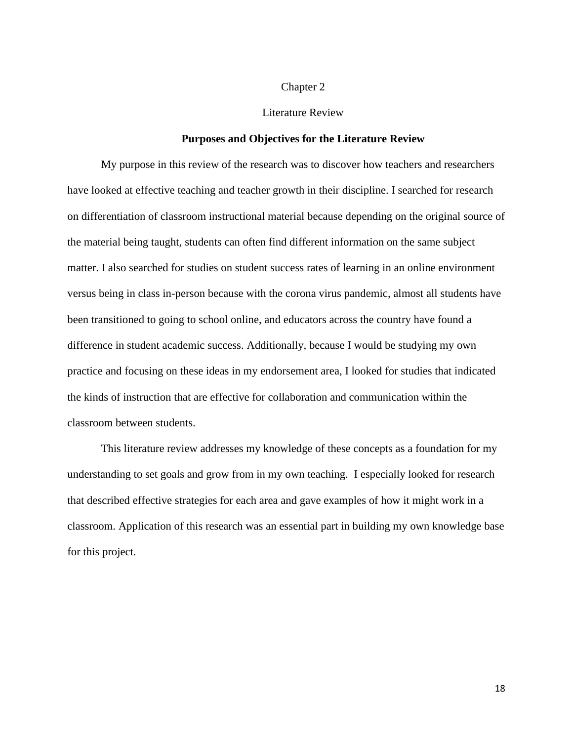# Chapter 2

# Literature Review

## Purposes and Objectives for the Literature Review

My purpose in this review of the research was to discover how teachers and researchers have looked at effective teaching and teacher growth in their discipline. I searched for research on differentiation of classroom instructional material because depending on the original source of the material being taught, students can often find different information on the same subject matter. I also searched for studies on student success rates of learning in an online environment versus being in class in-person because with the corona virus pandemic, almost all students have been transitioned to going to school online, and educators across the country have found a difference in student academic success. Additionally, because I would be studying my own practice and focusing on these ideas in my endorsement area, I looked for studies that indicated the kinds of instruction that are effective for collaboration and communication within the classroom between students.

This literature review addresses my knowledge of these concepts as a foundation for my understanding to set goals and grow from in my own teaching. I especially looked for research that described effective strategies for each area and gave examples of how it might work in a classroom. Application of this research was an essential part in building my own knowledge base for this project.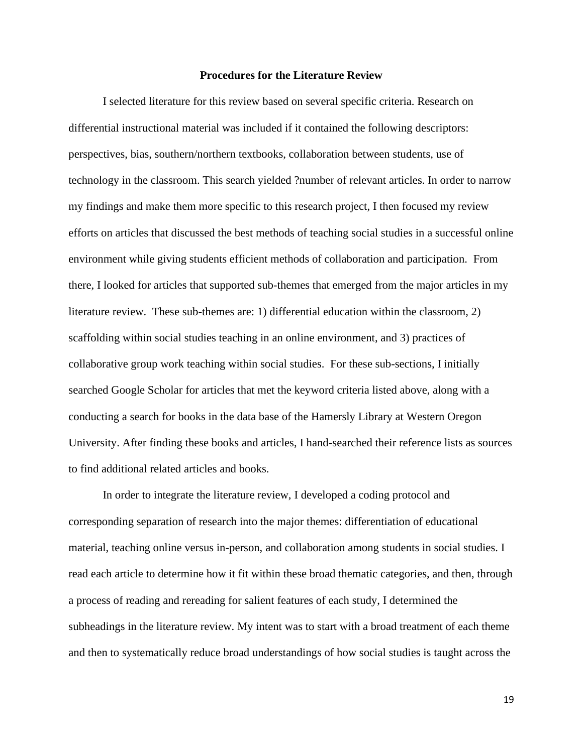## Procedures for the Literature Review

I selected literature for this review based on several specific criteria. Research on differential instructional material was included if it contained the following descriptors: perspectives, bias, southern/northern textbooks, collaboration between students, use of technology in the classroom. This search yielded ?number of relevant articles. In order to narrow my findings and make them more specific to this research project, I then focused my review efforts on articles that discussed the best methods of teaching social studies in a successful online environment while giving students efficient methods of collaboration and participation. From there, I looked for articles that supported sub-themes that emerged from the major articles in my literature review. These sub-themes are: 1) differential education within the classroom, 2) scaffolding within social studies teaching in an online environment, and 3) practices of collaborative group work teaching within social studies. For these sub-sections, I initially searched Google Scholar for articles that met the keyword criteria listed above, along with a conducting a search for books in the data base of the Hamersly Library at Western Oregon University. After finding these books and articles, I hand-searched their reference lists as sources to find additional related articles and books.

In order to integrate the literature review, I developed a coding protocol and corresponding separation of research into the major themes: differentiation of educational material, teaching online versus in-person, and collaboration among students in social studies. I read each article to determine how it fit within these broad thematic categories, and then, through a process of reading and rereading for salient features of each study, I determined the subheadings in the literature review. My intent was to start with a broad treatment of each theme and then to systematically reduce broad understandings of how social studies is taught across the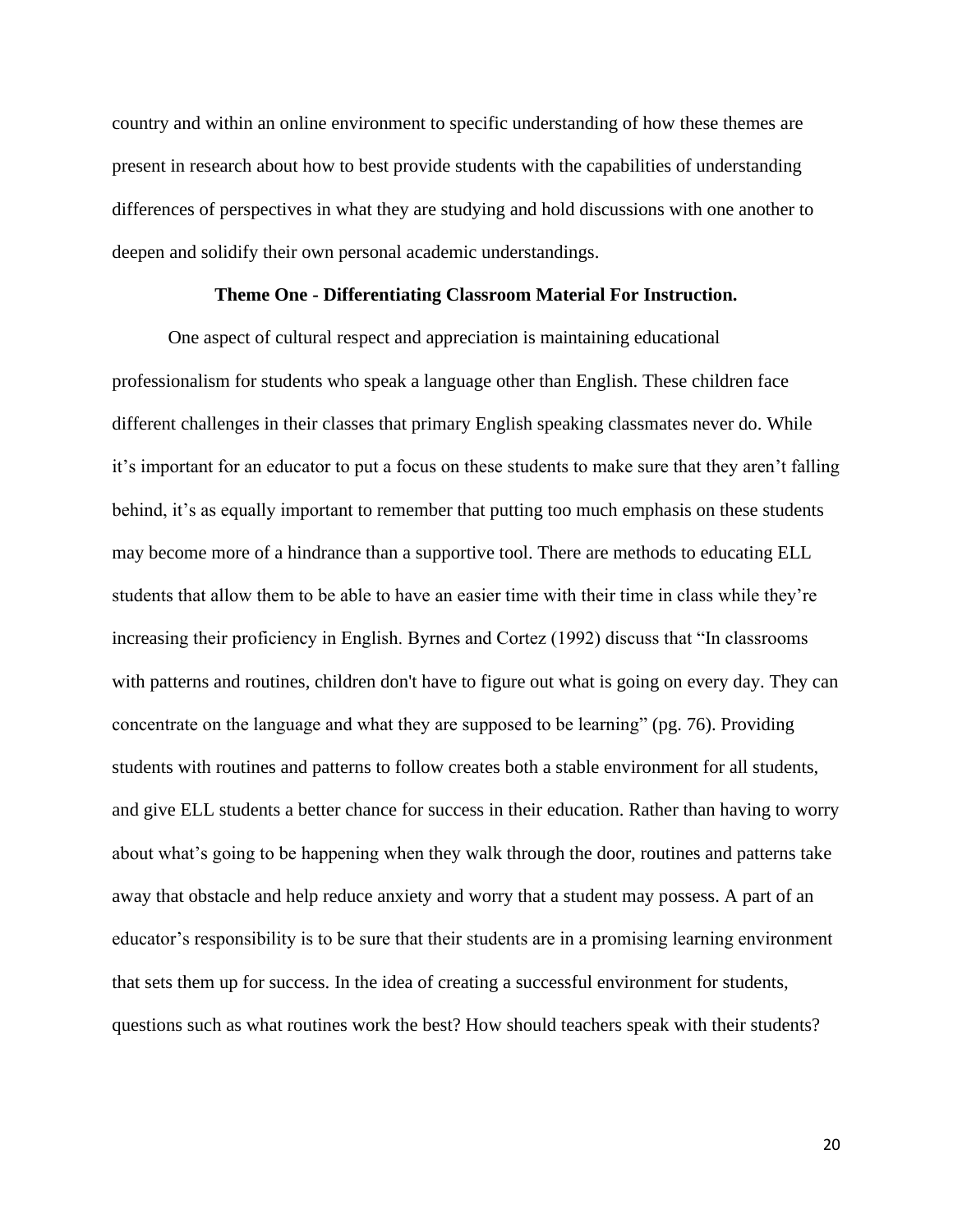country and within an online environment to specific understanding of how these themes are present in research about how to best provide students with the capabilities of understanding differences of perspectives in what they are studying and hold discussions with one another to deepen and solidify their own personal academic understandings.

### Theme One - Differentiating Classroom Material For Instruction.

One aspect of cultural respect and appreciation is maintaining educational professionalism for students who speak a language other than English. These children face different challenges in their classes that primary English speaking classmates never do. While it's important for an educator to put a focus on these students to make sure that they aren't falling behind, it's as equally important to remember that putting too much emphasis on these students may become more of a hindrance than a supportive tool. There are methods to educating ELL students that allow them to be able to have an easier time with their time in class while they're increasing their proficiency in English. Byrnes and Cortez (1992) discuss that "In classrooms with patterns and routines, children don't have to figure out what is going on every day. They can concentrate on the language and what they are supposed to be learning" (pg. 76). Providing students with routines and patterns to follow creates both a stable environment for all students, and give ELL students a better chance for success in their education. Rather than having to worry about what's going to be happening when they walk through the door, routines and patterns take away that obstacle and help reduce anxiety and worry that a student may possess. A part of an educator's responsibility is to be sure that their students are in a promising learning environment that sets them up for success. In the idea of creating a successful environment for students, questions such as what routines work the best? How should teachers speak with their students?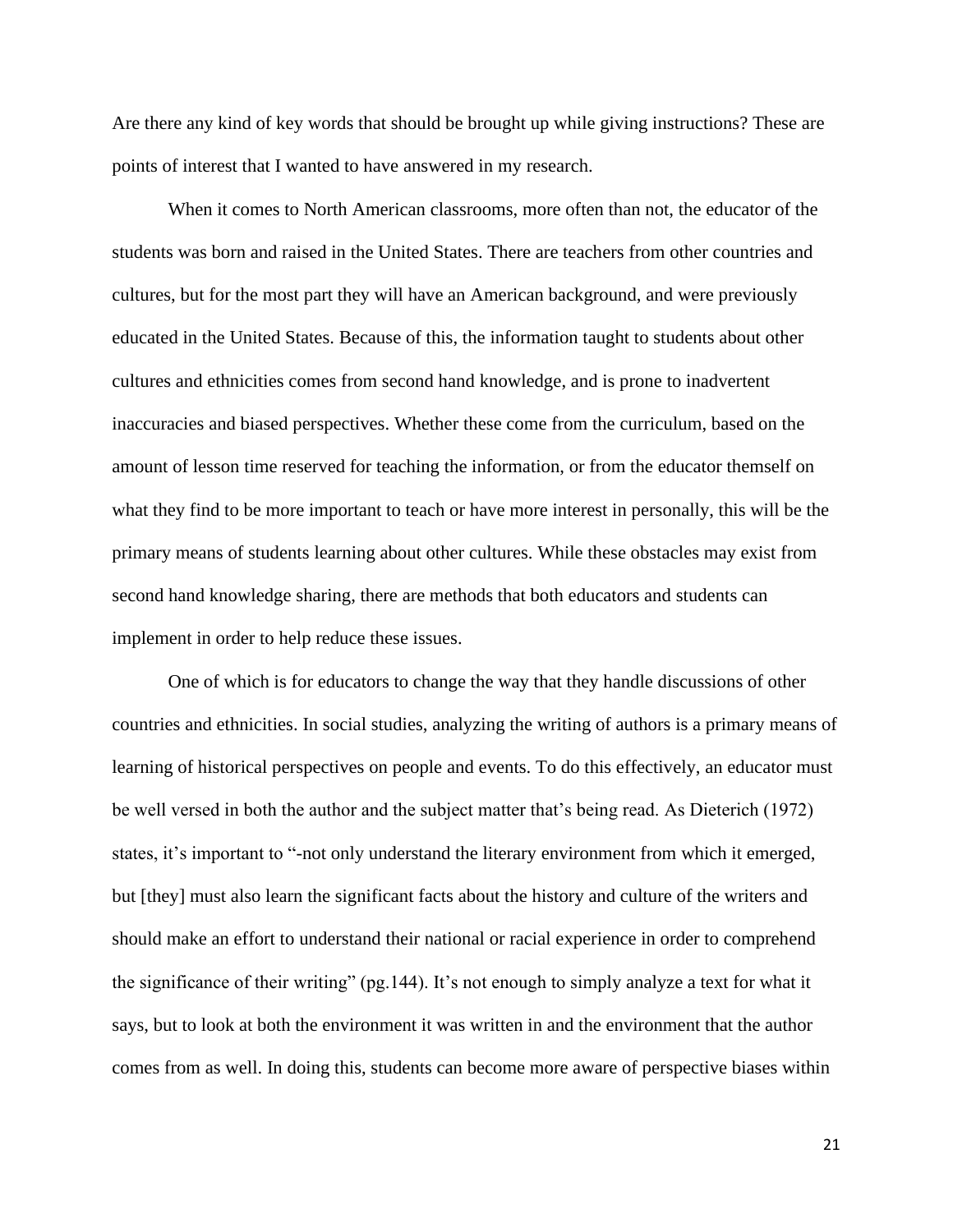Are there any kind of key words that should be brought up while giving instructions? These are points of interest that I wanted to have answered in my research.

When it comes to North American classrooms, more often than not, the educator of the students was born and raised in the United States. There are teachers from other countries and cultures, but for the most part they will have an American background, and were previously educated in the United States. Because of this, the information taught to students about other cultures and ethnicities comes from second hand knowledge, and is prone to inadvertent inaccuracies and biased perspectives. Whether these come from the curriculum, based on the amount of lesson time reserved for teaching the information, or from the educator themself on what they find to be more important to teach or have more interest in personally, this will be the primary means of students learning about other cultures. While these obstacles may exist from second hand knowledge sharing, there are methods that both educators and students can implement in order to help reduce these issues.

One of which is for educators to change the way that they handle discussions of other countries and ethnicities. In social studies, analyzing the writing of authors is a primary means of learning of historical perspectives on people and events. To do this effectively, an educator must be well versed in both the author and the subject matter that's being read. As Dieterich (1972) states, it's important to "-not only understand the literary environment from which it emerged, but [they] must also learn the significant facts about the history and culture of the writers and should make an effort to understand their national or racial experience in order to comprehend the significance of their writing" (pg.144). It's not enough to simply analyze a text for what it says, but to look at both the environment it was written in and the environment that the author comes from as well. In doing this, students can become more aware of perspective biases within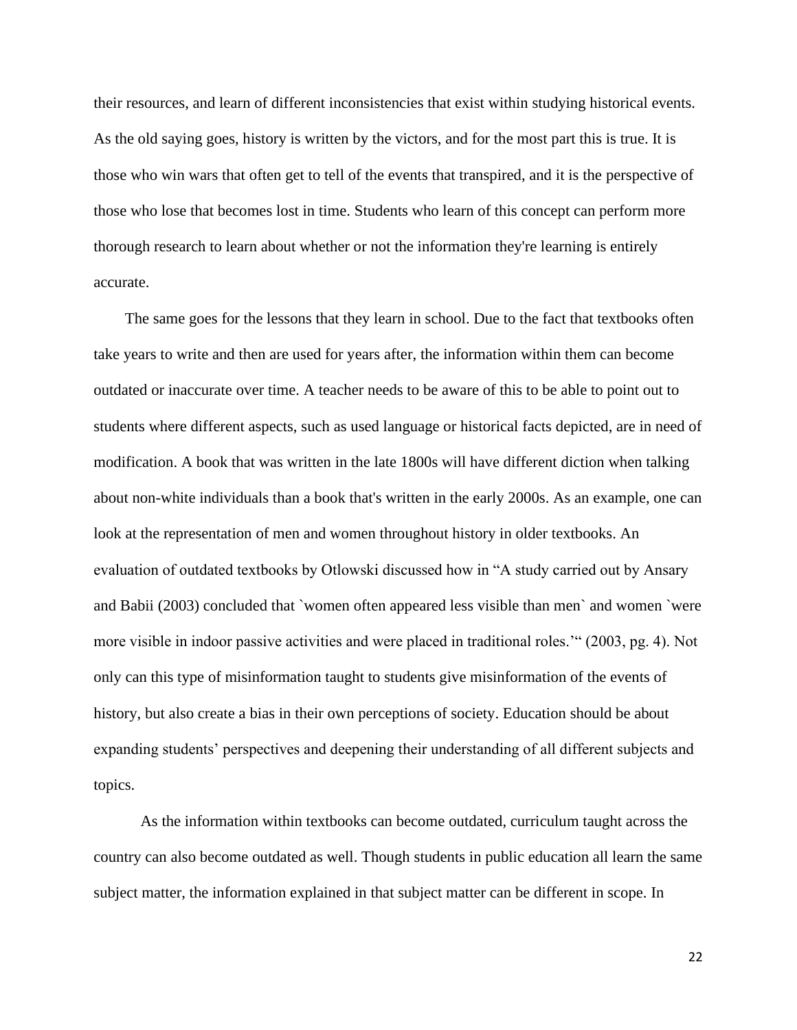their resources, and learn of different inconsistencies that exist within studying historical events. As the old saying goes, history is written by the victors, and for the most part this is true. It is those who win wars that often get to tell of the events that transpired, and it is the perspective of those who lose that becomes lost in time. Students who learn of this concept can perform more thorough research to learn about whether or not the information they're learning is entirely accurate.

The same goes for the lessons that they learn in school. Due to the fact that textbooks often take years to write and then are used for years after, the information within them can become outdated or inaccurate over time. A teacher needs to be aware of this to be able to point out to students where different aspects, such as used language or historical facts depicted, are in need of modification. A book that was written in the late 1800s will have different diction when talking about non-white individuals than a book that's written in the early 2000s. As an example, one can look at the representation of men and women throughout history in older textbooks. An evaluation of outdated textbooks by Otlowski discussed how in "A study carried out by Ansary and Babii (2003) concluded that `women often appeared less visible than men` and women `were more visible in indoor passive activities and were placed in traditional roles.'" (2003, pg. 4). Not only can this type of misinformation taught to students give misinformation of the events of history, but also create a bias in their own perceptions of society. Education should be about expanding students' perspectives and deepening their understanding of all different subjects and topics.

As the information within textbooks can become outdated, curriculum taught across the country can also become outdated as well. Though students in public education all learn the same subject matter, the information explained in that subject matter can be different in scope. In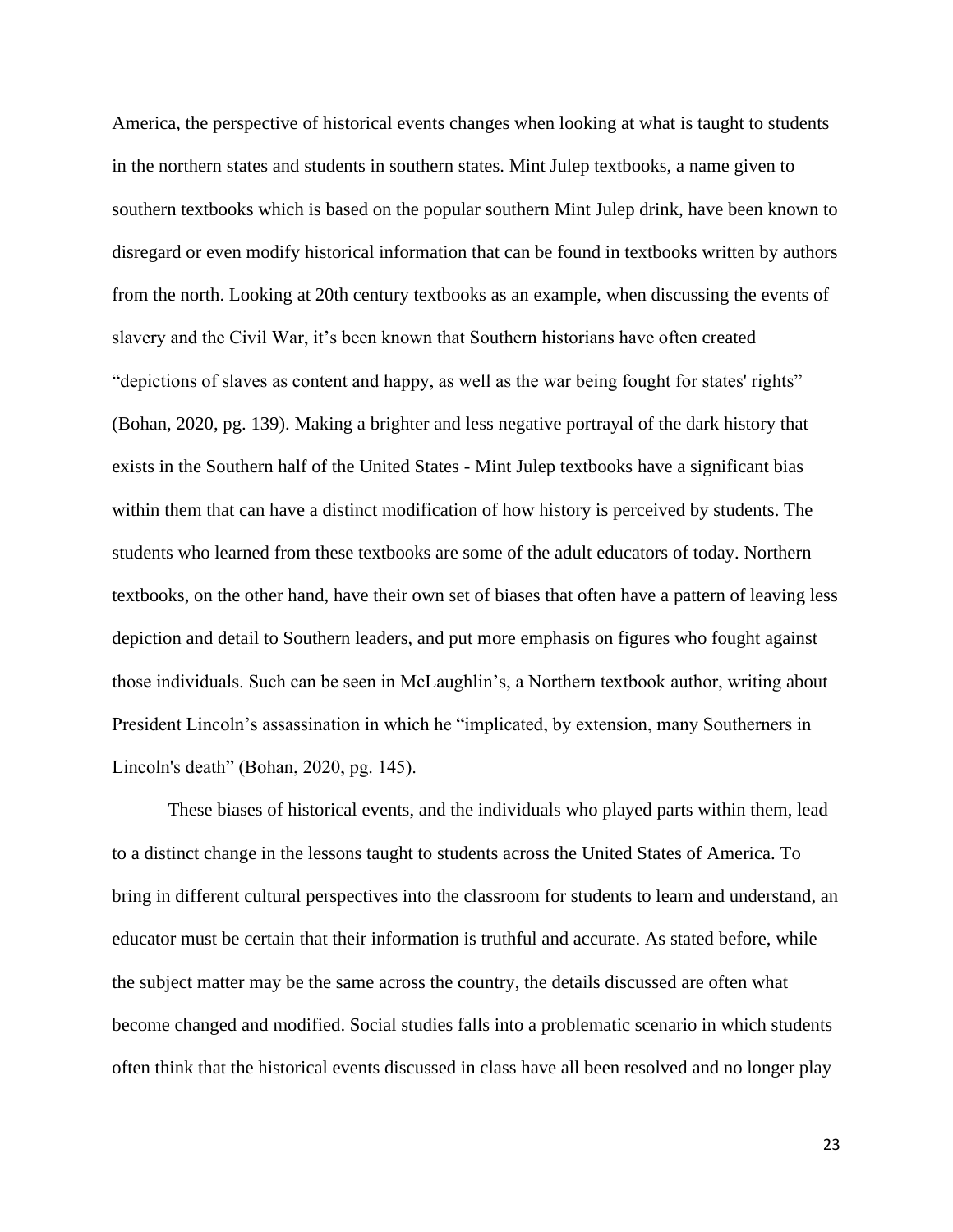America, the perspective of historical events changes when looking at what is taught to students in the northern states and students in southern states. Mint Julep textbooks, a name given to southern textbooks which is based on the popular southern Mint Julep drink, have been known to disregard or even modify historical information that can be found in textbooks written by authors from the north. Looking at 20th century textbooks as an example, when discussing the events of slavery and the Civil War, it's been known that Southern historians have often created "depictions of slaves as content and happy, as well as the war being fought for states' rights" (Bohan, 2020, pg. 139). Making a brighter and less negative portrayal of the dark history that exists in the Southern half of the United States - Mint Julep textbooks have a significant bias within them that can have a distinct modification of how history is perceived by students. The students who learned from these textbooks are some of the adult educators of today. Northern textbooks, on the other hand, have their own set of biases that often have a pattern of leaving less depiction and detail to Southern leaders, and put more emphasis on figures who fought against those individuals. Such can be seen in McLaughlin's, a Northern textbook author, writing about President Lincoln's assassination in which he "implicated, by extension, many Southerners in Lincoln's death" (Bohan, 2020, pg. 145).

These biases of historical events, and the individuals who played parts within them, lead to a distinct change in the lessons taught to students across the United States of America. To bring in different cultural perspectives into the classroom for students to learn and understand, an educator must be certain that their information is truthful and accurate. As stated before, while the subject matter may be the same across the country, the details discussed are often what become changed and modified. Social studies falls into a problematic scenario in which students often think that the historical events discussed in class have all been resolved and no longer play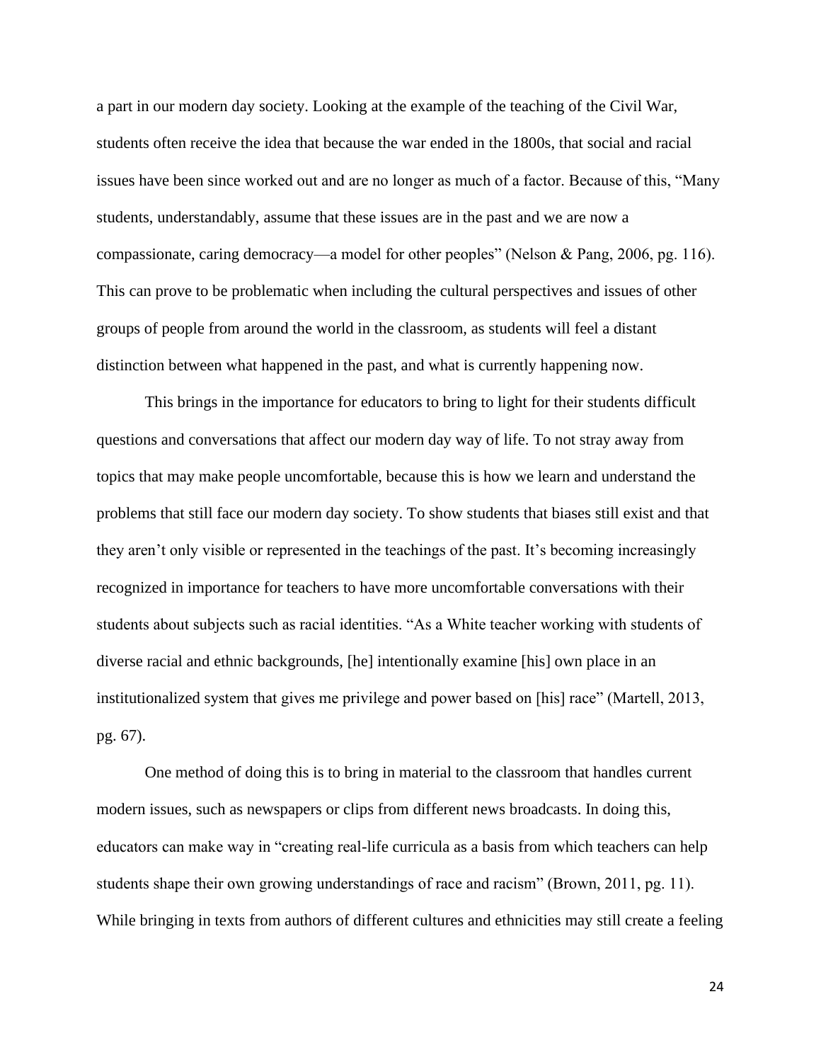a part in our modern day society. Looking at the example of the teaching of the Civil War, students often receive the idea that because the war ended in the 1800s, that social and racial issues have been since worked out and are no longer as much of a factor. Because of this, "Many students, understandably, assume that these issues are in the past and we are now a compassionate, caring democracy—a model for other peoples" (Nelson & Pang, 2006, pg. 116). This can prove to be problematic when including the cultural perspectives and issues of other groups of people from around the world in the classroom, as students will feel a distant distinction between what happened in the past, and what is currently happening now.

This brings in the importance for educators to bring to light for their students difficult questions and conversations that affect our modern day way of life. To not stray away from topics that may make people uncomfortable, because this is how we learn and understand the problems that still face our modern day society. To show students that biases still exist and that they aren't only visible or represented in the teachings of the past. It's becoming increasingly recognized in importance for teachers to have more uncomfortable conversations with their students about subjects such as racial identities. "As a White teacher working with students of diverse racial and ethnic backgrounds, [he] intentionally examine [his] own place in an institutionalized system that gives me privilege and power based on [his] race" (Martell, 2013, pg. 67).

One method of doing this is to bring in material to the classroom that handles current modern issues, such as newspapers or clips from different news broadcasts. In doing this, educators can make way in "creating real-life curricula as a basis from which teachers can help students shape their own growing understandings of race and racism" (Brown, 2011, pg. 11). While bringing in texts from authors of different cultures and ethnicities may still create a feeling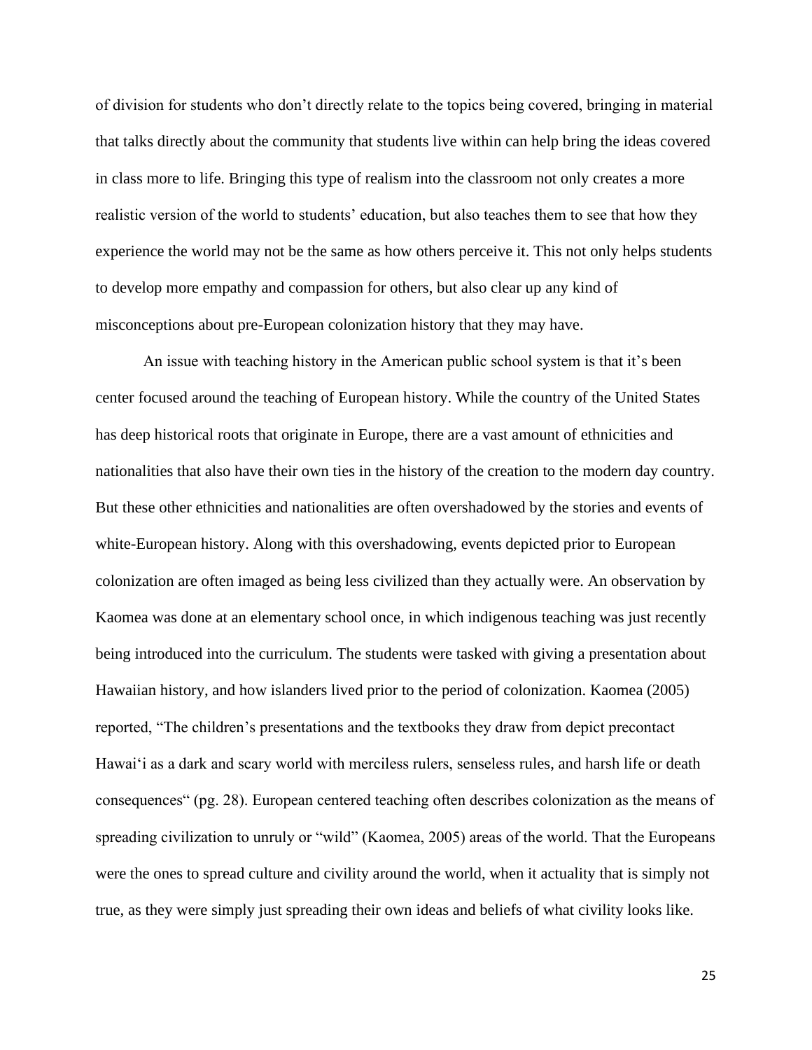of division for students who don't directly relate to the topics being covered, bringing in material that talks directly about the community that students live within can help bring the ideas covered in class more to life. Bringing this type of realism into the classroom not only creates a more realistic version of the world to students' education, but also teaches them to see that how they experience the world may not be the same as how others perceive it. This not only helps students to develop more empathy and compassion for others, but also clear up any kind of misconceptions about pre-European colonization history that they may have.

An issue with teaching history in the American public school system is that it's been center focused around the teaching of European history. While the country of the United States has deep historical roots that originate in Europe, there are a vast amount of ethnicities and nationalities that also have their own ties in the history of the creation to the modern day country. But these other ethnicities and nationalities are often overshadowed by the stories and events of white-European history. Along with this overshadowing, events depicted prior to European colonization are often imaged as being less civilized than they actually were. An observation by Kaomea was done at an elementary school once, in which indigenous teaching was just recently being introduced into the curriculum. The students were tasked with giving a presentation about Hawaiian history, and how islanders lived prior to the period of colonization. Kaomea (2005) reported, "The children's presentations and the textbooks they draw from depict precontact Hawai'i as a dark and scary world with merciless rulers, senseless rules, and harsh life or death consequences" (pg. 28). European centered teaching often describes colonization as the means of spreading civilization to unruly or "wild" (Kaomea, 2005) areas of the world. That the Europeans were the ones to spread culture and civility around the world, when it actuality that is simply not true, as they were simply just spreading their own ideas and beliefs of what civility looks like.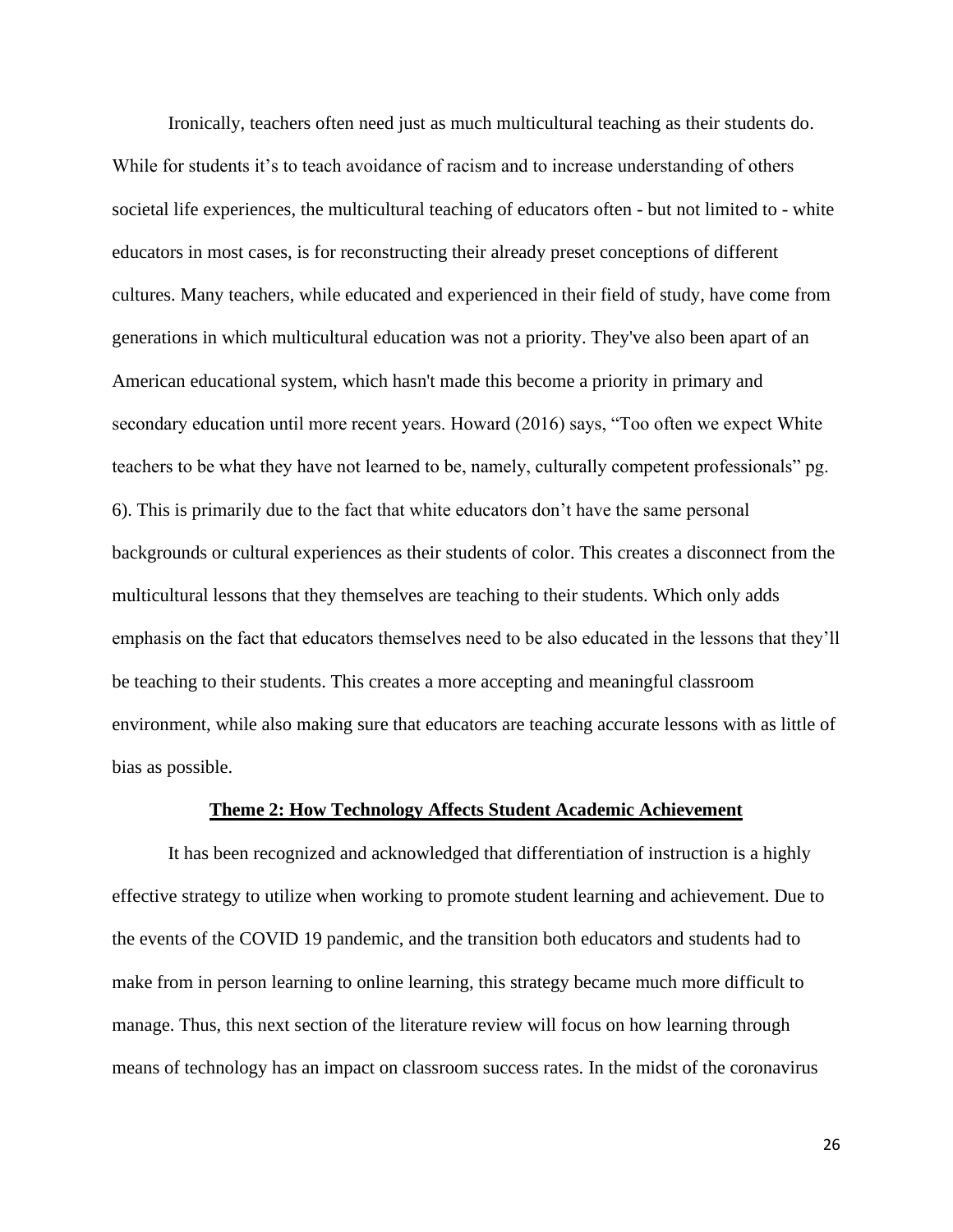Ironically, teachers often need just as much multicultural teaching as their students do. While for students it's to teach avoidance of racism and to increase understanding of others societal life experiences, the multicultural teaching of educators often - but not limited to - white educators in most cases, is for reconstructing their already preset conceptions of different cultures. Many teachers, while educated and experienced in their field of study, have come from generations in which multicultural education was not a priority. They've also been apart of an American educational system, which hasn't made this become a priority in primary and secondary education until more recent years. Howard (2016) says, "Too often we expect White teachers to be what they have not learned to be, namely, culturally competent professionals" pg. 6). This is primarily due to the fact that white educators don't have the same personal backgrounds or cultural experiences as their students of color. This creates a disconnect from the multicultural lessons that they themselves are teaching to their students. Which only adds emphasis on the fact that educators themselves need to be also educated in the lessons that they'll be teaching to their students. This creates a more accepting and meaningful classroom environment, while also making sure that educators are teaching accurate lessons with as little of bias as possible.

## Theme 2: How Technology Affects Student Academic Achievement

It has been recognized and acknowledged that differentiation of instruction is a highly effective strategy to utilize when working to promote student learning and achievement. Due to the events of the COVID 19 pandemic, and the transition both educators and students had to make from in person learning to online learning, this strategy became much more difficult to manage. Thus, this next section of the literature review will focus on how learning through means of technology has an impact on classroom success rates. In the midst of the coronavirus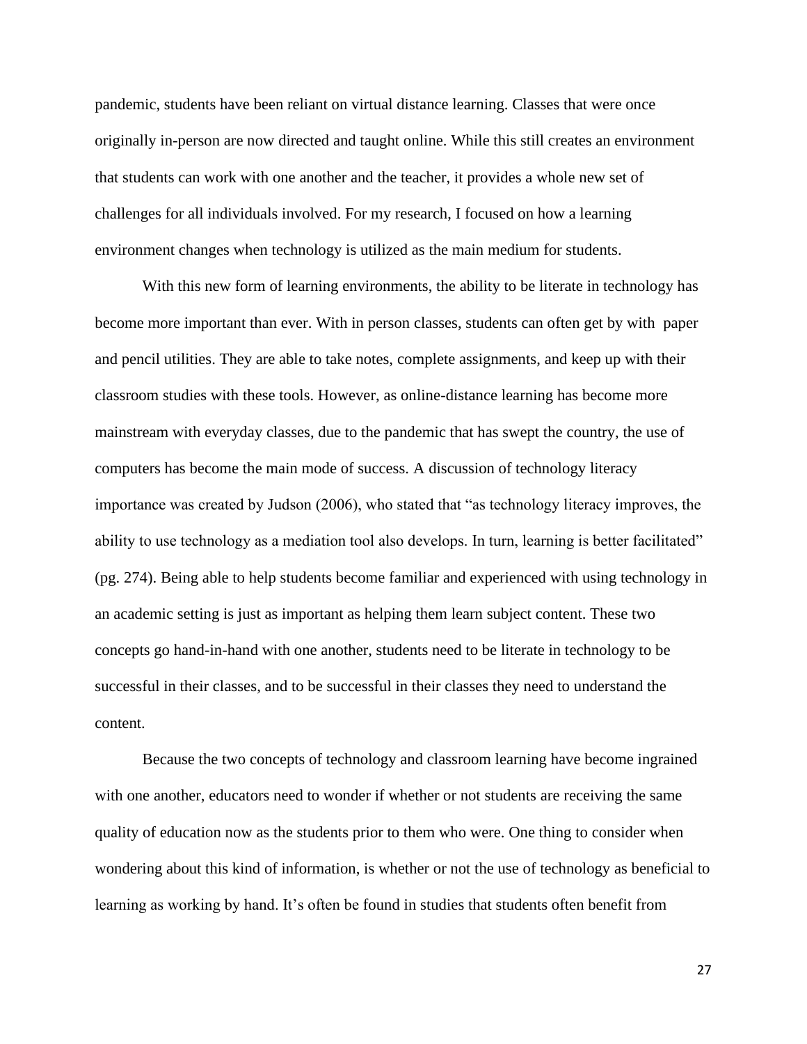pandemic, students have been reliant on virtual distance learning. Classes that were once originally in-person are now directed and taught online. While this still creates an environment that students can work with one another and the teacher, it provides a whole new set of challenges for all individuals involved. For my research, I focused on how a learning environment changes when technology is utilized as the main medium for students.

With this new form of learning environments, the ability to be literate in technology has become more important than ever. With in person classes, students can often get by with paper and pencil utilities. They are able to take notes, complete assignments, and keep up with their classroom studies with these tools. However, as online-distance learning has become more mainstream with everyday classes, due to the pandemic that has swept the country, the use of computers has become the main mode of success. A discussion of technology literacy importance was created by Judson (2006), who stated that "as technology literacy improves, the ability to use technology as a mediation tool also develops. In turn, learning is better facilitated" (pg. 274). Being able to help students become familiar and experienced with using technology in an academic setting is just as important as helping them learn subject content. These two concepts go hand-in-hand with one another, students need to be literate in technology to be successful in their classes, and to be successful in their classes they need to understand the content.

Because the two concepts of technology and classroom learning have become ingrained with one another, educators need to wonder if whether or not students are receiving the same quality of education now as the students prior to them who were. One thing to consider when wondering about this kind of information, is whether or not the use of technology as beneficial to learning as working by hand. It's often be found in studies that students often benefit from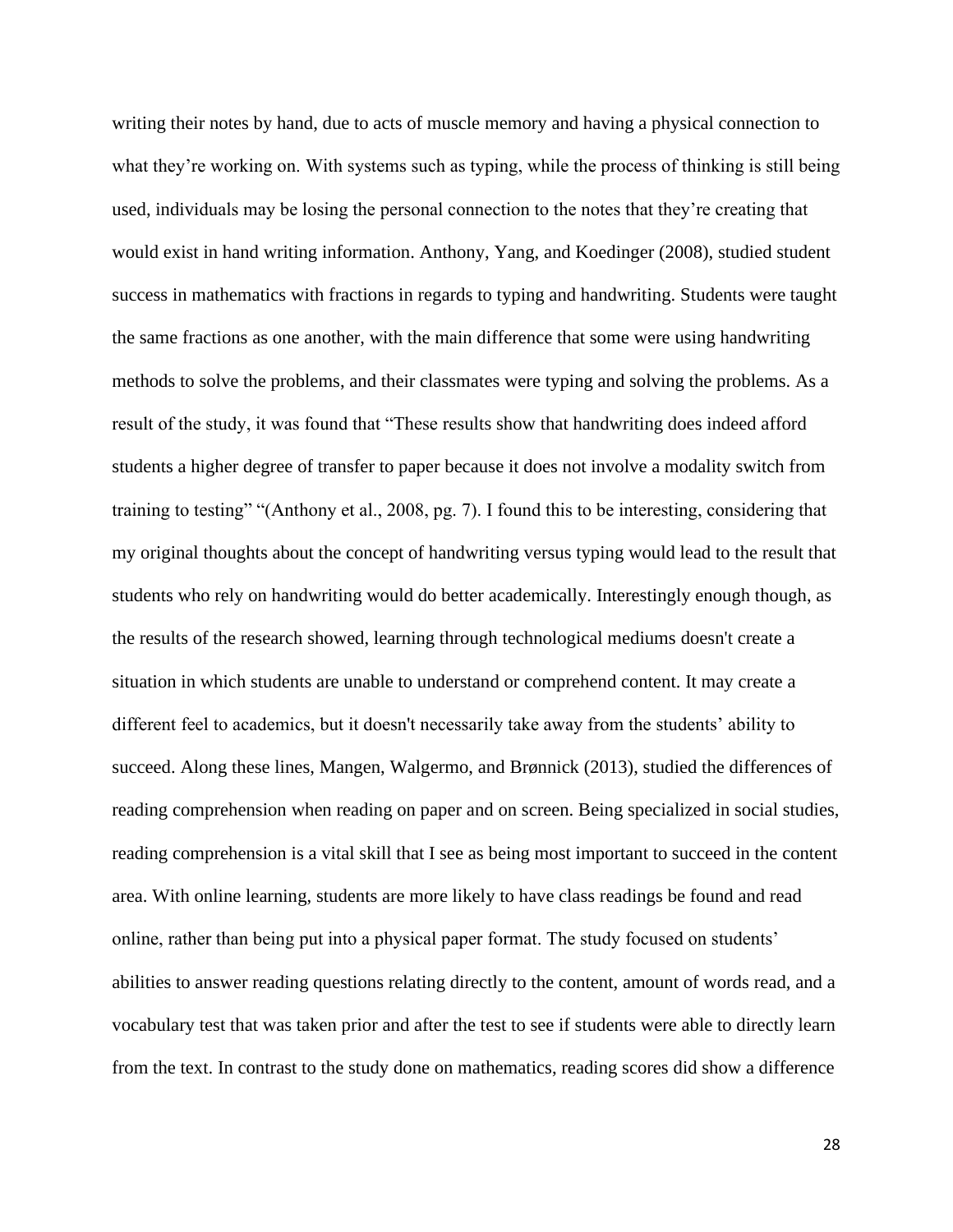writing their notes by hand, due to acts of muscle memory and having a physical connection to what they're working on. With systems such as typing, while the process of thinking is still being used, individuals may be losing the personal connection to the notes that they're creating that would exist in hand writing information. Anthony, Yang, and Koedinger (2008), studied student success in mathematics with fractions in regards to typing and handwriting. Students were taught the same fractions as one another, with the main difference that some were using handwriting methods to solve the problems, and their classmates were typing and solving the problems. As a result of the study, it was found that "These results show that handwriting does indeed afford students a higher degree of transfer to paper because it does not involve a modality switch from training to testing" "(Anthony et al., 2008, pg. 7). I found this to be interesting, considering that my original thoughts about the concept of handwriting versus typing would lead to the result that students who rely on handwriting would do better academically. Interestingly enough though, as the results of the research showed, learning through technological mediums doesn't create a situation in which students are unable to understand or comprehend content. It may create a different feel to academics, but it doesn't necessarily take away from the students' ability to succeed. Along these lines, Mangen, Walgermo, and Brønnick (2013), studied the differences of reading comprehension when reading on paper and on screen. Being specialized in social studies, reading comprehension is a vital skill that I see as being most important to succeed in the content area. With online learning, students are more likely to have class readings be found and read online, rather than being put into a physical paper format. The study focused on students' abilities to answer reading questions relating directly to the content, amount of words read, and a vocabulary test that was taken prior and after the test to see if students were able to directly learn from the text. In contrast to the study done on mathematics, reading scores did show a difference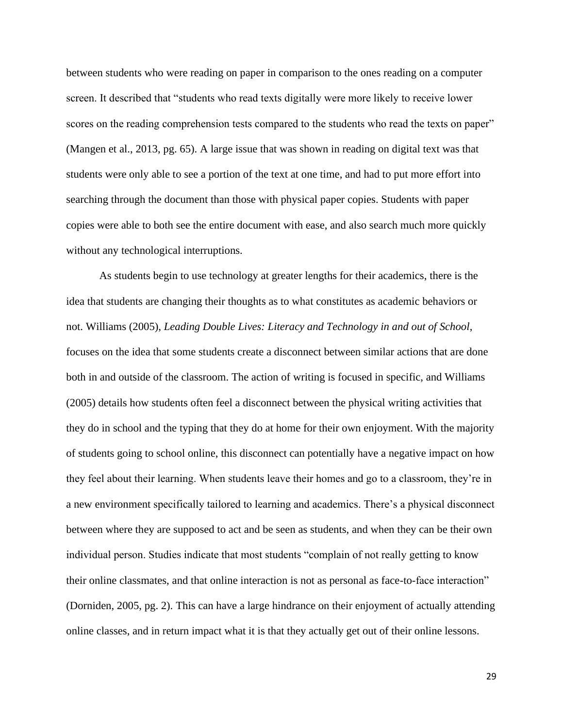between students who were reading on paper in comparison to the ones reading on a computer screen. It described that "students who read texts digitally were more likely to receive lower scores on the reading comprehension tests compared to the students who read the texts on paper" (Mangen et al., 2013, pg. 65). A large issue that was shown in reading on digital text was that students were only able to see a portion of the text at one time, and had to put more effort into searching through the document than those with physical paper copies. Students with paper copies were able to both see the entire document with ease, and also search much more quickly without any technological interruptions.

As students begin to use technology at greater lengths for their academics, there is the idea that students are changing their thoughts as to what constitutes as academic behaviors or not. Williams (2005), *Leading Double Lives: Literacy and Technology in and out of School*, focuses on the idea that some students create a disconnect between similar actions that are done both in and outside of the classroom. The action of writing is focused in specific, and Williams (2005) details how students often feel a disconnect between the physical writing activities that they do in school and the typing that they do at home for their own enjoyment. With the majority of students going to school online, this disconnect can potentially have a negative impact on how they feel about their learning. When students leave their homes and go to a classroom, they're in a new environment specifically tailored to learning and academics. There's a physical disconnect between where they are supposed to act and be seen as students, and when they can be their own individual person. Studies indicate that most students "complain of not really getting to know their online classmates, and that online interaction is not as personal as face-to-face interaction" (Dorniden, 2005, pg. 2). This can have a large hindrance on their enjoyment of actually attending online classes, and in return impact what it is that they actually get out of their online lessons.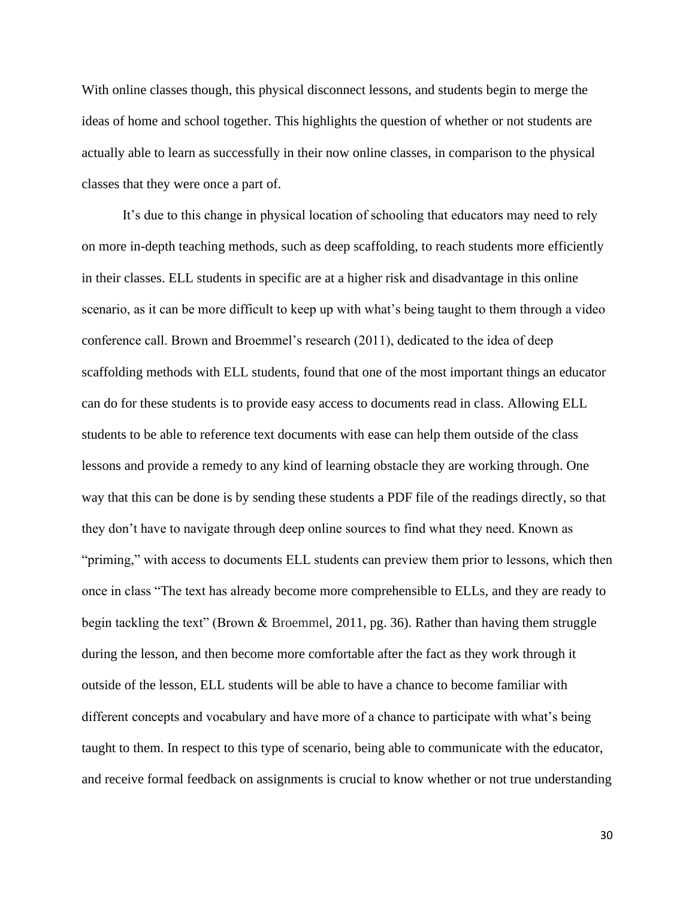With online classes though, this physical disconnect lessons, and students begin to merge the ideas of home and school together. This highlights the question of whether or not students are actually able to learn as successfully in their now online classes, in comparison to the physical classes that they were once a part of.

It's due to this change in physical location of schooling that educators may need to rely on more in-depth teaching methods, such as deep scaffolding, to reach students more efficiently in their classes. ELL students in specific are at a higher risk and disadvantage in this online scenario, as it can be more difficult to keep up with what's being taught to them through a video conference call. Brown and Broemmel's research (2011), dedicated to the idea of deep scaffolding methods with ELL students, found that one of the most important things an educator can do for these students is to provide easy access to documents read in class. Allowing ELL students to be able to reference text documents with ease can help them outside of the class lessons and provide a remedy to any kind of learning obstacle they are working through. One way that this can be done is by sending these students a PDF file of the readings directly, so that they don't have to navigate through deep online sources to find what they need. Known as "priming," with access to documents ELL students can preview them prior to lessons, which then once in class "The text has already become more comprehensible to ELLs, and they are ready to begin tackling the text" (Brown & Broemmel, 2011, pg. 36). Rather than having them struggle during the lesson, and then become more comfortable after the fact as they work through it outside of the lesson, ELL students will be able to have a chance to become familiar with different concepts and vocabulary and have more of a chance to participate with what's being taught to them. In respect to this type of scenario, being able to communicate with the educator, and receive formal feedback on assignments is crucial to know whether or not true understanding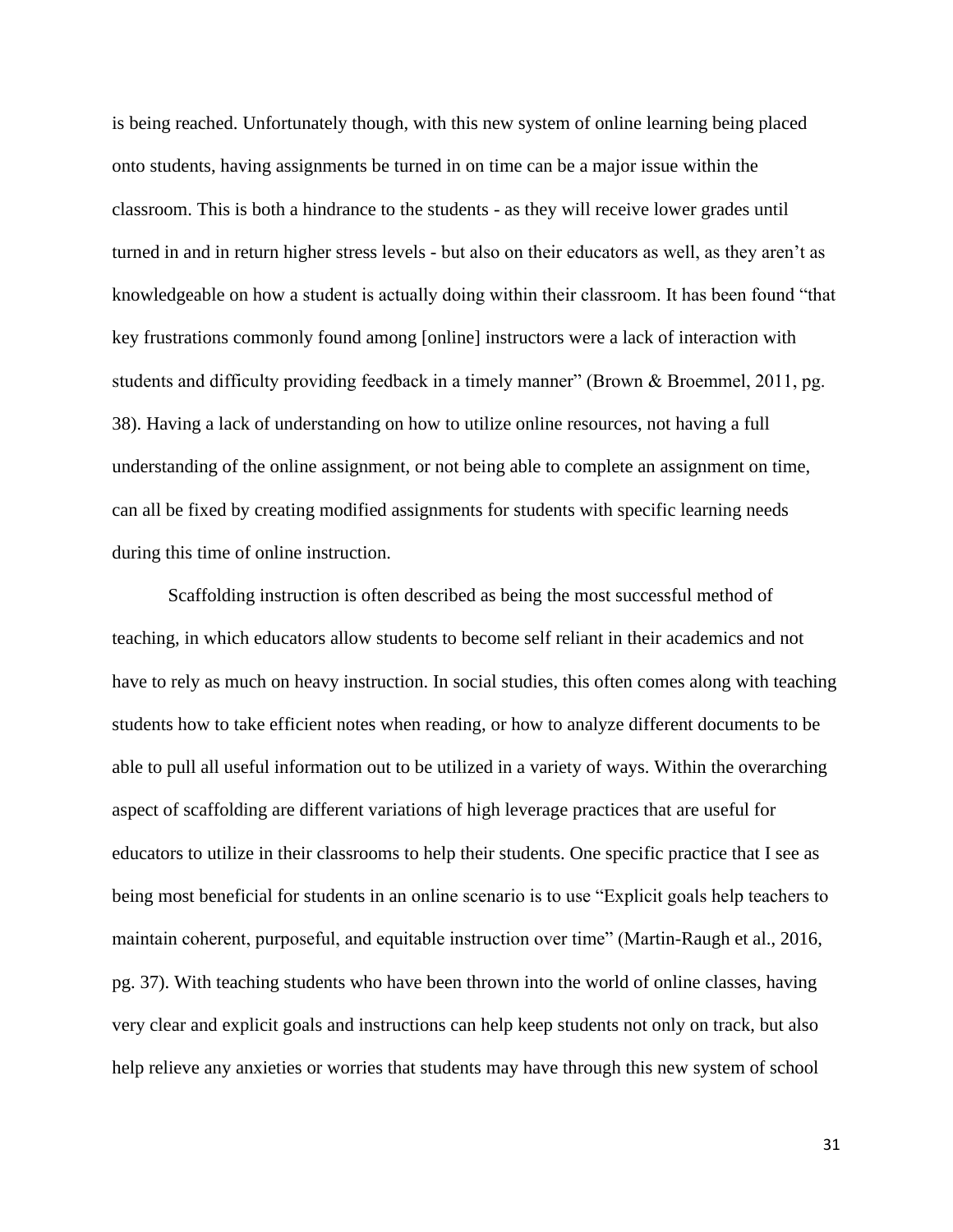is being reached. Unfortunately though, with this new system of online learning being placed onto students, having assignments be turned in on time can be a major issue within the classroom. This is both a hindrance to the students - as they will receive lower grades until turned in and in return higher stress levels - but also on their educators as well, as they aren't as knowledgeable on how a student is actually doing within their classroom. It has been found "that key frustrations commonly found among [online] instructors were a lack of interaction with students and difficulty providing feedback in a timely manner" (Brown & Broemmel, 2011, pg. 38). Having a lack of understanding on how to utilize online resources, not having a full understanding of the online assignment, or not being able to complete an assignment on time, can all be fixed by creating modified assignments for students with specific learning needs during this time of online instruction.

Scaffolding instruction is often described as being the most successful method of teaching, in which educators allow students to become self reliant in their academics and not have to rely as much on heavy instruction. In social studies, this often comes along with teaching students how to take efficient notes when reading, or how to analyze different documents to be able to pull all useful information out to be utilized in a variety of ways. Within the overarching aspect of scaffolding are different variations of high leverage practices that are useful for educators to utilize in their classrooms to help their students. One specific practice that I see as being most beneficial for students in an online scenario is to use "Explicit goals help teachers to maintain coherent, purposeful, and equitable instruction over time" (Martin-Raugh et al., 2016, pg. 37). With teaching students who have been thrown into the world of online classes, having very clear and explicit goals and instructions can help keep students not only on track, but also help relieve any anxieties or worries that students may have through this new system of school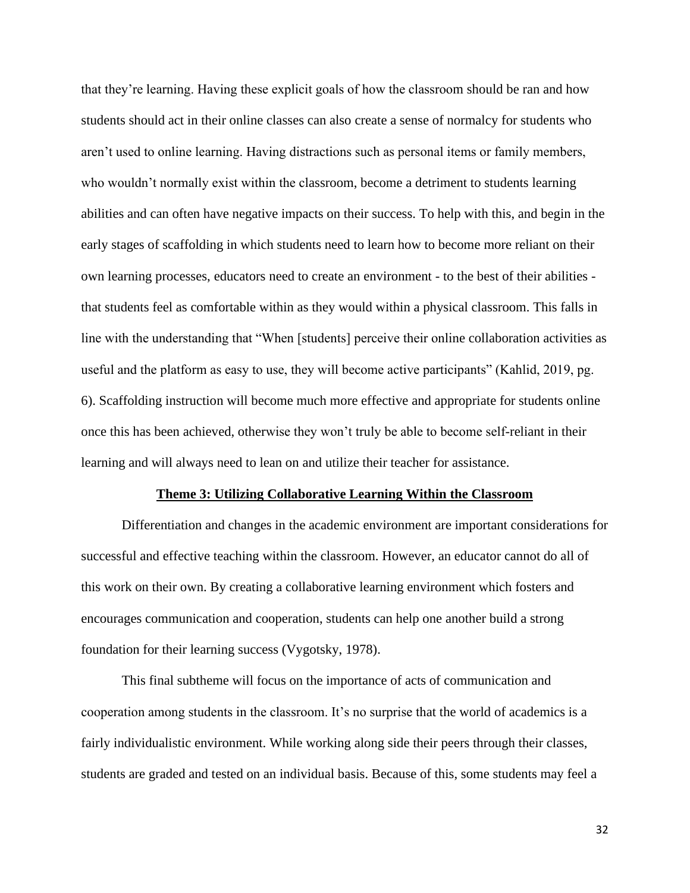that they're learning. Having these explicit goals of how the classroom should be ran and how students should act in their online classes can also create a sense of normalcy for students who aren't used to online learning. Having distractions such as personal items or family members, who wouldn't normally exist within the classroom, become a detriment to students learning abilities and can often have negative impacts on their success. To help with this, and begin in the early stages of scaffolding in which students need to learn how to become more reliant on their own learning processes, educators need to create an environment - to the best of their abilities - that students feel as comfortable within as they would within a physical classroom. This falls in line with the understanding that "When [students] perceive their online collaboration activities as useful and the platform as easy to use, they will become active participants" (Kahlid, 2019, pg. 6). Scaffolding instruction will become much more effective and appropriate for students online once this has been achieved, otherwise they won't truly be able to become self-reliant in their learning and will always need to lean on and utilize their teacher for assistance.

## Theme 3: Utilizing Collaborative Learning Within the Classroom

Differentiation and changes in the academic environment are important considerations for successful and effective teaching within the classroom. However, an educator cannot do all of this work on their own. By creating a collaborative learning environment which fosters and encourages communication and cooperation, students can help one another build a strong foundation for their learning success (Vygotsky, 1978).

This final subtheme will focus on the importance of acts of communication and cooperation among students in the classroom. It's no surprise that the world of academics is a fairly individualistic environment. While working along side their peers through their classes, students are graded and tested on an individual basis. Because of this, some students may feel a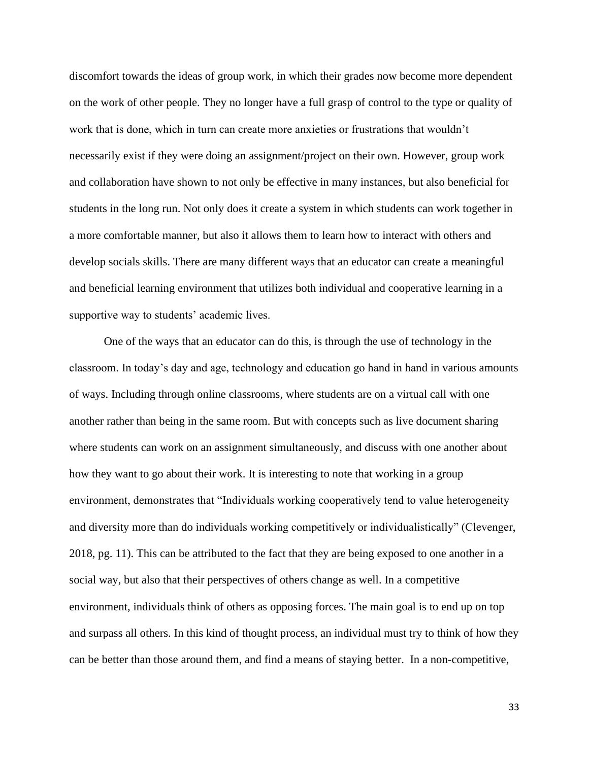discomfort towards the ideas of group work, in which their grades now become more dependent on the work of other people. They no longer have a full grasp of control to the type or quality of work that is done, which in turn can create more anxieties or frustrations that wouldn't necessarily exist if they were doing an assignment/project on their own. However, group work and collaboration have shown to not only be effective in many instances, but also beneficial for students in the long run. Not only does it create a system in which students can work together in a more comfortable manner, but also it allows them to learn how to interact with others and develop socials skills. There are many different ways that an educator can create a meaningful and beneficial learning environment that utilizes both individual and cooperative learning in a supportive way to students' academic lives.

One of the ways that an educator can do this, is through the use of technology in the classroom. In today's day and age, technology and education go hand in hand in various amounts of ways. Including through online classrooms, where students are on a virtual call with one another rather than being in the same room. But with concepts such as live document sharing where students can work on an assignment simultaneously, and discuss with one another about how they want to go about their work. It is interesting to note that working in a group environment, demonstrates that "Individuals working cooperatively tend to value heterogeneity and diversity more than do individuals working competitively or individualistically" (Clevenger, 2018, pg. 11). This can be attributed to the fact that they are being exposed to one another in a social way, but also that their perspectives of others change as well. In a competitive environment, individuals think of others as opposing forces. The main goal is to end up on top and surpass all others. In this kind of thought process, an individual must try to think of how they can be better than those around them, and find a means of staying better. In a non-competitive,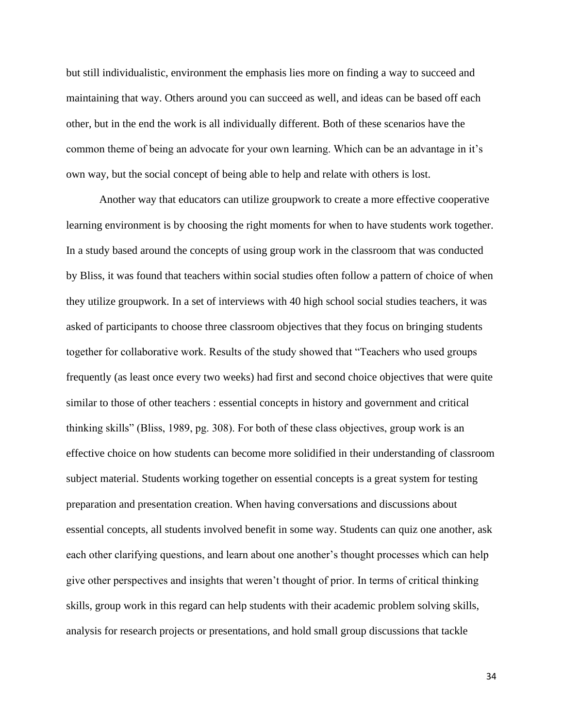but still individualistic, environment the emphasis lies more on finding a way to succeed and maintaining that way. Others around you can succeed as well, and ideas can be based off each other, but in the end the work is all individually different. Both of these scenarios have the common theme of being an advocate for your own learning. Which can be an advantage in it's own way, but the social concept of being able to help and relate with others is lost.

Another way that educators can utilize groupwork to create a more effective cooperative learning environment is by choosing the right moments for when to have students work together. In a study based around the concepts of using group work in the classroom that was conducted by Bliss, it was found that teachers within social studies often follow a pattern of choice of when they utilize groupwork. In a set of interviews with 40 high school social studies teachers, it was asked of participants to choose three classroom objectives that they focus on bringing students together for collaborative work. Results of the study showed that "Teachers who used groups frequently (as least once every two weeks) had first and second choice objectives that were quite similar to those of other teachers : essential concepts in history and government and critical thinking skills" (Bliss, 1989, pg. 308). For both of these class objectives, group work is an effective choice on how students can become more solidified in their understanding of classroom subject material. Students working together on essential concepts is a great system for testing preparation and presentation creation. When having conversations and discussions about essential concepts, all students involved benefit in some way. Students can quiz one another, ask each other clarifying questions, and learn about one another's thought processes which can help give other perspectives and insights that weren't thought of prior. In terms of critical thinking skills, group work in this regard can help students with their academic problem solving skills, analysis for research projects or presentations, and hold small group discussions that tackle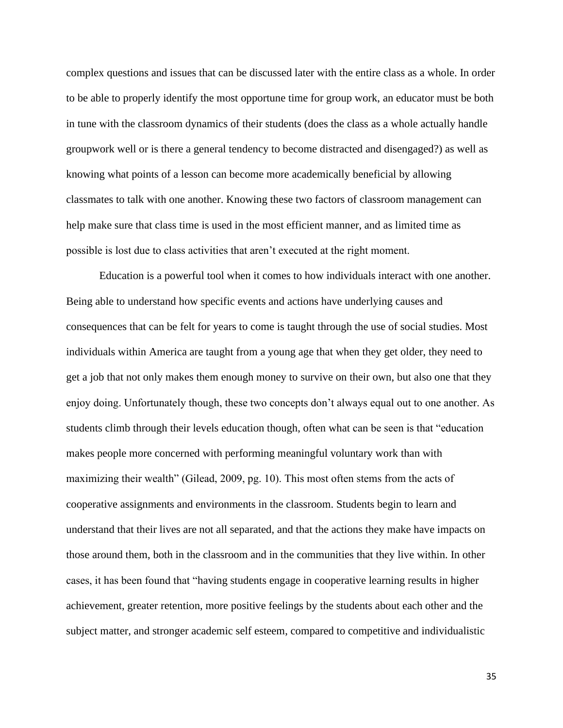complex questions and issues that can be discussed later with the entire class as a whole. In order to be able to properly identify the most opportune time for group work, an educator must be both in tune with the classroom dynamics of their students (does the class as a whole actually handle groupwork well or is there a general tendency to become distracted and disengaged?) as well as knowing what points of a lesson can become more academically beneficial by allowing classmates to talk with one another. Knowing these two factors of classroom management can help make sure that class time is used in the most efficient manner, and as limited time as possible is lost due to class activities that aren't executed at the right moment.

Education is a powerful tool when it comes to how individuals interact with one another. Being able to understand how specific events and actions have underlying causes and consequences that can be felt for years to come is taught through the use of social studies. Most individuals within America are taught from a young age that when they get older, they need to get a job that not only makes them enough money to survive on their own, but also one that they enjoy doing. Unfortunately though, these two concepts don't always equal out to one another. As students climb through their levels education though, often what can be seen is that "education makes people more concerned with performing meaningful voluntary work than with maximizing their wealth" (Gilead, 2009, pg. 10). This most often stems from the acts of cooperative assignments and environments in the classroom. Students begin to learn and understand that their lives are not all separated, and that the actions they make have impacts on those around them, both in the classroom and in the communities that they live within. In other cases, it has been found that "having students engage in cooperative learning results in higher achievement, greater retention, more positive feelings by the students about each other and the subject matter, and stronger academic self esteem, compared to competitive and individualistic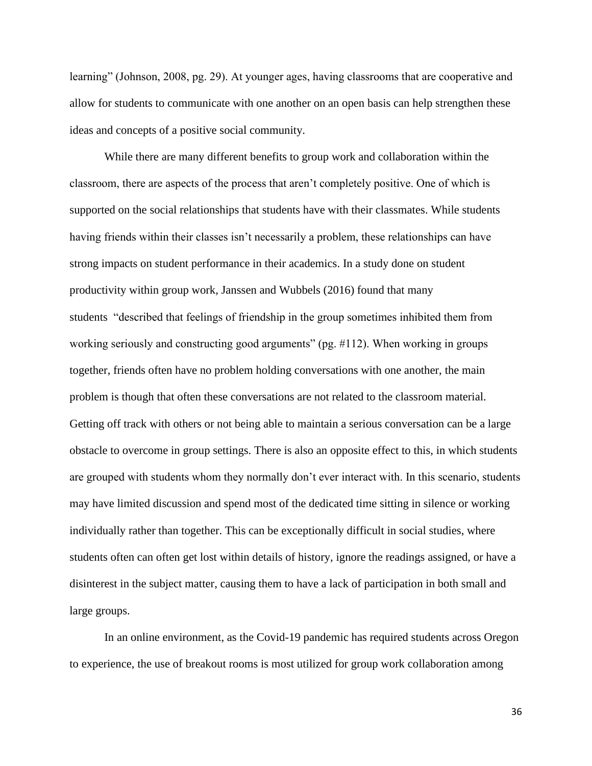learning" (Johnson, 2008, pg. 29). At younger ages, having classrooms that are cooperative and allow for students to communicate with one another on an open basis can help strengthen these ideas and concepts of a positive social community.

While there are many different benefits to group work and collaboration within the classroom, there are aspects of the process that aren't completely positive. One of which is supported on the social relationships that students have with their classmates. While students having friends within their classes isn't necessarily a problem, these relationships can have strong impacts on student performance in their academics. In a study done on student productivity within group work, Janssen and Wubbels (2016) found that many students "described that feelings of friendship in the group sometimes inhibited them from working seriously and constructing good arguments" (pg. #112). When working in groups together, friends often have no problem holding conversations with one another, the main problem is though that often these conversations are not related to the classroom material. Getting off track with others or not being able to maintain a serious conversation can be a large obstacle to overcome in group settings. There is also an opposite effect to this, in which students are grouped with students whom they normally don't ever interact with. In this scenario, students may have limited discussion and spend most of the dedicated time sitting in silence or working individually rather than together. This can be exceptionally difficult in social studies, where students often can often get lost within details of history, ignore the readings assigned, or have a disinterest in the subject matter, causing them to have a lack of participation in both small and large groups.

In an online environment, as the Covid-19 pandemic has required students across Oregon to experience, the use of breakout rooms is most utilized for group work collaboration among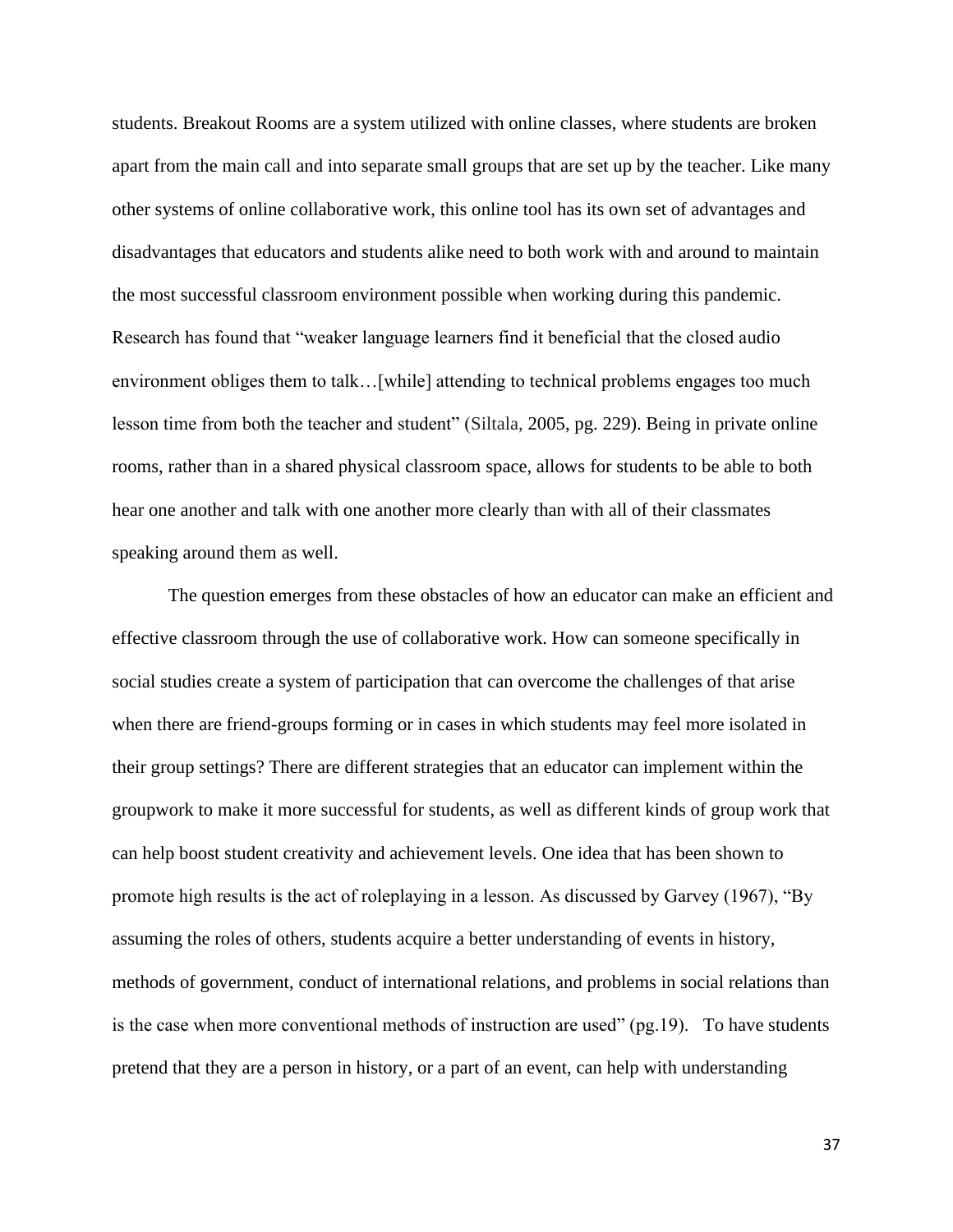students. Breakout Rooms are a system utilized with online classes, where students are broken apart from the main call and into separate small groups that are set up by the teacher. Like many other systems of online collaborative work, this online tool has its own set of advantages and disadvantages that educators and students alike need to both work with and around to maintain the most successful classroom environment possible when working during this pandemic. Research has found that "weaker language learners find it beneficial that the closed audio environment obliges them to talk…[while] attending to technical problems engages too much lesson time from both the teacher and student" (Siltala, 2005, pg. 229). Being in private online rooms, rather than in a shared physical classroom space, allows for students to be able to both hear one another and talk with one another more clearly than with all of their classmates speaking around them as well.

The question emerges from these obstacles of how an educator can make an efficient and effective classroom through the use of collaborative work. How can someone specifically in social studies create a system of participation that can overcome the challenges of that arise when there are friend-groups forming or in cases in which students may feel more isolated in their group settings? There are different strategies that an educator can implement within the groupwork to make it more successful for students, as well as different kinds of group work that can help boost student creativity and achievement levels. One idea that has been shown to promote high results is the act of roleplaying in a lesson. As discussed by Garvey (1967), "By assuming the roles of others, students acquire a better understanding of events in history, methods of government, conduct of international relations, and problems in social relations than is the case when more conventional methods of instruction are used" (pg.19). To have students pretend that they are a person in history, or a part of an event, can help with understanding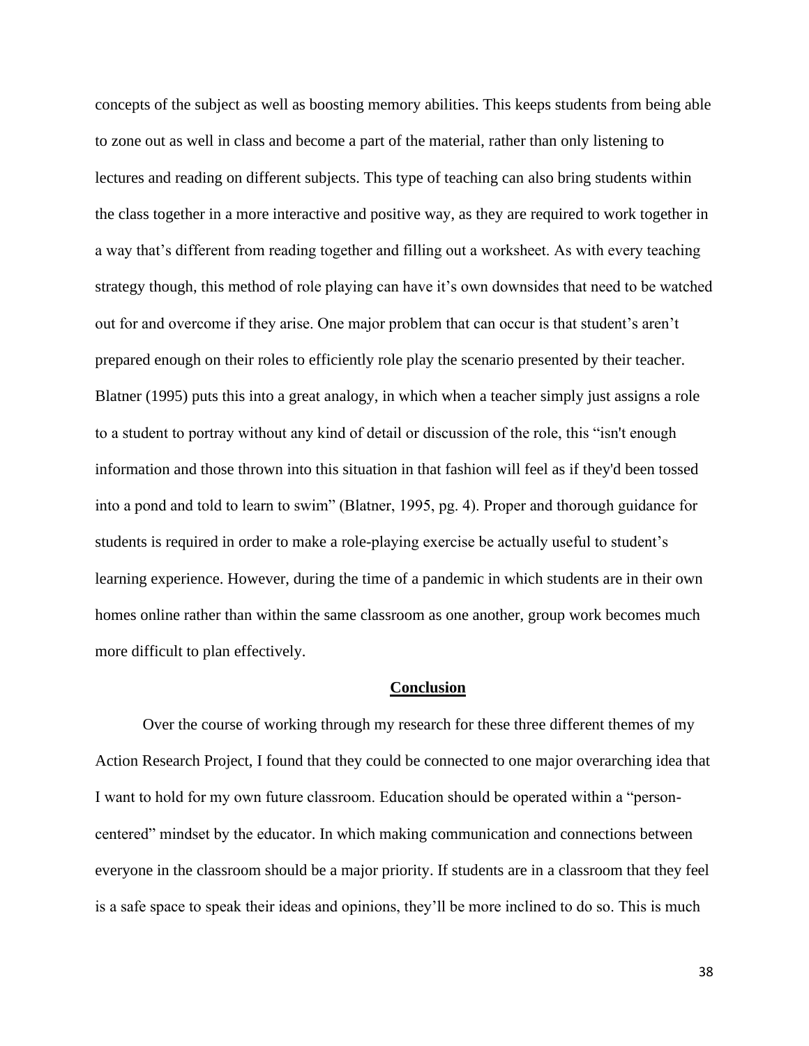concepts of the subject as well as boosting memory abilities. This keeps students from being able to zone out as well in class and become a part of the material, rather than only listening to lectures and reading on different subjects. This type of teaching can also bring students within the class together in a more interactive and positive way, as they are required to work together in a way that's different from reading together and filling out a worksheet. As with every teaching strategy though, this method of role playing can have it's own downsides that need to be watched out for and overcome if they arise. One major problem that can occur is that student's aren't prepared enough on their roles to efficiently role play the scenario presented by their teacher. Blatner (1995) puts this into a great analogy, in which when a teacher simply just assigns a role to a student to portray without any kind of detail or discussion of the role, this "isn't enough information and those thrown into this situation in that fashion will feel as if they'd been tossed into a pond and told to learn to swim" (Blatner, 1995, pg. 4). Proper and thorough guidance for students is required in order to make a role-playing exercise be actually useful to student's learning experience. However, during the time of a pandemic in which students are in their own homes online rather than within the same classroom as one another, group work becomes much more difficult to plan effectively.

## Conclusion

Over the course of working through my research for these three different themes of my Action Research Project, I found that they could be connected to one major overarching idea that I want to hold for my own future classroom. Education should be operated within a "person-centered" mindset by the educator. In which making communication and connections between everyone in the classroom should be a major priority. If students are in a classroom that they feel is a safe space to speak their ideas and opinions, they'll be more inclined to do so. This is much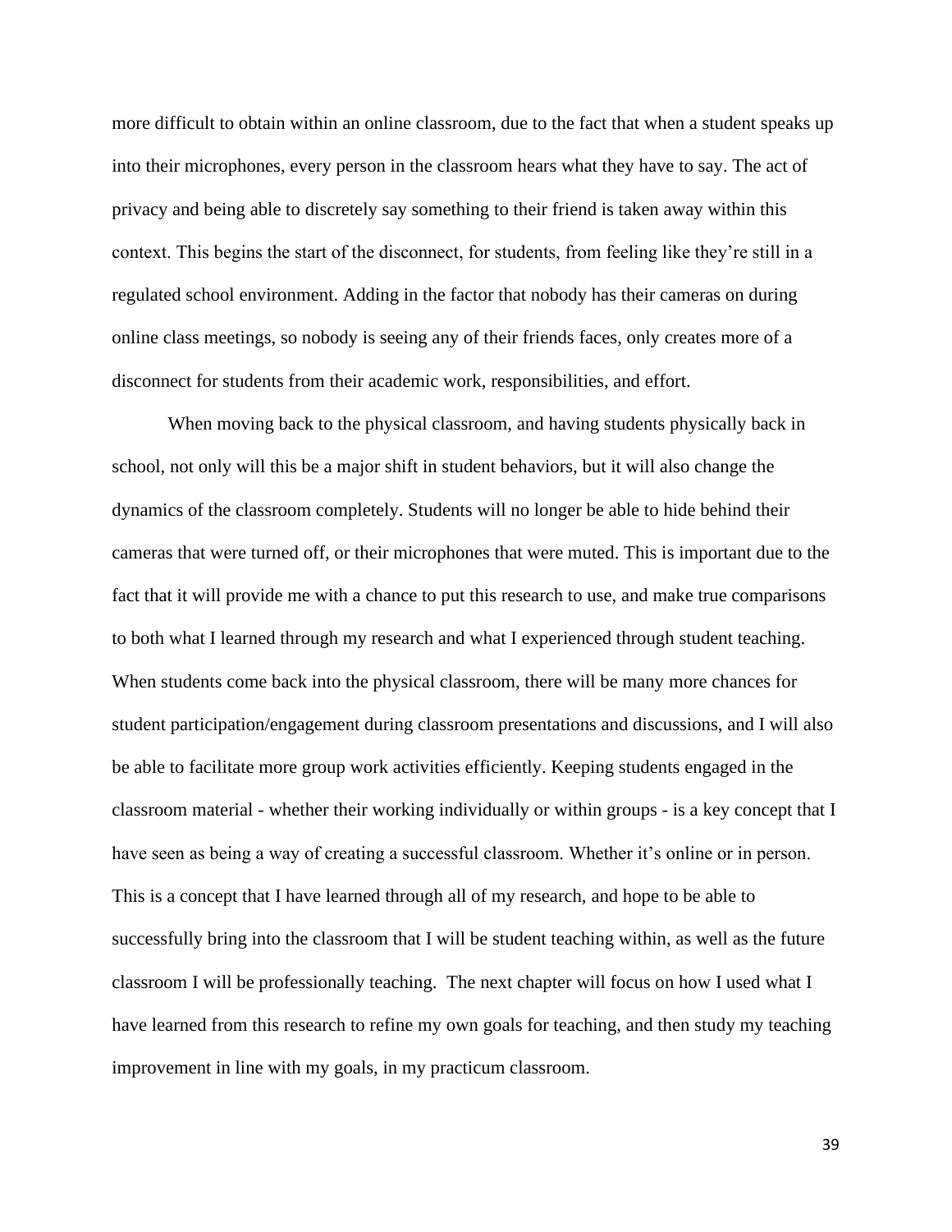more difficult to obtain within an online classroom, due to the fact that when a student speaks up into their microphones, every person in the classroom hears what they have to say. The act of privacy and being able to discretely say something to their friend is taken away within this context. This begins the start of the disconnect, for students, from feeling like they're still in a regulated school environment. Adding in the factor that nobody has their cameras on during online class meetings, so nobody is seeing any of their friends faces, only creates more of a disconnect for students from their academic work, responsibilities, and effort.

When moving back to the physical classroom, and having students physically back in school, not only will this be a major shift in student behaviors, but it will also change the dynamics of the classroom completely. Students will no longer be able to hide behind their cameras that were turned off, or their microphones that were muted. This is important due to the fact that it will provide me with a chance to put this research to use, and make true comparisons to both what I learned through my research and what I experienced through student teaching. When students come back into the physical classroom, there will be many more chances for student participation/engagement during classroom presentations and discussions, and I will also be able to facilitate more group work activities efficiently. Keeping students engaged in the classroom material - whether their working individually or within groups - is a key concept that I have seen as being a way of creating a successful classroom. Whether it's online or in person. This is a concept that I have learned through all of my research, and hope to be able to successfully bring into the classroom that I will be student teaching within, as well as the future classroom I will be professionally teaching. The next chapter will focus on how I used what I have learned from this research to refine my own goals for teaching, and then study my teaching improvement in line with my goals, in my practicum classroom.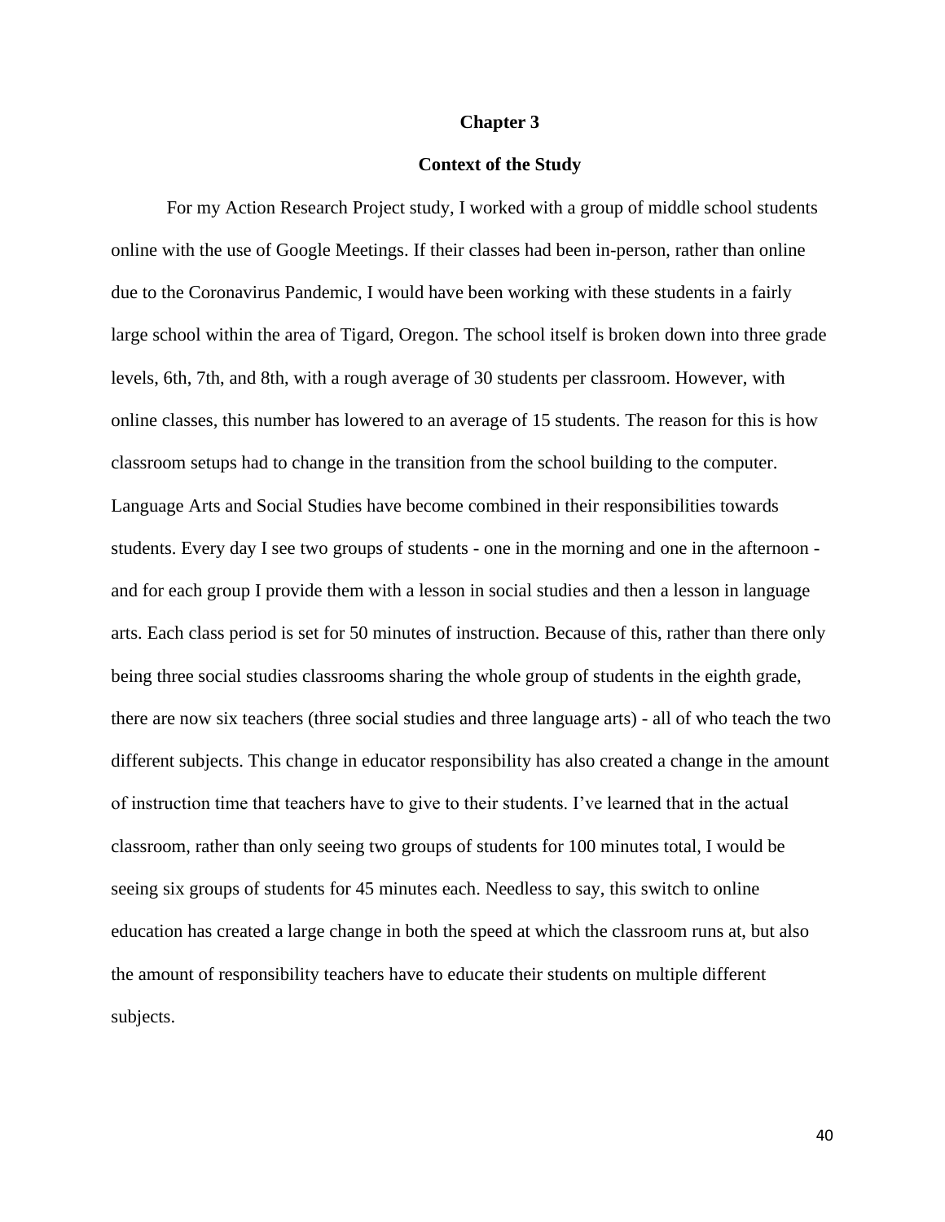# Chapter 3

## Context of the Study

For my Action Research Project study, I worked with a group of middle school students online with the use of Google Meetings. If their classes had been in-person, rather than online due to the Coronavirus Pandemic, I would have been working with these students in a fairly large school within the area of Tigard, Oregon. The school itself is broken down into three grade levels, 6th, 7th, and 8th, with a rough average of 30 students per classroom. However, with online classes, this number has lowered to an average of 15 students. The reason for this is how classroom setups had to change in the transition from the school building to the computer. Language Arts and Social Studies have become combined in their responsibilities towards students. Every day I see two groups of students - one in the morning and one in the afternoon - and for each group I provide them with a lesson in social studies and then a lesson in language arts. Each class period is set for 50 minutes of instruction. Because of this, rather than there only being three social studies classrooms sharing the whole group of students in the eighth grade, there are now six teachers (three social studies and three language arts) - all of who teach the two different subjects. This change in educator responsibility has also created a change in the amount of instruction time that teachers have to give to their students. I've learned that in the actual classroom, rather than only seeing two groups of students for 100 minutes total, I would be seeing six groups of students for 45 minutes each. Needless to say, this switch to online education has created a large change in both the speed at which the classroom runs at, but also the amount of responsibility teachers have to educate their students on multiple different subjects.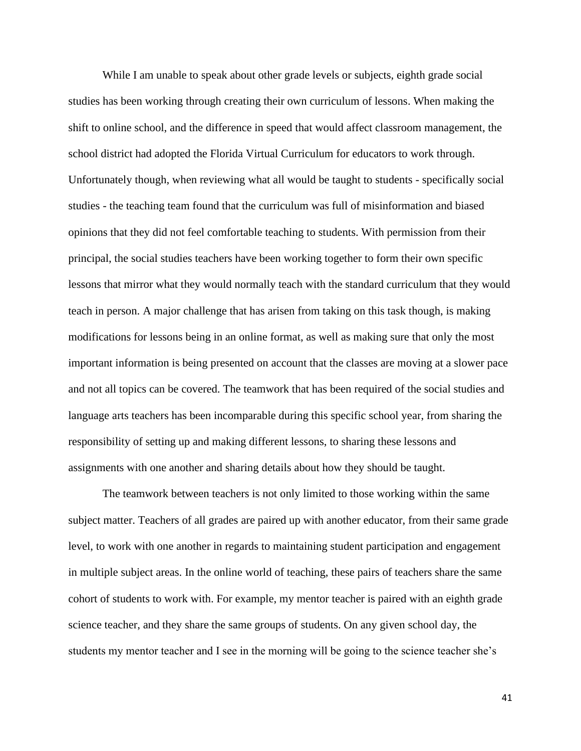While I am unable to speak about other grade levels or subjects, eighth grade social studies has been working through creating their own curriculum of lessons. When making the shift to online school, and the difference in speed that would affect classroom management, the school district had adopted the Florida Virtual Curriculum for educators to work through. Unfortunately though, when reviewing what all would be taught to students - specifically social studies - the teaching team found that the curriculum was full of misinformation and biased opinions that they did not feel comfortable teaching to students. With permission from their principal, the social studies teachers have been working together to form their own specific lessons that mirror what they would normally teach with the standard curriculum that they would teach in person. A major challenge that has arisen from taking on this task though, is making modifications for lessons being in an online format, as well as making sure that only the most important information is being presented on account that the classes are moving at a slower pace and not all topics can be covered. The teamwork that has been required of the social studies and language arts teachers has been incomparable during this specific school year, from sharing the responsibility of setting up and making different lessons, to sharing these lessons and assignments with one another and sharing details about how they should be taught.

The teamwork between teachers is not only limited to those working within the same subject matter. Teachers of all grades are paired up with another educator, from their same grade level, to work with one another in regards to maintaining student participation and engagement in multiple subject areas. In the online world of teaching, these pairs of teachers share the same cohort of students to work with. For example, my mentor teacher is paired with an eighth grade science teacher, and they share the same groups of students. On any given school day, the students my mentor teacher and I see in the morning will be going to the science teacher she's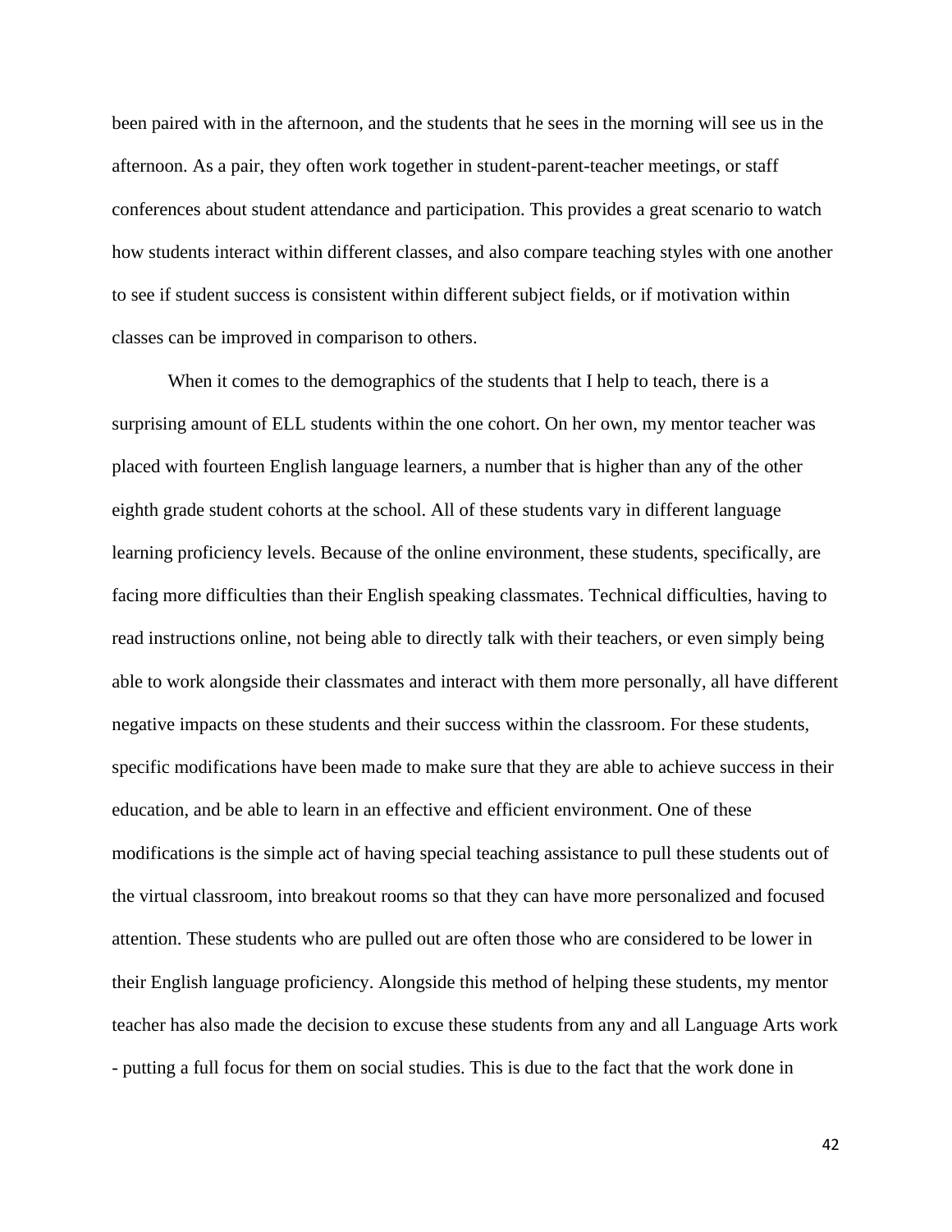been paired with in the afternoon, and the students that he sees in the morning will see us in the afternoon. As a pair, they often work together in student-parent-teacher meetings, or staff conferences about student attendance and participation. This provides a great scenario to watch how students interact within different classes, and also compare teaching styles with one another to see if student success is consistent within different subject fields, or if motivation within classes can be improved in comparison to others.

When it comes to the demographics of the students that I help to teach, there is a surprising amount of ELL students within the one cohort. On her own, my mentor teacher was placed with fourteen English language learners, a number that is higher than any of the other eighth grade student cohorts at the school. All of these students vary in different language learning proficiency levels. Because of the online environment, these students, specifically, are facing more difficulties than their English speaking classmates. Technical difficulties, having to read instructions online, not being able to directly talk with their teachers, or even simply being able to work alongside their classmates and interact with them more personally, all have different negative impacts on these students and their success within the classroom. For these students, specific modifications have been made to make sure that they are able to achieve success in their education, and be able to learn in an effective and efficient environment. One of these modifications is the simple act of having special teaching assistance to pull these students out of the virtual classroom, into breakout rooms so that they can have more personalized and focused attention. These students who are pulled out are often those who are considered to be lower in their English language proficiency. Alongside this method of helping these students, my mentor teacher has also made the decision to excuse these students from any and all Language Arts work - putting a full focus for them on social studies. This is due to the fact that the work done in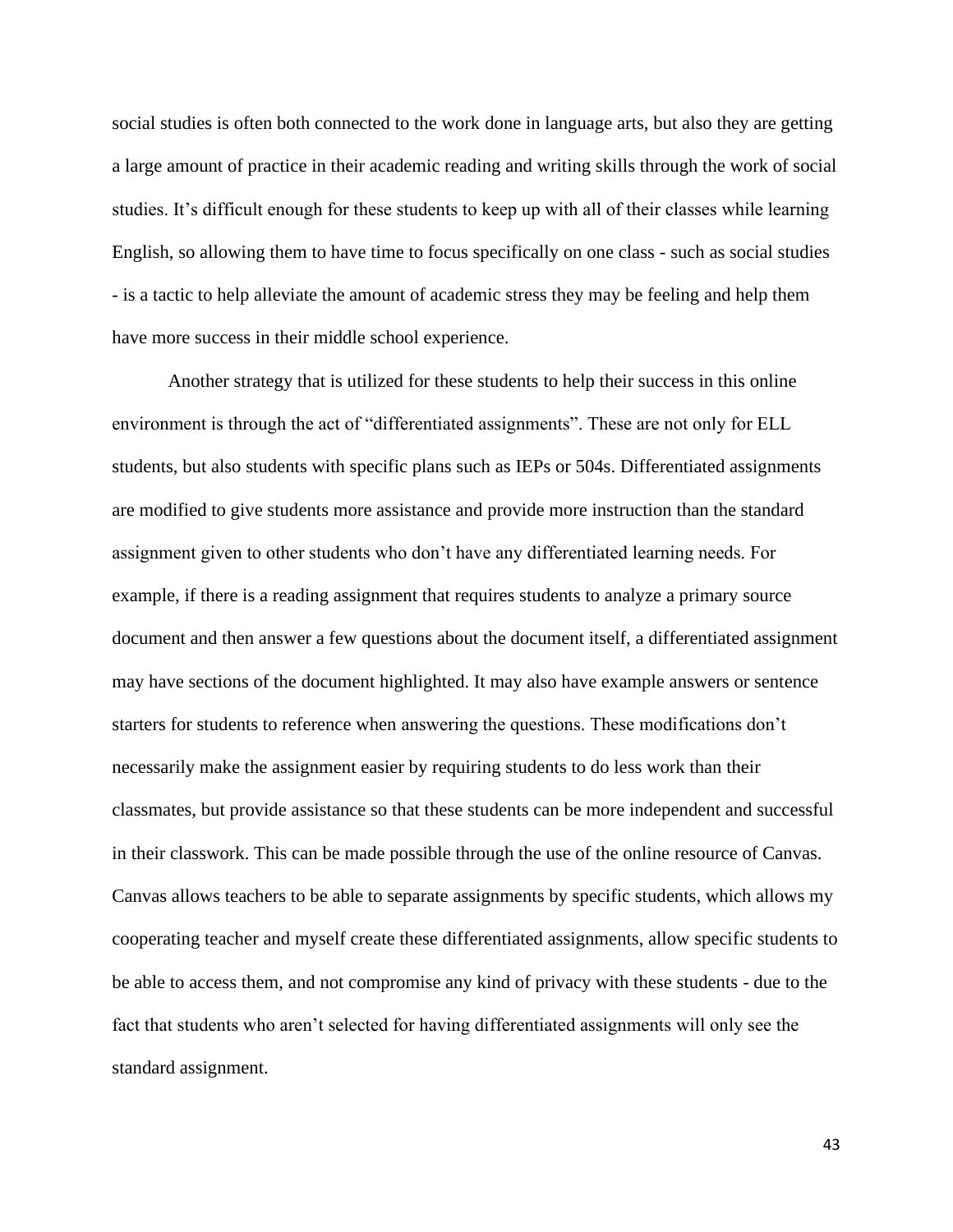social studies is often both connected to the work done in language arts, but also they are getting a large amount of practice in their academic reading and writing skills through the work of social studies. It's difficult enough for these students to keep up with all of their classes while learning English, so allowing them to have time to focus specifically on one class - such as social studies - is a tactic to help alleviate the amount of academic stress they may be feeling and help them have more success in their middle school experience.

Another strategy that is utilized for these students to help their success in this online environment is through the act of "differentiated assignments". These are not only for ELL students, but also students with specific plans such as IEPs or 504s. Differentiated assignments are modified to give students more assistance and provide more instruction than the standard assignment given to other students who don't have any differentiated learning needs. For example, if there is a reading assignment that requires students to analyze a primary source document and then answer a few questions about the document itself, a differentiated assignment may have sections of the document highlighted. It may also have example answers or sentence starters for students to reference when answering the questions. These modifications don't necessarily make the assignment easier by requiring students to do less work than their classmates, but provide assistance so that these students can be more independent and successful in their classwork. This can be made possible through the use of the online resource of Canvas. Canvas allows teachers to be able to separate assignments by specific students, which allows my cooperating teacher and myself create these differentiated assignments, allow specific students to be able to access them, and not compromise any kind of privacy with these students - due to the fact that students who aren't selected for having differentiated assignments will only see the standard assignment.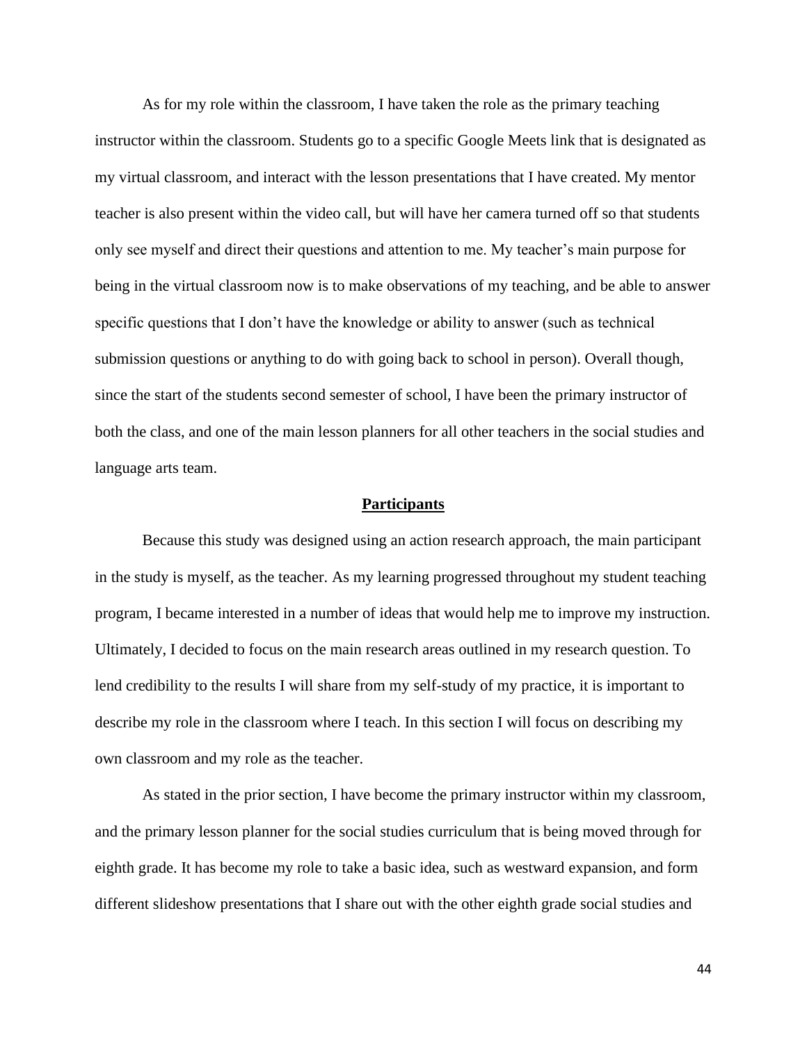As for my role within the classroom, I have taken the role as the primary teaching instructor within the classroom. Students go to a specific Google Meets link that is designated as my virtual classroom, and interact with the lesson presentations that I have created. My mentor teacher is also present within the video call, but will have her camera turned off so that students only see myself and direct their questions and attention to me. My teacher's main purpose for being in the virtual classroom now is to make observations of my teaching, and be able to answer specific questions that I don't have the knowledge or ability to answer (such as technical submission questions or anything to do with going back to school in person). Overall though, since the start of the students second semester of school, I have been the primary instructor of both the class, and one of the main lesson planners for all other teachers in the social studies and language arts team.

## Participants

Because this study was designed using an action research approach, the main participant in the study is myself, as the teacher. As my learning progressed throughout my student teaching program, I became interested in a number of ideas that would help me to improve my instruction. Ultimately, I decided to focus on the main research areas outlined in my research question. To lend credibility to the results I will share from my self-study of my practice, it is important to describe my role in the classroom where I teach. In this section I will focus on describing my own classroom and my role as the teacher.

As stated in the prior section, I have become the primary instructor within my classroom, and the primary lesson planner for the social studies curriculum that is being moved through for eighth grade. It has become my role to take a basic idea, such as westward expansion, and form different slideshow presentations that I share out with the other eighth grade social studies and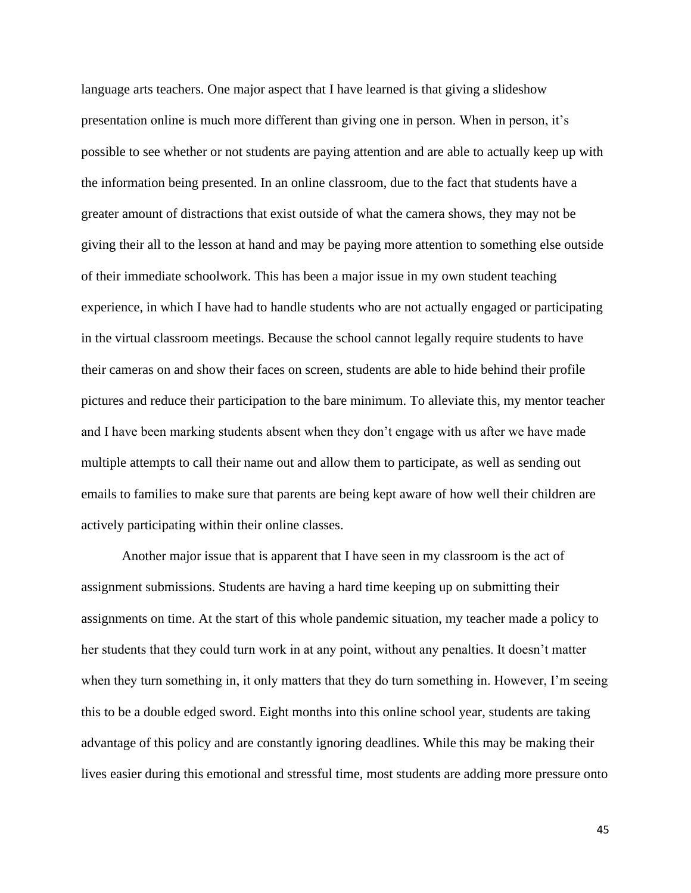language arts teachers. One major aspect that I have learned is that giving a slideshow presentation online is much more different than giving one in person. When in person, it's possible to see whether or not students are paying attention and are able to actually keep up with the information being presented. In an online classroom, due to the fact that students have a greater amount of distractions that exist outside of what the camera shows, they may not be giving their all to the lesson at hand and may be paying more attention to something else outside of their immediate schoolwork. This has been a major issue in my own student teaching experience, in which I have had to handle students who are not actually engaged or participating in the virtual classroom meetings. Because the school cannot legally require students to have their cameras on and show their faces on screen, students are able to hide behind their profile pictures and reduce their participation to the bare minimum. To alleviate this, my mentor teacher and I have been marking students absent when they don't engage with us after we have made multiple attempts to call their name out and allow them to participate, as well as sending out emails to families to make sure that parents are being kept aware of how well their children are actively participating within their online classes.

Another major issue that is apparent that I have seen in my classroom is the act of assignment submissions. Students are having a hard time keeping up on submitting their assignments on time. At the start of this whole pandemic situation, my teacher made a policy to her students that they could turn work in at any point, without any penalties. It doesn't matter when they turn something in, it only matters that they do turn something in. However, I'm seeing this to be a double edged sword. Eight months into this online school year, students are taking advantage of this policy and are constantly ignoring deadlines. While this may be making their lives easier during this emotional and stressful time, most students are adding more pressure onto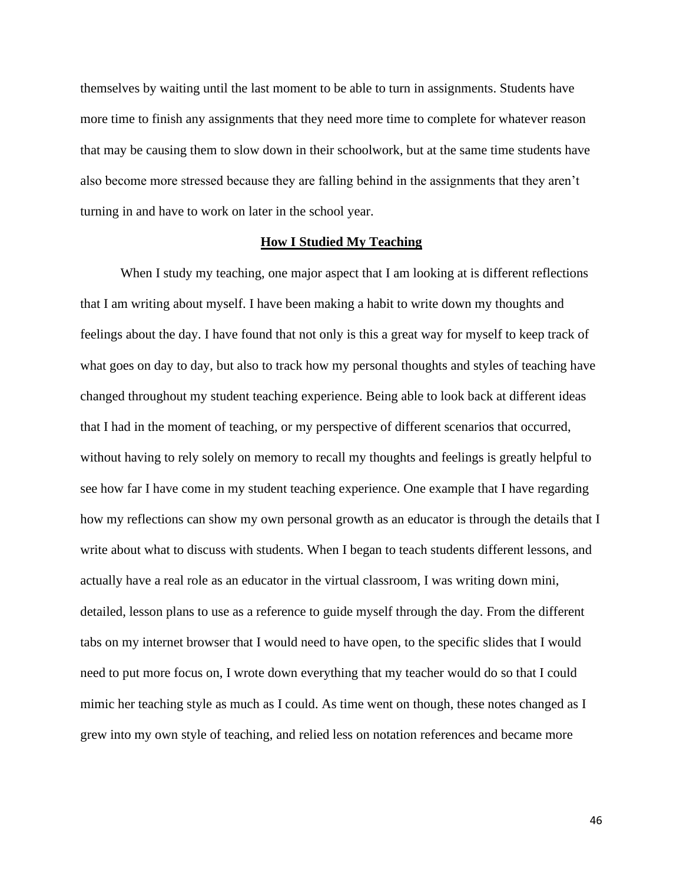themselves by waiting until the last moment to be able to turn in assignments. Students have more time to finish any assignments that they need more time to complete for whatever reason that may be causing them to slow down in their schoolwork, but at the same time students have also become more stressed because they are falling behind in the assignments that they aren't turning in and have to work on later in the school year.

## How I Studied My Teaching

When I study my teaching, one major aspect that I am looking at is different reflections that I am writing about myself. I have been making a habit to write down my thoughts and feelings about the day. I have found that not only is this a great way for myself to keep track of what goes on day to day, but also to track how my personal thoughts and styles of teaching have changed throughout my student teaching experience. Being able to look back at different ideas that I had in the moment of teaching, or my perspective of different scenarios that occurred, without having to rely solely on memory to recall my thoughts and feelings is greatly helpful to see how far I have come in my student teaching experience. One example that I have regarding how my reflections can show my own personal growth as an educator is through the details that I write about what to discuss with students. When I began to teach students different lessons, and actually have a real role as an educator in the virtual classroom, I was writing down mini, detailed, lesson plans to use as a reference to guide myself through the day. From the different tabs on my internet browser that I would need to have open, to the specific slides that I would need to put more focus on, I wrote down everything that my teacher would do so that I could mimic her teaching style as much as I could. As time went on though, these notes changed as I grew into my own style of teaching, and relied less on notation references and became more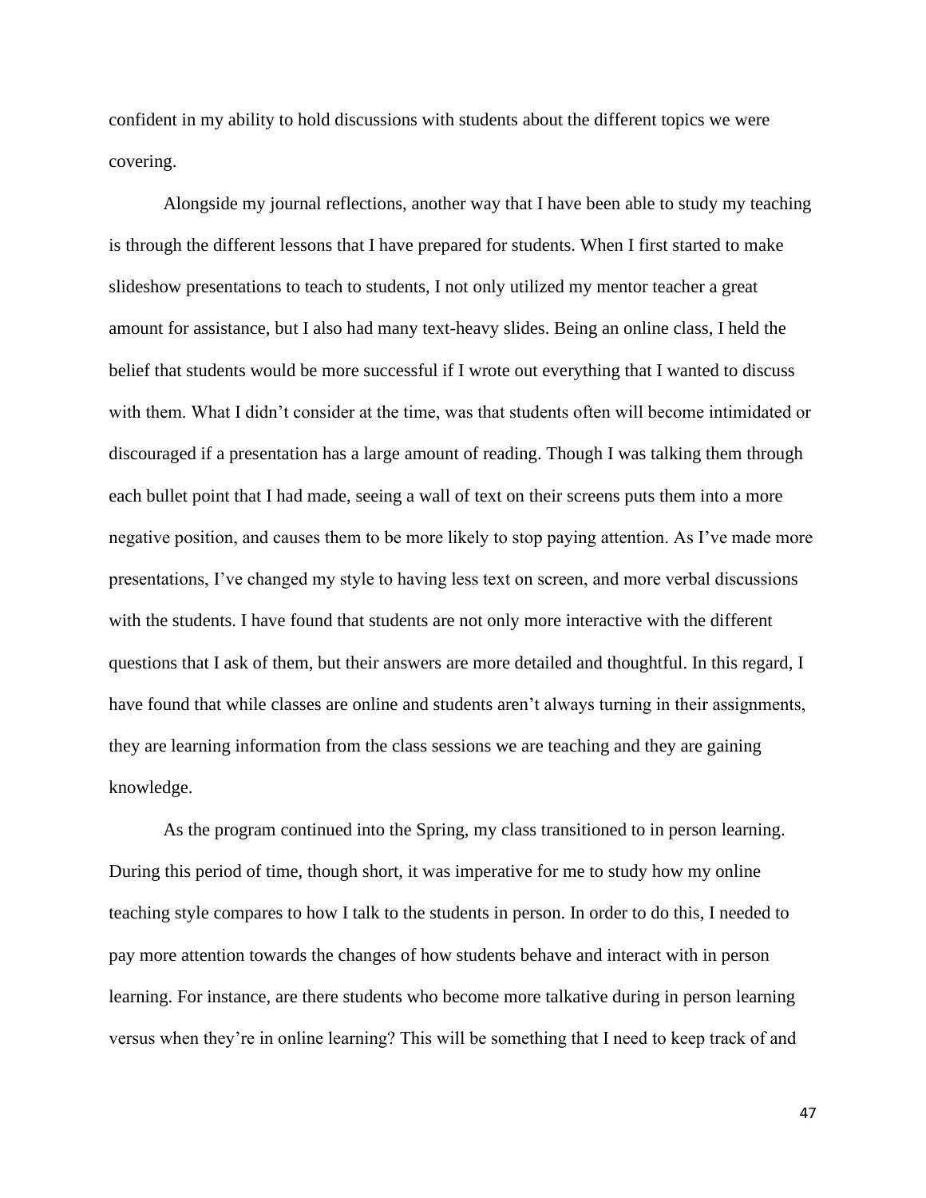confident in my ability to hold discussions with students about the different topics we were covering.

Alongside my journal reflections, another way that I have been able to study my teaching is through the different lessons that I have prepared for students. When I first started to make slideshow presentations to teach to students, I not only utilized my mentor teacher a great amount for assistance, but I also had many text-heavy slides. Being an online class, I held the belief that students would be more successful if I wrote out everything that I wanted to discuss with them. What I didn't consider at the time, was that students often will become intimidated or discouraged if a presentation has a large amount of reading. Though I was talking them through each bullet point that I had made, seeing a wall of text on their screens puts them into a more negative position, and causes them to be more likely to stop paying attention. As I've made more presentations, I've changed my style to having less text on screen, and more verbal discussions with the students. I have found that students are not only more interactive with the different questions that I ask of them, but their answers are more detailed and thoughtful. In this regard, I have found that while classes are online and students aren't always turning in their assignments, they are learning information from the class sessions we are teaching and they are gaining knowledge.

As the program continued into the Spring, my class transitioned to in person learning. During this period of time, though short, it was imperative for me to study how my online teaching style compares to how I talk to the students in person. In order to do this, I needed to pay more attention towards the changes of how students behave and interact with in person learning. For instance, are there students who become more talkative during in person learning versus when they're in online learning? This will be something that I need to keep track of and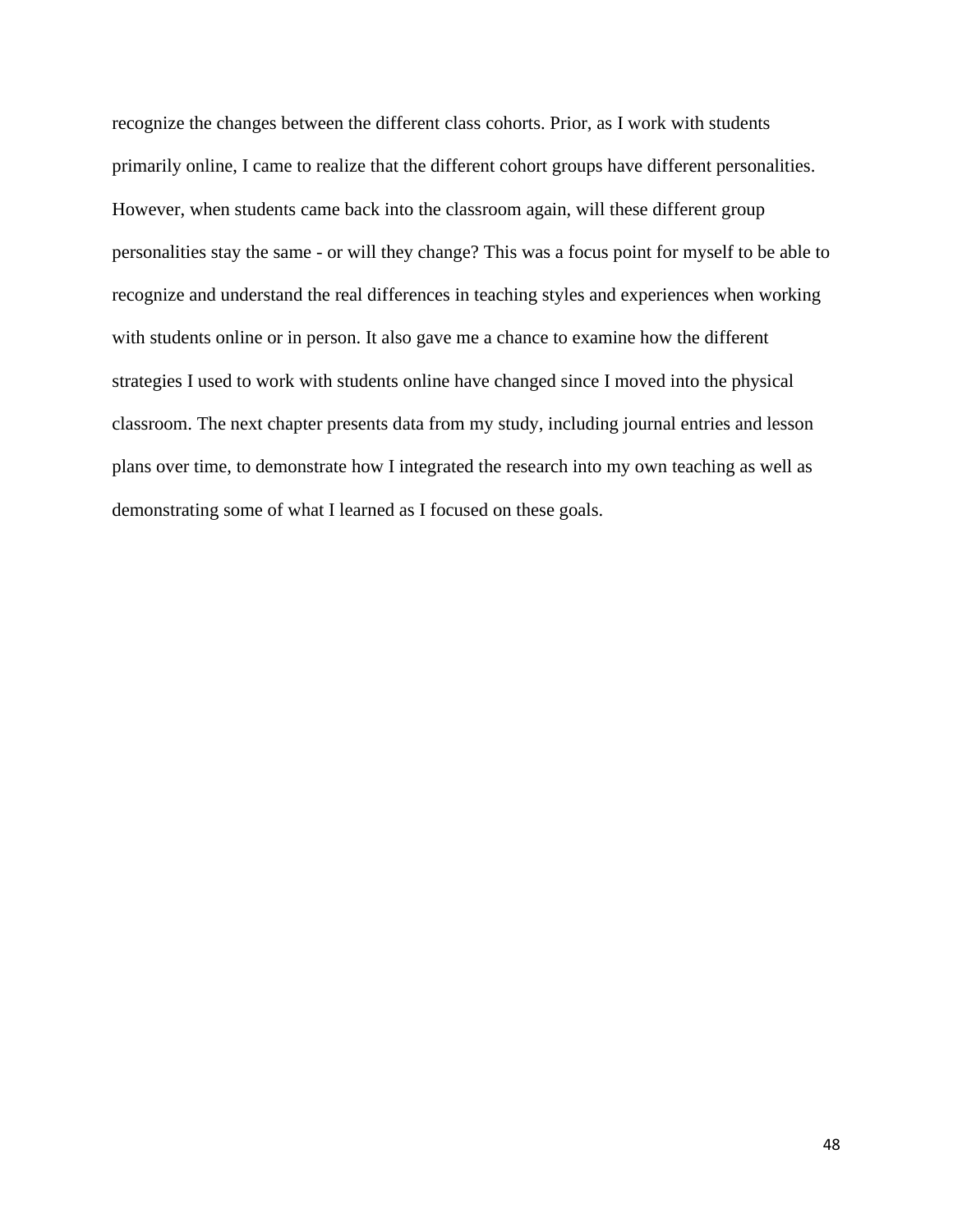recognize the changes between the different class cohorts. Prior, as I work with students primarily online, I came to realize that the different cohort groups have different personalities. However, when students came back into the classroom again, will these different group personalities stay the same - or will they change? This was a focus point for myself to be able to recognize and understand the real differences in teaching styles and experiences when working with students online or in person. It also gave me a chance to examine how the different strategies I used to work with students online have changed since I moved into the physical classroom. The next chapter presents data from my study, including journal entries and lesson plans over time, to demonstrate how I integrated the research into my own teaching as well as demonstrating some of what I learned as I focused on these goals.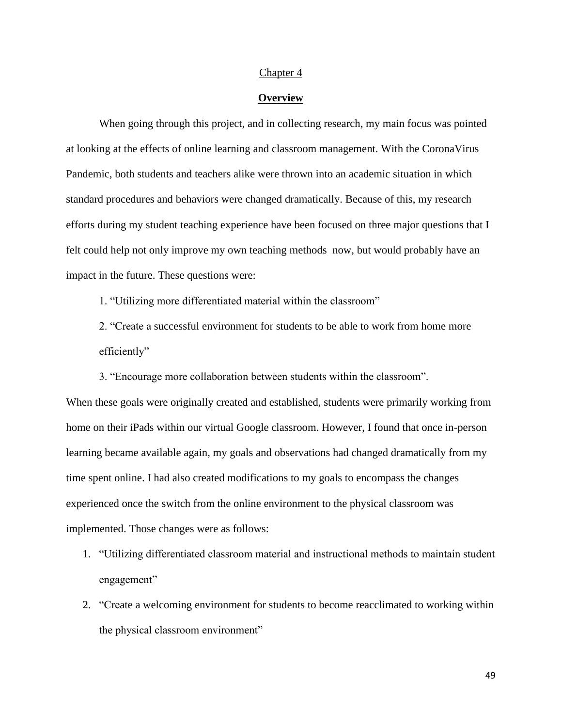<u>Chapter 4</u>

## Overview

When going through this project, and in collecting research, my main focus was pointed at looking at the effects of online learning and classroom management. With the CoronaVirus Pandemic, both students and teachers alike were thrown into an academic situation in which standard procedures and behaviors were changed dramatically. Because of this, my research efforts during my student teaching experience have been focused on three major questions that I felt could help not only improve my own teaching methods now, but would probably have an impact in the future. These questions were:

1. "Utilizing more differentiated material within the classroom"

2. "Create a successful environment for students to be able to work from home more efficiently"

3. "Encourage more collaboration between students within the classroom".

When these goals were originally created and established, students were primarily working from home on their iPads within our virtual Google classroom. However, I found that once in-person learning became available again, my goals and observations had changed dramatically from my time spent online. I had also created modifications to my goals to encompass the changes experienced once the switch from the online environment to the physical classroom was implemented. Those changes were as follows:

1. "Utilizing differentiated classroom material and instructional methods to maintain student engagement"
2. "Create a welcoming environment for students to become reacclimated to working within the physical classroom environment"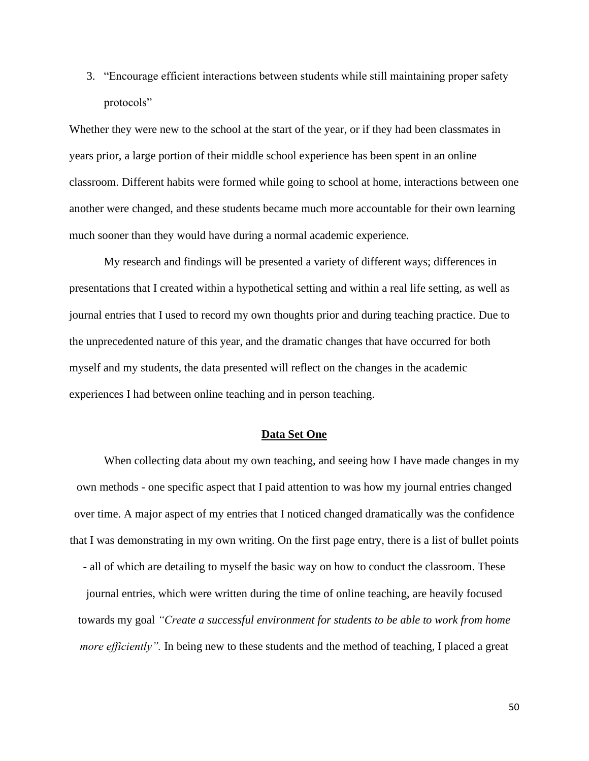3. "Encourage efficient interactions between students while still maintaining proper safety protocols"

Whether they were new to the school at the start of the year, or if they had been classmates in years prior, a large portion of their middle school experience has been spent in an online classroom. Different habits were formed while going to school at home, interactions between one another were changed, and these students became much more accountable for their own learning much sooner than they would have during a normal academic experience.

My research and findings will be presented a variety of different ways; differences in presentations that I created within a hypothetical setting and within a real life setting, as well as journal entries that I used to record my own thoughts prior and during teaching practice. Due to the unprecedented nature of this year, and the dramatic changes that have occurred for both myself and my students, the data presented will reflect on the changes in the academic experiences I had between online teaching and in person teaching.

**Data Set One**

When collecting data about my own teaching, and seeing how I have made changes in my own methods - one specific aspect that I paid attention to was how my journal entries changed over time. A major aspect of my entries that I noticed changed dramatically was the confidence that I was demonstrating in my own writing. On the first page entry, there is a list of bullet points - all of which are detailing to myself the basic way on how to conduct the classroom. These journal entries, which were written during the time of online teaching, are heavily focused towards my goal *"Create a successful environment for students to be able to work from home more efficiently".* In being new to these students and the method of teaching, I placed a great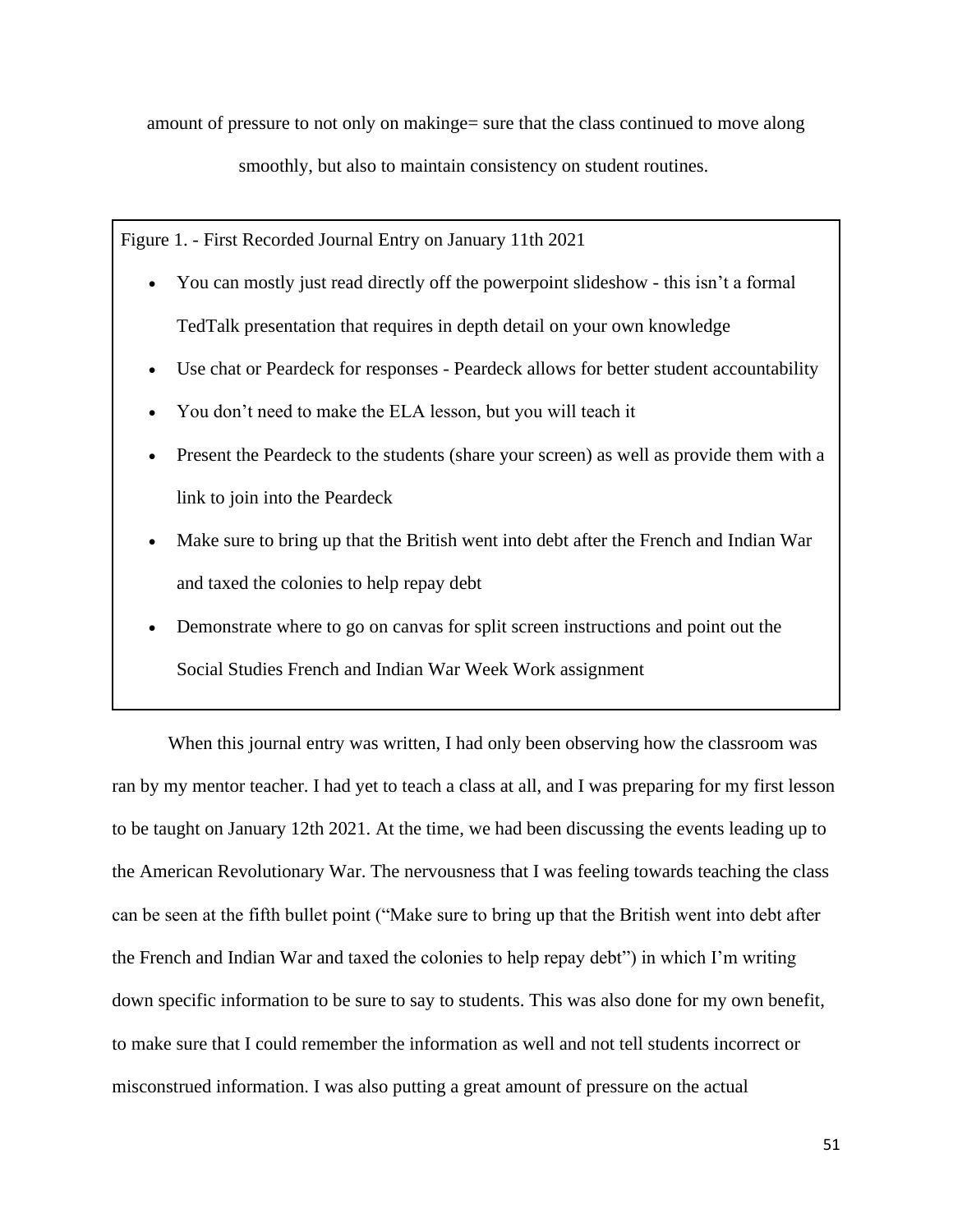amount of pressure to not only on makinge= sure that the class continued to move along smoothly, but also to maintain consistency on student routines.

Figure 1. - First Recorded Journal Entry on January 11th 2021

- You can mostly just read directly off the powerpoint slideshow - this isn't a formal TedTalk presentation that requires in depth detail on your own knowledge
- Use chat or Peardeck for responses - Peardeck allows for better student accountability
- You don't need to make the ELA lesson, but you will teach it
- Present the Peardeck to the students (share your screen) as well as provide them with a link to join into the Peardeck
- Make sure to bring up that the British went into debt after the French and Indian War and taxed the colonies to help repay debt
- Demonstrate where to go on canvas for split screen instructions and point out the Social Studies French and Indian War Week Work assignment

When this journal entry was written, I had only been observing how the classroom was ran by my mentor teacher. I had yet to teach a class at all, and I was preparing for my first lesson to be taught on January 12th 2021. At the time, we had been discussing the events leading up to the American Revolutionary War. The nervousness that I was feeling towards teaching the class can be seen at the fifth bullet point ("Make sure to bring up that the British went into debt after the French and Indian War and taxed the colonies to help repay debt") in which I'm writing down specific information to be sure to say to students. This was also done for my own benefit, to make sure that I could remember the information as well and not tell students incorrect or misconstrued information. I was also putting a great amount of pressure on the actual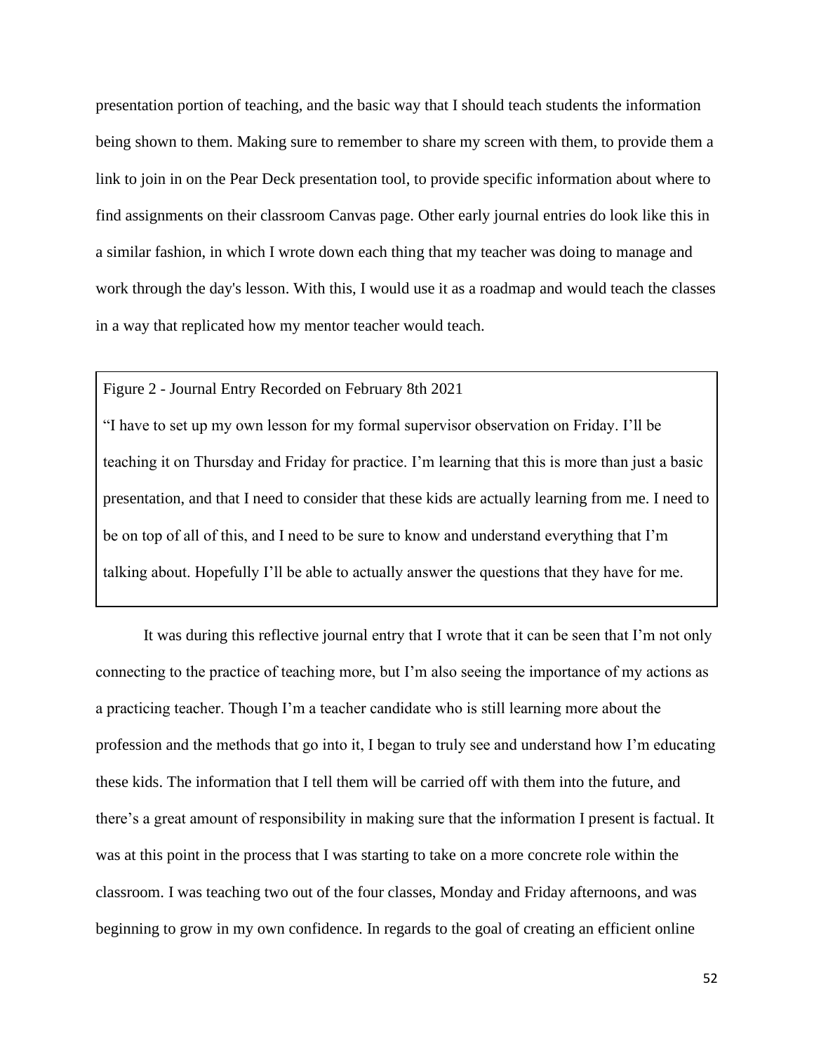presentation portion of teaching, and the basic way that I should teach students the information being shown to them. Making sure to remember to share my screen with them, to provide them a link to join in on the Pear Deck presentation tool, to provide specific information about where to find assignments on their classroom Canvas page. Other early journal entries do look like this in a similar fashion, in which I wrote down each thing that my teacher was doing to manage and work through the day's lesson. With this, I would use it as a roadmap and would teach the classes in a way that replicated how my mentor teacher would teach.

> Figure 2 - Journal Entry Recorded on February 8th 2021
>
> "I have to set up my own lesson for my formal supervisor observation on Friday. I'll be teaching it on Thursday and Friday for practice. I'm learning that this is more than just a basic presentation, and that I need to consider that these kids are actually learning from me. I need to be on top of all of this, and I need to be sure to know and understand everything that I'm talking about. Hopefully I'll be able to actually answer the questions that they have for me.

It was during this reflective journal entry that I wrote that it can be seen that I'm not only connecting to the practice of teaching more, but I'm also seeing the importance of my actions as a practicing teacher. Though I'm a teacher candidate who is still learning more about the profession and the methods that go into it, I began to truly see and understand how I'm educating these kids. The information that I tell them will be carried off with them into the future, and there's a great amount of responsibility in making sure that the information I present is factual. It was at this point in the process that I was starting to take on a more concrete role within the classroom. I was teaching two out of the four classes, Monday and Friday afternoons, and was beginning to grow in my own confidence. In regards to the goal of creating an efficient online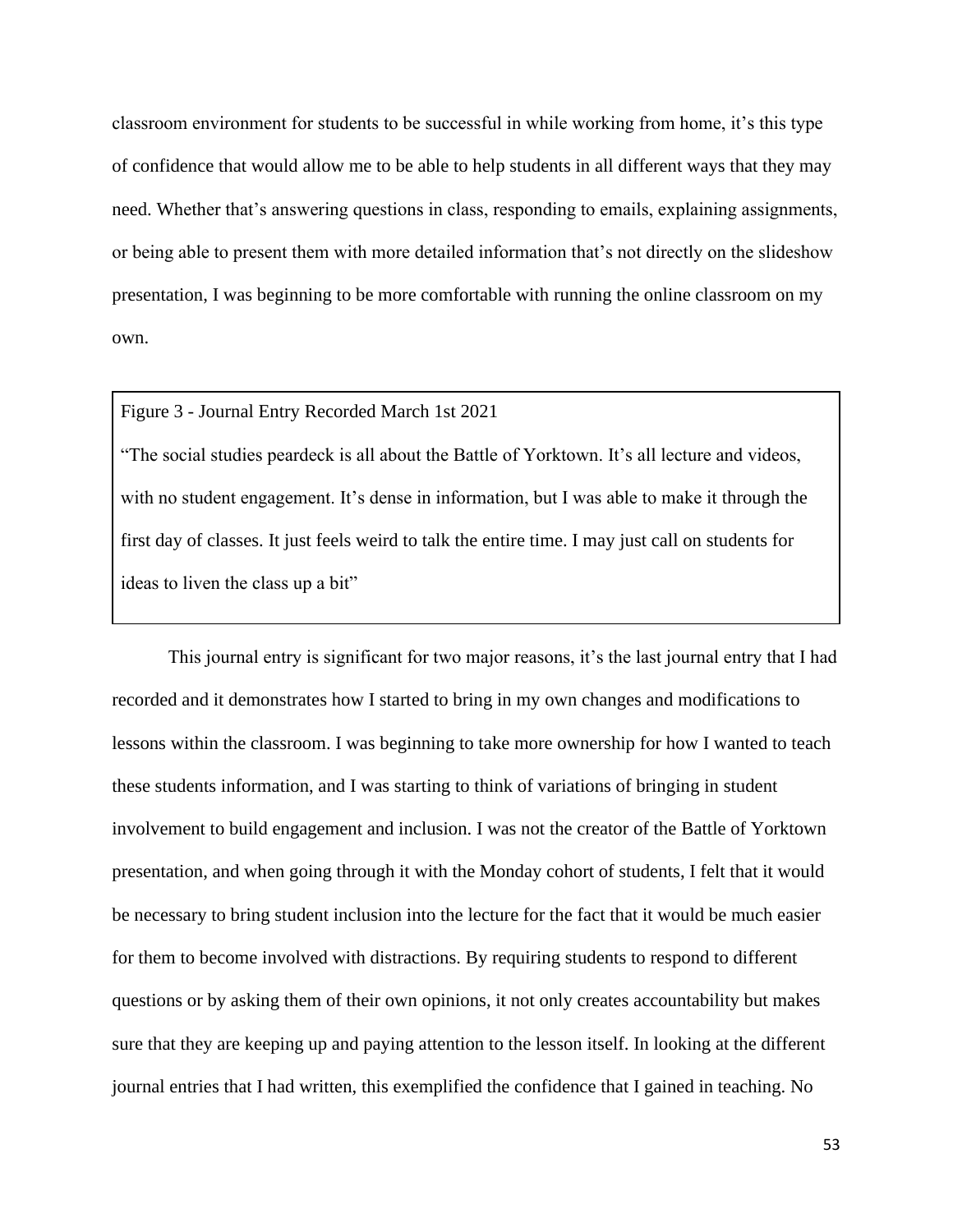classroom environment for students to be successful in while working from home, it's this type of confidence that would allow me to be able to help students in all different ways that they may need. Whether that's answering questions in class, responding to emails, explaining assignments, or being able to present them with more detailed information that's not directly on the slideshow presentation, I was beginning to be more comfortable with running the online classroom on my own.

> Figure 3 - Journal Entry Recorded March 1st 2021
>
> "The social studies peardeck is all about the Battle of Yorktown. It's all lecture and videos, with no student engagement. It's dense in information, but I was able to make it through the first day of classes. It just feels weird to talk the entire time. I may just call on students for ideas to liven the class up a bit"

This journal entry is significant for two major reasons, it's the last journal entry that I had recorded and it demonstrates how I started to bring in my own changes and modifications to lessons within the classroom. I was beginning to take more ownership for how I wanted to teach these students information, and I was starting to think of variations of bringing in student involvement to build engagement and inclusion. I was not the creator of the Battle of Yorktown presentation, and when going through it with the Monday cohort of students, I felt that it would be necessary to bring student inclusion into the lecture for the fact that it would be much easier for them to become involved with distractions. By requiring students to respond to different questions or by asking them of their own opinions, it not only creates accountability but makes sure that they are keeping up and paying attention to the lesson itself. In looking at the different journal entries that I had written, this exemplified the confidence that I gained in teaching. No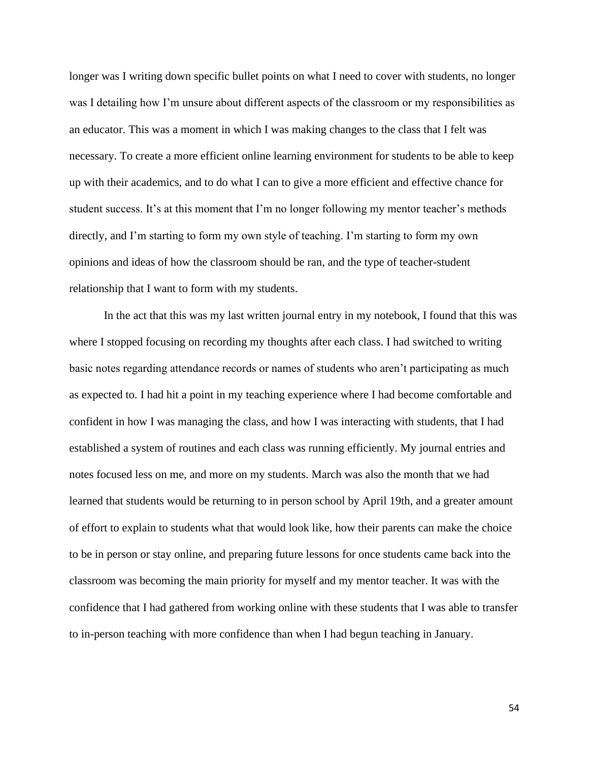longer was I writing down specific bullet points on what I need to cover with students, no longer was I detailing how I'm unsure about different aspects of the classroom or my responsibilities as an educator. This was a moment in which I was making changes to the class that I felt was necessary. To create a more efficient online learning environment for students to be able to keep up with their academics, and to do what I can to give a more efficient and effective chance for student success. It's at this moment that I'm no longer following my mentor teacher's methods directly, and I'm starting to form my own style of teaching. I'm starting to form my own opinions and ideas of how the classroom should be ran, and the type of teacher-student relationship that I want to form with my students.

In the act that this was my last written journal entry in my notebook, I found that this was where I stopped focusing on recording my thoughts after each class. I had switched to writing basic notes regarding attendance records or names of students who aren't participating as much as expected to. I had hit a point in my teaching experience where I had become comfortable and confident in how I was managing the class, and how I was interacting with students, that I had established a system of routines and each class was running efficiently. My journal entries and notes focused less on me, and more on my students. March was also the month that we had learned that students would be returning to in person school by April 19th, and a greater amount of effort to explain to students what that would look like, how their parents can make the choice to be in person or stay online, and preparing future lessons for once students came back into the classroom was becoming the main priority for myself and my mentor teacher. It was with the confidence that I had gathered from working online with these students that I was able to transfer to in-person teaching with more confidence than when I had begun teaching in January.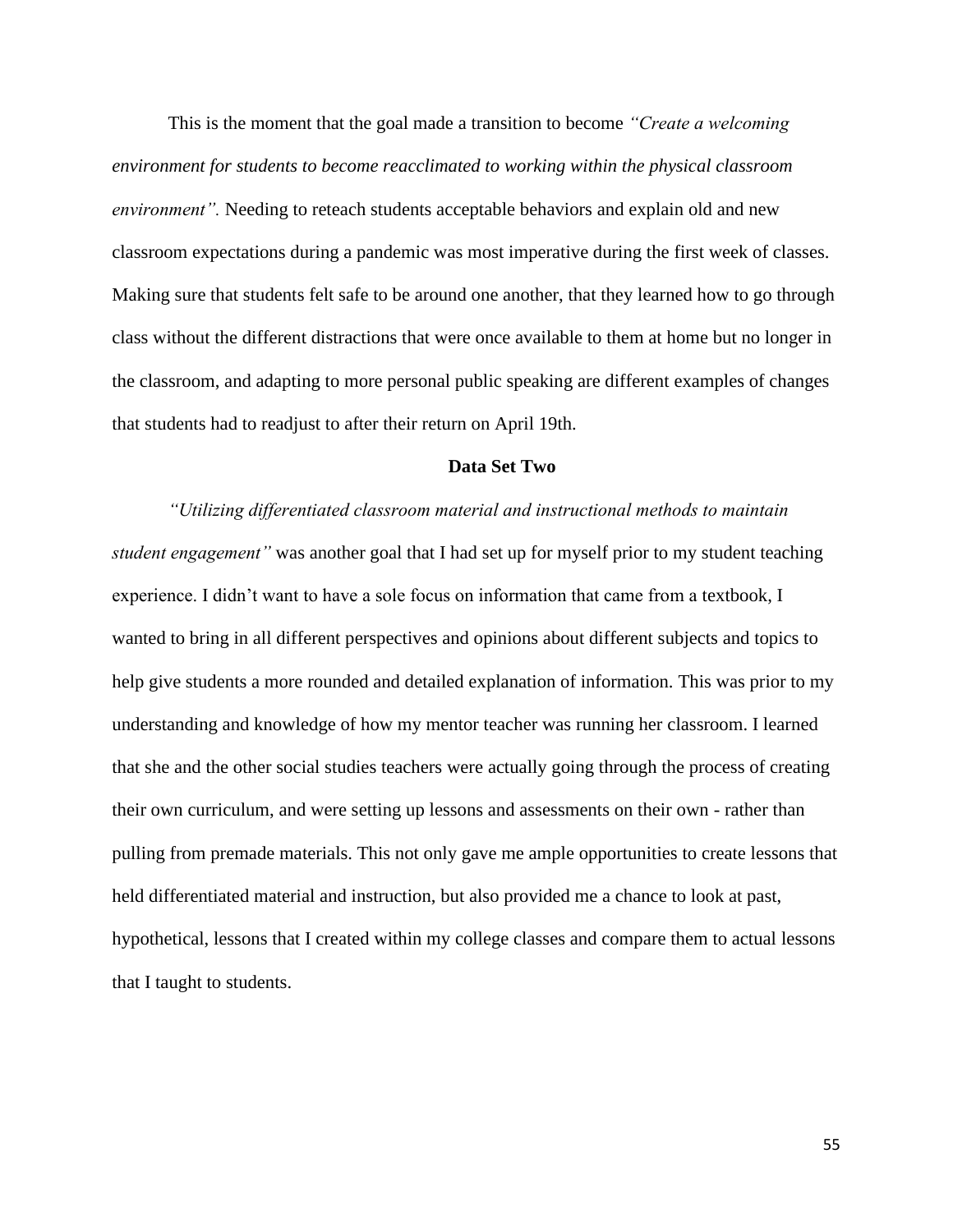This is the moment that the goal made a transition to become *"Create a welcoming environment for students to become reacclimated to working within the physical classroom environment".* Needing to reteach students acceptable behaviors and explain old and new classroom expectations during a pandemic was most imperative during the first week of classes. Making sure that students felt safe to be around one another, that they learned how to go through class without the different distractions that were once available to them at home but no longer in the classroom, and adapting to more personal public speaking are different examples of changes that students had to readjust to after their return on April 19th.

**Data Set Two**

*"Utilizing differentiated classroom material and instructional methods to maintain student engagement"* was another goal that I had set up for myself prior to my student teaching experience. I didn't want to have a sole focus on information that came from a textbook, I wanted to bring in all different perspectives and opinions about different subjects and topics to help give students a more rounded and detailed explanation of information. This was prior to my understanding and knowledge of how my mentor teacher was running her classroom. I learned that she and the other social studies teachers were actually going through the process of creating their own curriculum, and were setting up lessons and assessments on their own - rather than pulling from premade materials. This not only gave me ample opportunities to create lessons that held differentiated material and instruction, but also provided me a chance to look at past, hypothetical, lessons that I created within my college classes and compare them to actual lessons that I taught to students.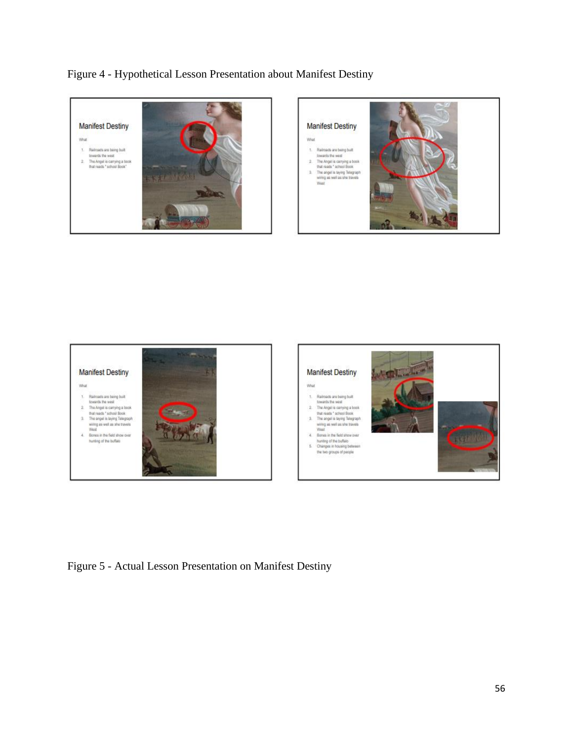Figure 4 - Hypothetical Lesson Presentation about Manifest Destiny

Figure 5 - Actual Lesson Presentation on Manifest Destiny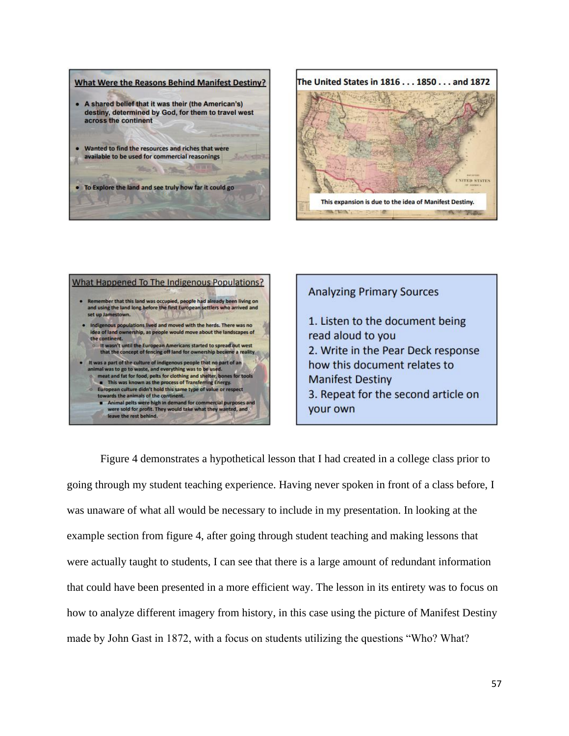**What Were the Reasons Behind Manifest Destiny?**

- A shared belief that it was their (the American's) destiny, determined by God, for them to travel west across the continent
- Wanted to find the resources and riches that were available to be used for commercial reasonings
- To Explore the land and see truly how far it could go

**The United States in 1816 . . . 1850 . . . and 1872**

This expansion is due to the idea of Manifest Destiny.

**What Happened To The Indigenous Populations?**

- Remember that this land was occupied, people had already been living on and using the land long before the first European settlers who arrived and set up Jamestown.
- Indigenous populations lived and moved with the herds. There was no idea of land ownership, as people would move about the landscapes of the continent.
  - It wasn't until the European Americans started to spread out west that the concept of fencing off land for ownership became a reality
- It was a part of the culture of indigenous people that no part of an animal was to go to waste, and everything was to be used.
  - meat and fat for food, pelts for clothing and shelter, bones for tools
    - This was known as the process of Transferring Energy.
  - European culture didn't hold this same type of value or respect towards the animals of the continent.
    - Animal pelts were high in demand for commercial purposes and were sold for profit. They would take what they wanted, and leave the rest behind.

Analyzing Primary Sources

1. Listen to the document being read aloud to you
2. Write in the Pear Deck response how this document relates to Manifest Destiny
3. Repeat for the second article on your own

Figure 4 demonstrates a hypothetical lesson that I had created in a college class prior to going through my student teaching experience. Having never spoken in front of a class before, I was unaware of what all would be necessary to include in my presentation. In looking at the example section from figure 4, after going through student teaching and making lessons that were actually taught to students, I can see that there is a large amount of redundant information that could have been presented in a more efficient way. The lesson in its entirety was to focus on how to analyze different imagery from history, in this case using the picture of Manifest Destiny made by John Gast in 1872, with a focus on students utilizing the questions "Who? What?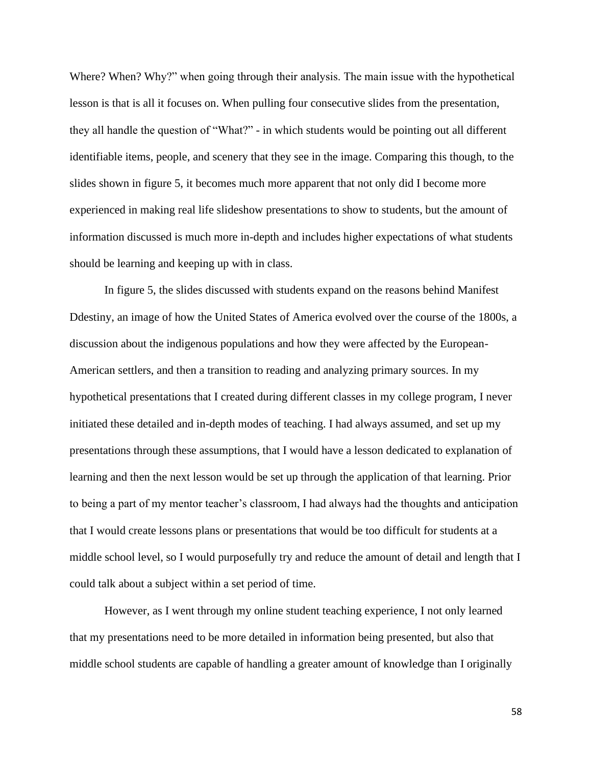Where? When? Why?" when going through their analysis. The main issue with the hypothetical lesson is that is all it focuses on. When pulling four consecutive slides from the presentation, they all handle the question of "What?" - in which students would be pointing out all different identifiable items, people, and scenery that they see in the image. Comparing this though, to the slides shown in figure 5, it becomes much more apparent that not only did I become more experienced in making real life slideshow presentations to show to students, but the amount of information discussed is much more in-depth and includes higher expectations of what students should be learning and keeping up with in class.

In figure 5, the slides discussed with students expand on the reasons behind Manifest Ddestiny, an image of how the United States of America evolved over the course of the 1800s, a discussion about the indigenous populations and how they were affected by the European-American settlers, and then a transition to reading and analyzing primary sources. In my hypothetical presentations that I created during different classes in my college program, I never initiated these detailed and in-depth modes of teaching. I had always assumed, and set up my presentations through these assumptions, that I would have a lesson dedicated to explanation of learning and then the next lesson would be set up through the application of that learning. Prior to being a part of my mentor teacher's classroom, I had always had the thoughts and anticipation that I would create lessons plans or presentations that would be too difficult for students at a middle school level, so I would purposefully try and reduce the amount of detail and length that I could talk about a subject within a set period of time.

However, as I went through my online student teaching experience, I not only learned that my presentations need to be more detailed in information being presented, but also that middle school students are capable of handling a greater amount of knowledge than I originally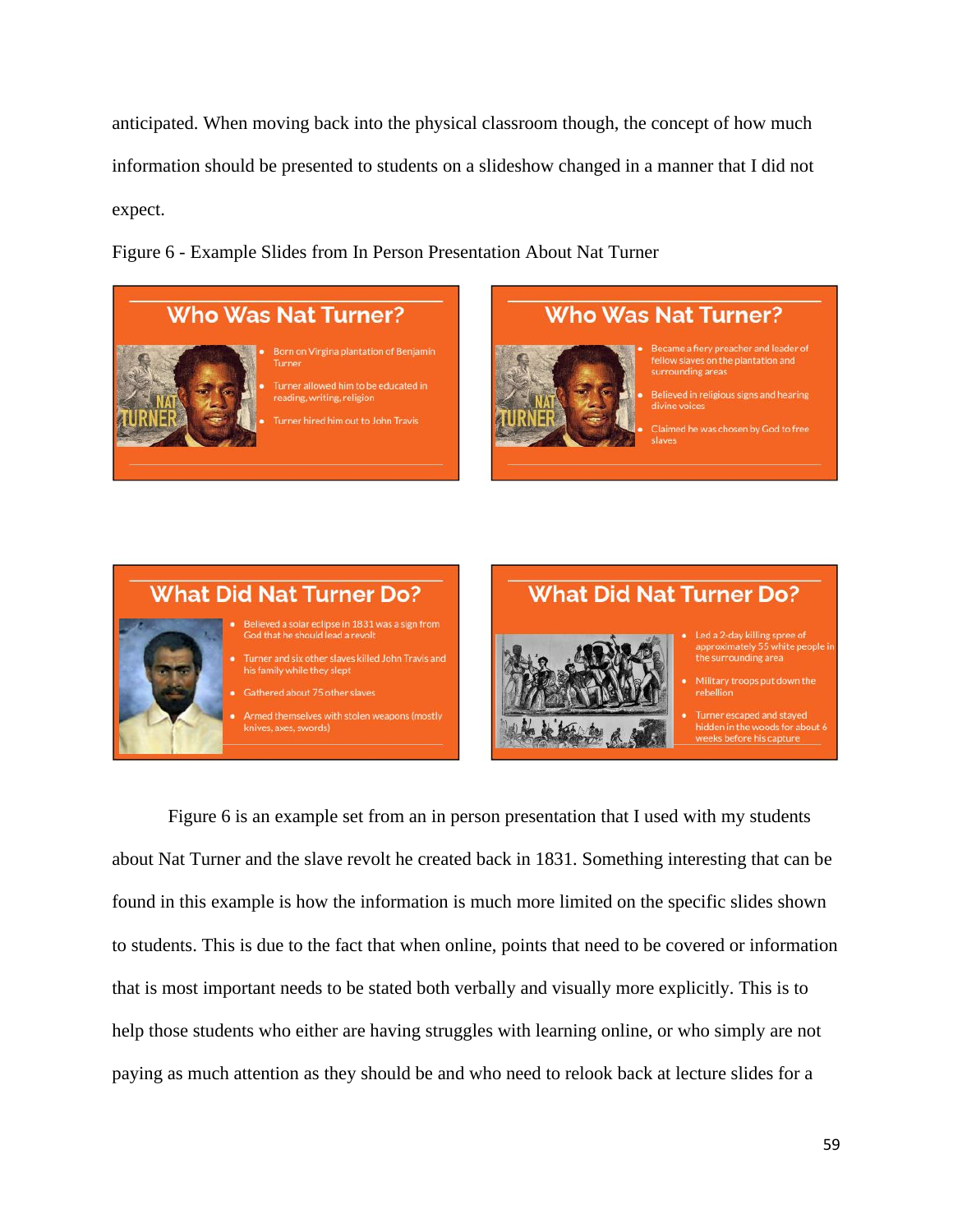anticipated. When moving back into the physical classroom though, the concept of how much information should be presented to students on a slideshow changed in a manner that I did not expect.

Figure 6 - Example Slides from In Person Presentation About Nat Turner

**Who Was Nat Turner?**

- Born on Virgina plantation of Benjamin Turner
- Turner allowed him to be educated in reading, writing, religion
- Turner hired him out to John Travis

**Who Was Nat Turner?**

- Became a fiery preacher and leader of fellow slaves on the plantation and surrounding areas
- Believed in religious signs and hearing divine voices
- Claimed he was chosen by God to free slaves

**What Did Nat Turner Do?**

- Believed a solar eclipse in 1831 was a sign from God that he should lead a revolt
- Turner and six other slaves killed John Travis and his family while they slept
- Gathered about 75 other slaves
- Armed themselves with stolen weapons (mostly knives, axes, swords)

**What Did Nat Turner Do?**

- Led a 2-day killing spree of approximately 55 white people in the surrounding area
- Military troops put down the rebellion
- Turner escaped and stayed hidden in the woods for about 6 weeks before his capture

Figure 6 is an example set from an in person presentation that I used with my students about Nat Turner and the slave revolt he created back in 1831. Something interesting that can be found in this example is how the information is much more limited on the specific slides shown to students. This is due to the fact that when online, points that need to be covered or information that is most important needs to be stated both verbally and visually more explicitly. This is to help those students who either are having struggles with learning online, or who simply are not paying as much attention as they should be and who need to relook back at lecture slides for a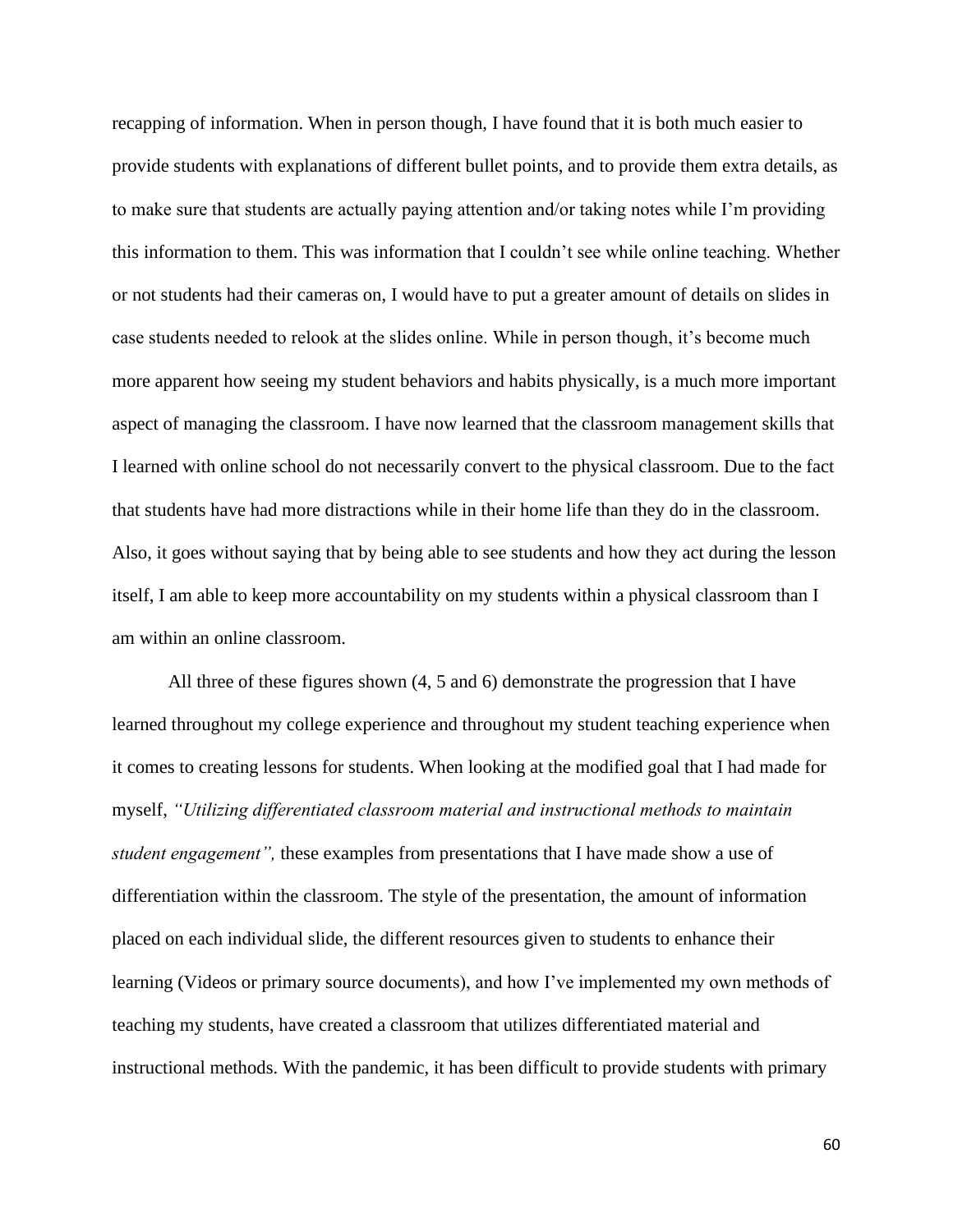recapping of information. When in person though, I have found that it is both much easier to provide students with explanations of different bullet points, and to provide them extra details, as to make sure that students are actually paying attention and/or taking notes while I'm providing this information to them. This was information that I couldn't see while online teaching. Whether or not students had their cameras on, I would have to put a greater amount of details on slides in case students needed to relook at the slides online. While in person though, it's become much more apparent how seeing my student behaviors and habits physically, is a much more important aspect of managing the classroom. I have now learned that the classroom management skills that I learned with online school do not necessarily convert to the physical classroom. Due to the fact that students have had more distractions while in their home life than they do in the classroom. Also, it goes without saying that by being able to see students and how they act during the lesson itself, I am able to keep more accountability on my students within a physical classroom than I am within an online classroom.

All three of these figures shown (4, 5 and 6) demonstrate the progression that I have learned throughout my college experience and throughout my student teaching experience when it comes to creating lessons for students. When looking at the modified goal that I had made for myself, *"Utilizing differentiated classroom material and instructional methods to maintain student engagement",* these examples from presentations that I have made show a use of differentiation within the classroom. The style of the presentation, the amount of information placed on each individual slide, the different resources given to students to enhance their learning (Videos or primary source documents), and how I've implemented my own methods of teaching my students, have created a classroom that utilizes differentiated material and instructional methods. With the pandemic, it has been difficult to provide students with primary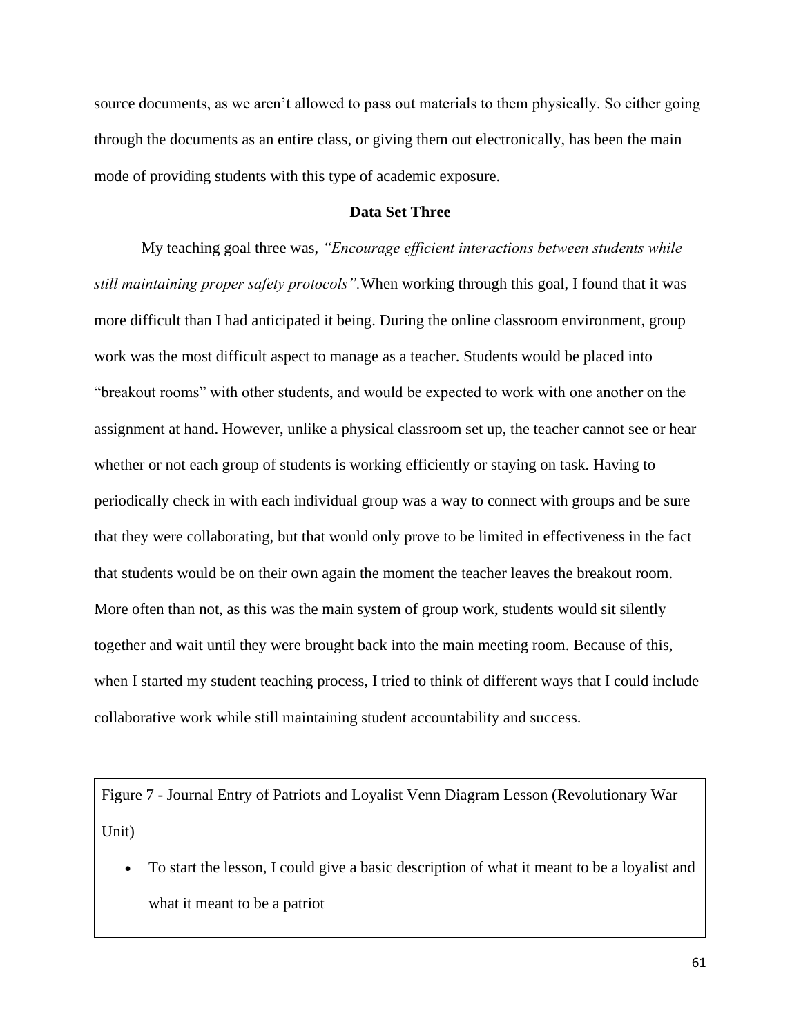source documents, as we aren't allowed to pass out materials to them physically. So either going through the documents as an entire class, or giving them out electronically, has been the main mode of providing students with this type of academic exposure.

### Data Set Three

My teaching goal three was, *"Encourage efficient interactions between students while still maintaining proper safety protocols".* When working through this goal, I found that it was more difficult than I had anticipated it being. During the online classroom environment, group work was the most difficult aspect to manage as a teacher. Students would be placed into "breakout rooms" with other students, and would be expected to work with one another on the assignment at hand. However, unlike a physical classroom set up, the teacher cannot see or hear whether or not each group of students is working efficiently or staying on task. Having to periodically check in with each individual group was a way to connect with groups and be sure that they were collaborating, but that would only prove to be limited in effectiveness in the fact that students would be on their own again the moment the teacher leaves the breakout room. More often than not, as this was the main system of group work, students would sit silently together and wait until they were brought back into the main meeting room. Because of this, when I started my student teaching process, I tried to think of different ways that I could include collaborative work while still maintaining student accountability and success.

Figure 7 - Journal Entry of Patriots and Loyalist Venn Diagram Lesson (Revolutionary War Unit)

- To start the lesson, I could give a basic description of what it meant to be a loyalist and what it meant to be a patriot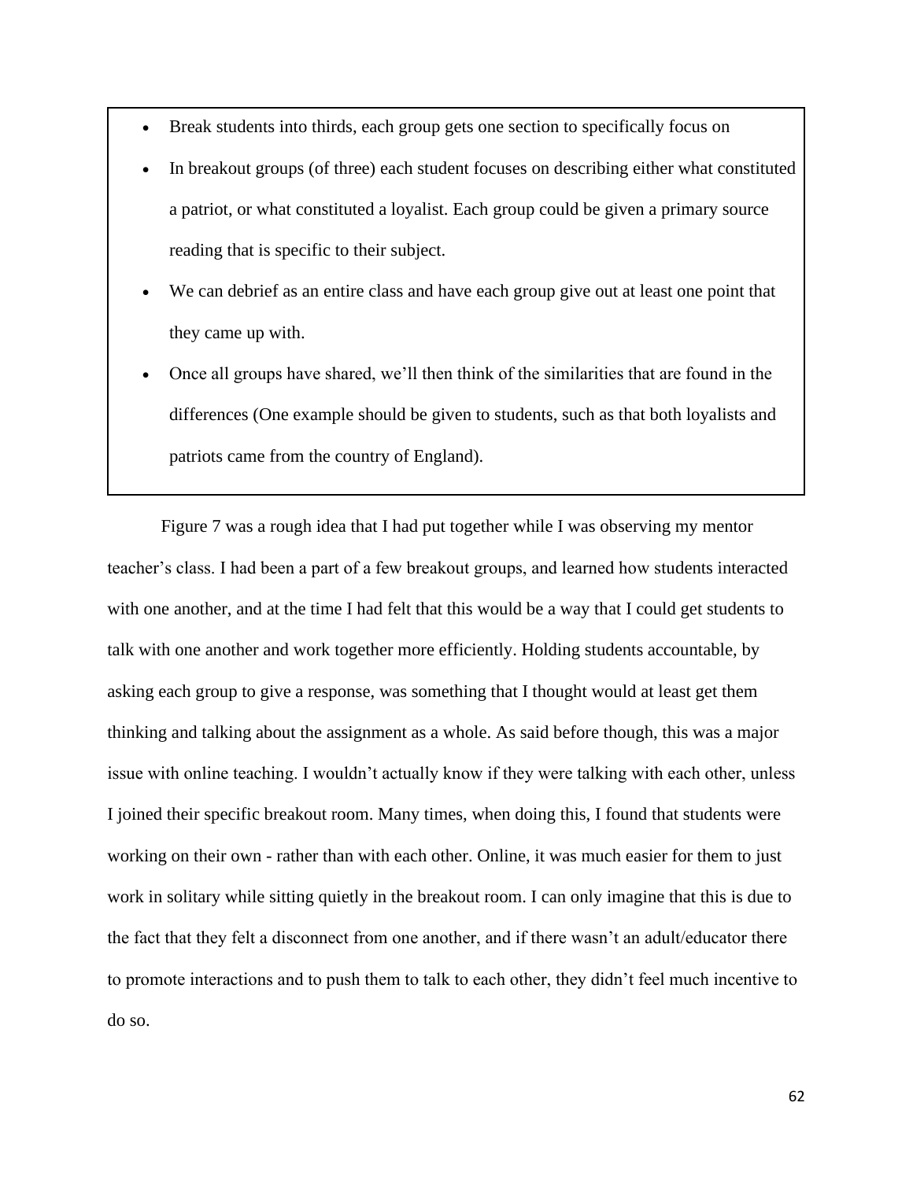- Break students into thirds, each group gets one section to specifically focus on
- In breakout groups (of three) each student focuses on describing either what constituted a patriot, or what constituted a loyalist. Each group could be given a primary source reading that is specific to their subject.
- We can debrief as an entire class and have each group give out at least one point that they came up with.
- Once all groups have shared, we'll then think of the similarities that are found in the differences (One example should be given to students, such as that both loyalists and patriots came from the country of England).

Figure 7 was a rough idea that I had put together while I was observing my mentor teacher's class. I had been a part of a few breakout groups, and learned how students interacted with one another, and at the time I had felt that this would be a way that I could get students to talk with one another and work together more efficiently. Holding students accountable, by asking each group to give a response, was something that I thought would at least get them thinking and talking about the assignment as a whole. As said before though, this was a major issue with online teaching. I wouldn't actually know if they were talking with each other, unless I joined their specific breakout room. Many times, when doing this, I found that students were working on their own - rather than with each other. Online, it was much easier for them to just work in solitary while sitting quietly in the breakout room. I can only imagine that this is due to the fact that they felt a disconnect from one another, and if there wasn't an adult/educator there to promote interactions and to push them to talk to each other, they didn't feel much incentive to do so.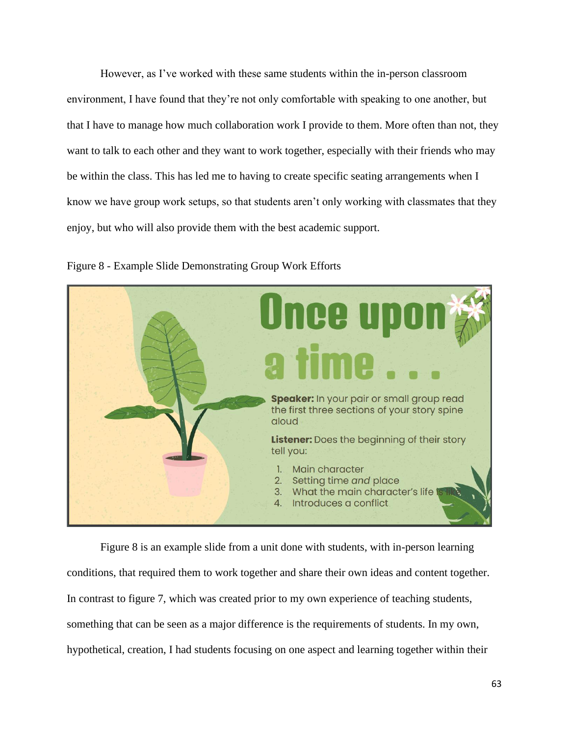However, as I've worked with these same students within the in-person classroom environment, I have found that they're not only comfortable with speaking to one another, but that I have to manage how much collaboration work I provide to them. More often than not, they want to talk to each other and they want to work together, especially with their friends who may be within the class. This has led me to having to create specific seating arrangements when I know we have group work setups, so that students aren't only working with classmates that they enjoy, but who will also provide them with the best academic support.

Figure 8 - Example Slide Demonstrating Group Work Efforts

**Once upon a time . . .**

**Speaker:** In your pair or small group read the first three sections of your story spine aloud

**Listener:** Does the beginning of their story tell you:

1. Main character
2. Setting time *and* place
3. What the main character's life is like
4. Introduces a conflict

Figure 8 is an example slide from a unit done with students, with in-person learning conditions, that required them to work together and share their own ideas and content together. In contrast to figure 7, which was created prior to my own experience of teaching students, something that can be seen as a major difference is the requirements of students. In my own, hypothetical, creation, I had students focusing on one aspect and learning together within their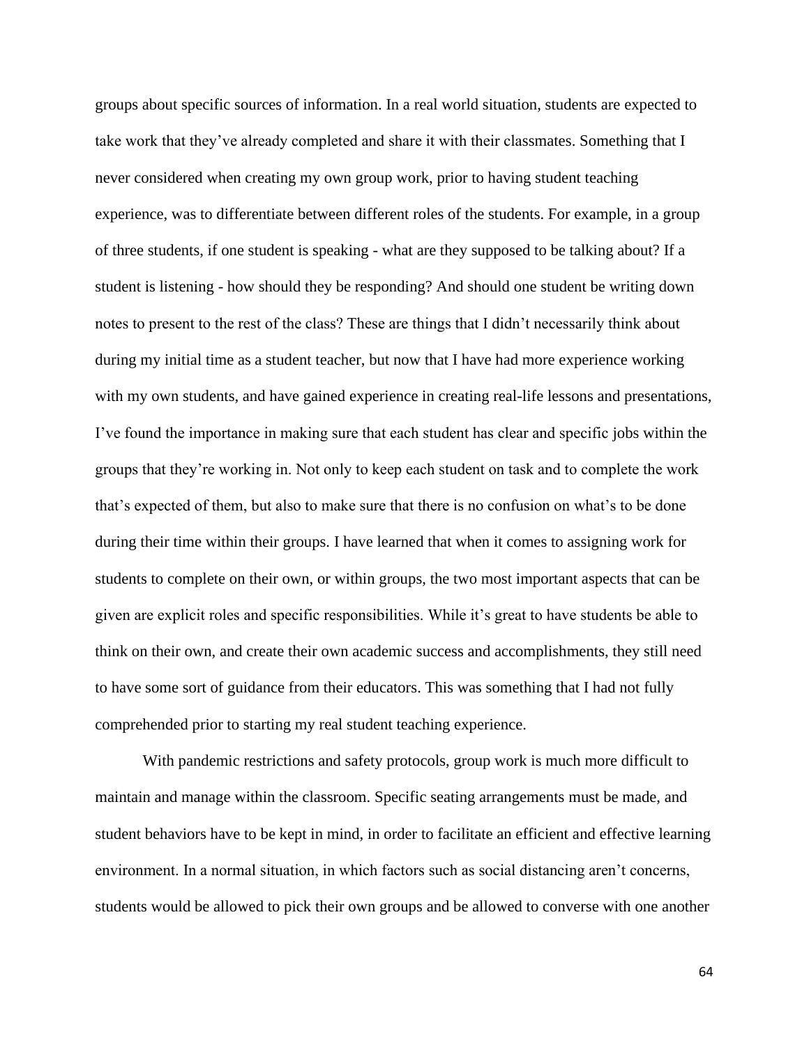groups about specific sources of information. In a real world situation, students are expected to take work that they've already completed and share it with their classmates. Something that I never considered when creating my own group work, prior to having student teaching experience, was to differentiate between different roles of the students. For example, in a group of three students, if one student is speaking - what are they supposed to be talking about? If a student is listening - how should they be responding? And should one student be writing down notes to present to the rest of the class? These are things that I didn't necessarily think about during my initial time as a student teacher, but now that I have had more experience working with my own students, and have gained experience in creating real-life lessons and presentations, I've found the importance in making sure that each student has clear and specific jobs within the groups that they're working in. Not only to keep each student on task and to complete the work that's expected of them, but also to make sure that there is no confusion on what's to be done during their time within their groups. I have learned that when it comes to assigning work for students to complete on their own, or within groups, the two most important aspects that can be given are explicit roles and specific responsibilities. While it's great to have students be able to think on their own, and create their own academic success and accomplishments, they still need to have some sort of guidance from their educators. This was something that I had not fully comprehended prior to starting my real student teaching experience.

With pandemic restrictions and safety protocols, group work is much more difficult to maintain and manage within the classroom. Specific seating arrangements must be made, and student behaviors have to be kept in mind, in order to facilitate an efficient and effective learning environment. In a normal situation, in which factors such as social distancing aren't concerns, students would be allowed to pick their own groups and be allowed to converse with one another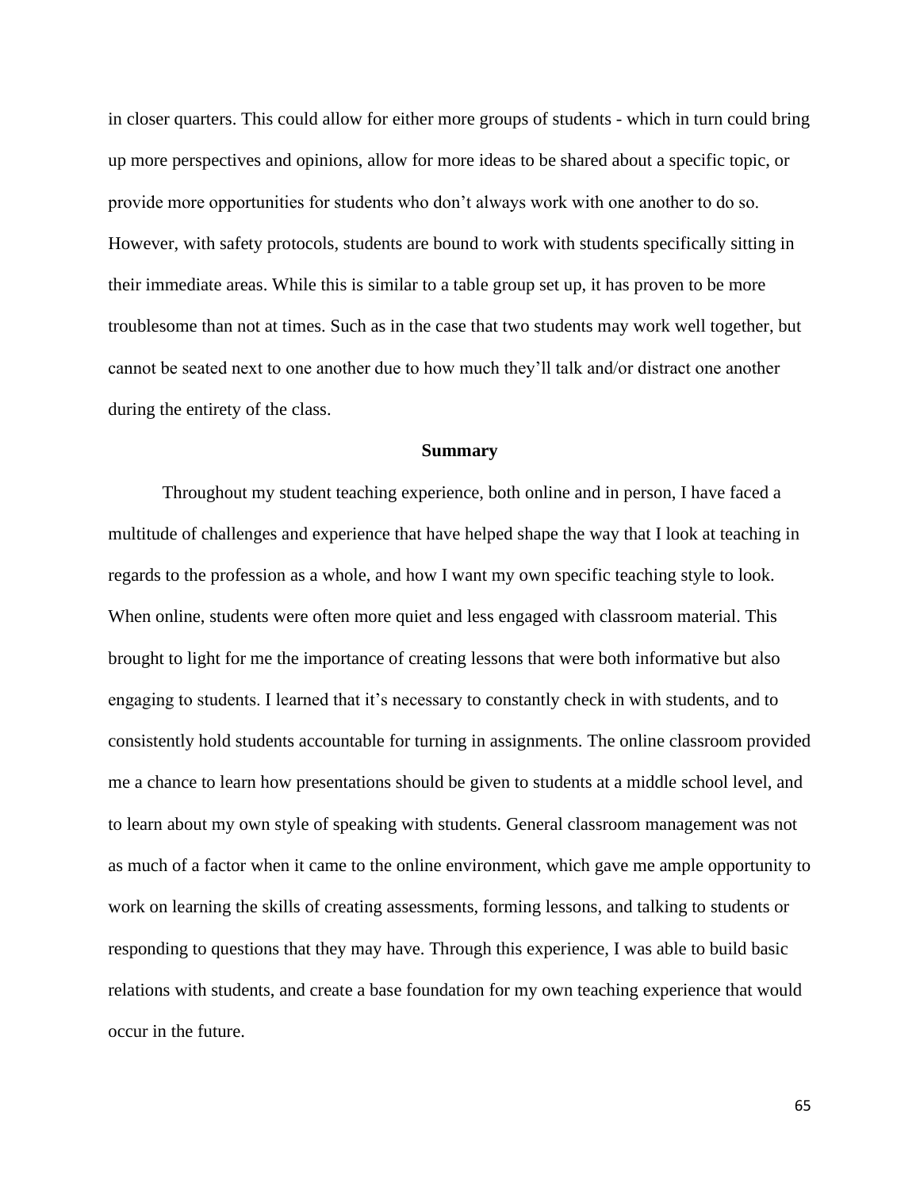in closer quarters. This could allow for either more groups of students - which in turn could bring up more perspectives and opinions, allow for more ideas to be shared about a specific topic, or provide more opportunities for students who don't always work with one another to do so. However, with safety protocols, students are bound to work with students specifically sitting in their immediate areas. While this is similar to a table group set up, it has proven to be more troublesome than not at times. Such as in the case that two students may work well together, but cannot be seated next to one another due to how much they'll talk and/or distract one another during the entirety of the class.

## Summary

Throughout my student teaching experience, both online and in person, I have faced a multitude of challenges and experience that have helped shape the way that I look at teaching in regards to the profession as a whole, and how I want my own specific teaching style to look. When online, students were often more quiet and less engaged with classroom material. This brought to light for me the importance of creating lessons that were both informative but also engaging to students. I learned that it's necessary to constantly check in with students, and to consistently hold students accountable for turning in assignments. The online classroom provided me a chance to learn how presentations should be given to students at a middle school level, and to learn about my own style of speaking with students. General classroom management was not as much of a factor when it came to the online environment, which gave me ample opportunity to work on learning the skills of creating assessments, forming lessons, and talking to students or responding to questions that they may have. Through this experience, I was able to build basic relations with students, and create a base foundation for my own teaching experience that would occur in the future.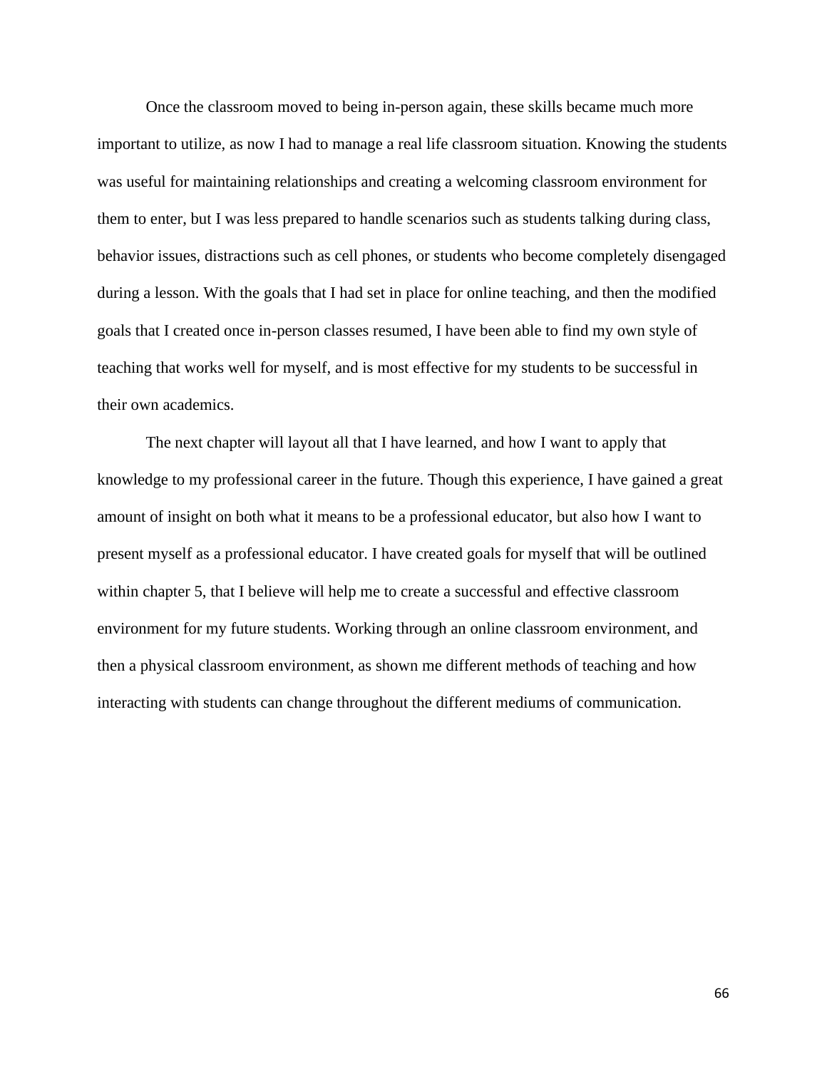Once the classroom moved to being in-person again, these skills became much more important to utilize, as now I had to manage a real life classroom situation. Knowing the students was useful for maintaining relationships and creating a welcoming classroom environment for them to enter, but I was less prepared to handle scenarios such as students talking during class, behavior issues, distractions such as cell phones, or students who become completely disengaged during a lesson. With the goals that I had set in place for online teaching, and then the modified goals that I created once in-person classes resumed, I have been able to find my own style of teaching that works well for myself, and is most effective for my students to be successful in their own academics.

The next chapter will layout all that I have learned, and how I want to apply that knowledge to my professional career in the future. Though this experience, I have gained a great amount of insight on both what it means to be a professional educator, but also how I want to present myself as a professional educator. I have created goals for myself that will be outlined within chapter 5, that I believe will help me to create a successful and effective classroom environment for my future students. Working through an online classroom environment, and then a physical classroom environment, as shown me different methods of teaching and how interacting with students can change throughout the different mediums of communication.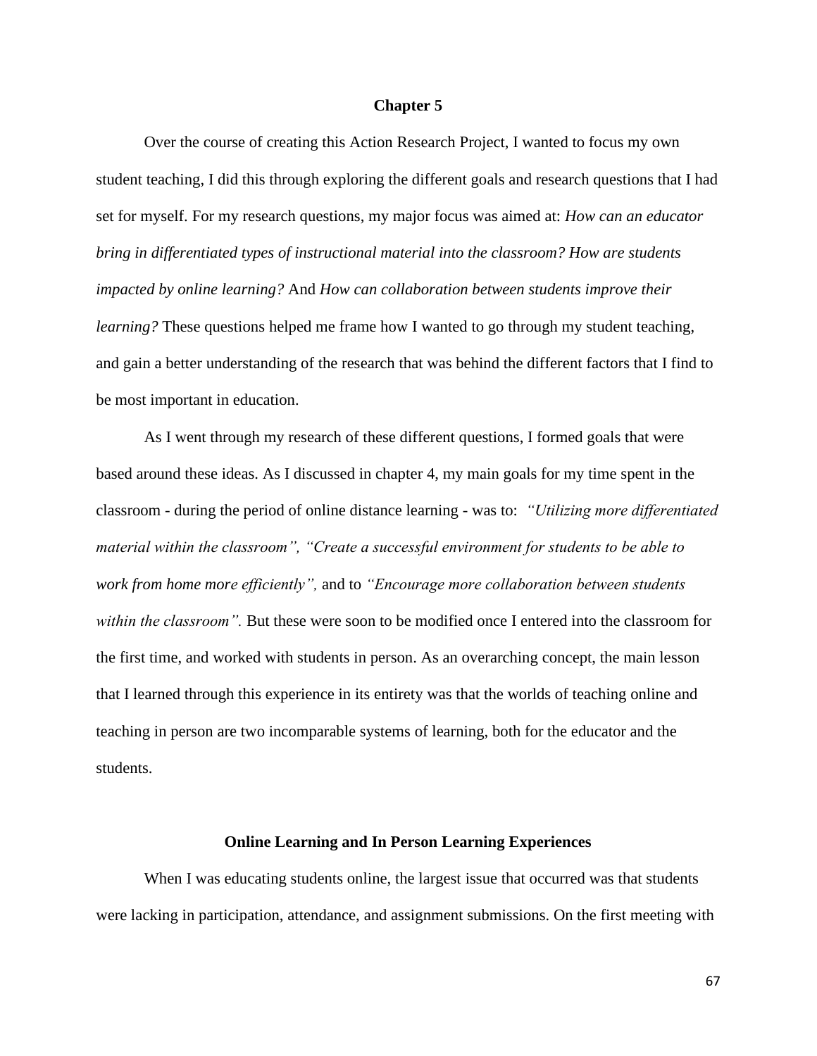# Chapter 5

Over the course of creating this Action Research Project, I wanted to focus my own student teaching, I did this through exploring the different goals and research questions that I had set for myself. For my research questions, my major focus was aimed at: *How can an educator bring in differentiated types of instructional material into the classroom? How are students impacted by online learning?* And *How can collaboration between students improve their learning?* These questions helped me frame how I wanted to go through my student teaching, and gain a better understanding of the research that was behind the different factors that I find to be most important in education.

As I went through my research of these different questions, I formed goals that were based around these ideas. As I discussed in chapter 4, my main goals for my time spent in the classroom - during the period of online distance learning - was to: *"Utilizing more differentiated material within the classroom", "Create a successful environment for students to be able to work from home more efficiently",* and to *"Encourage more collaboration between students within the classroom".* But these were soon to be modified once I entered into the classroom for the first time, and worked with students in person. As an overarching concept, the main lesson that I learned through this experience in its entirety was that the worlds of teaching online and teaching in person are two incomparable systems of learning, both for the educator and the students.

## Online Learning and In Person Learning Experiences

When I was educating students online, the largest issue that occurred was that students were lacking in participation, attendance, and assignment submissions. On the first meeting with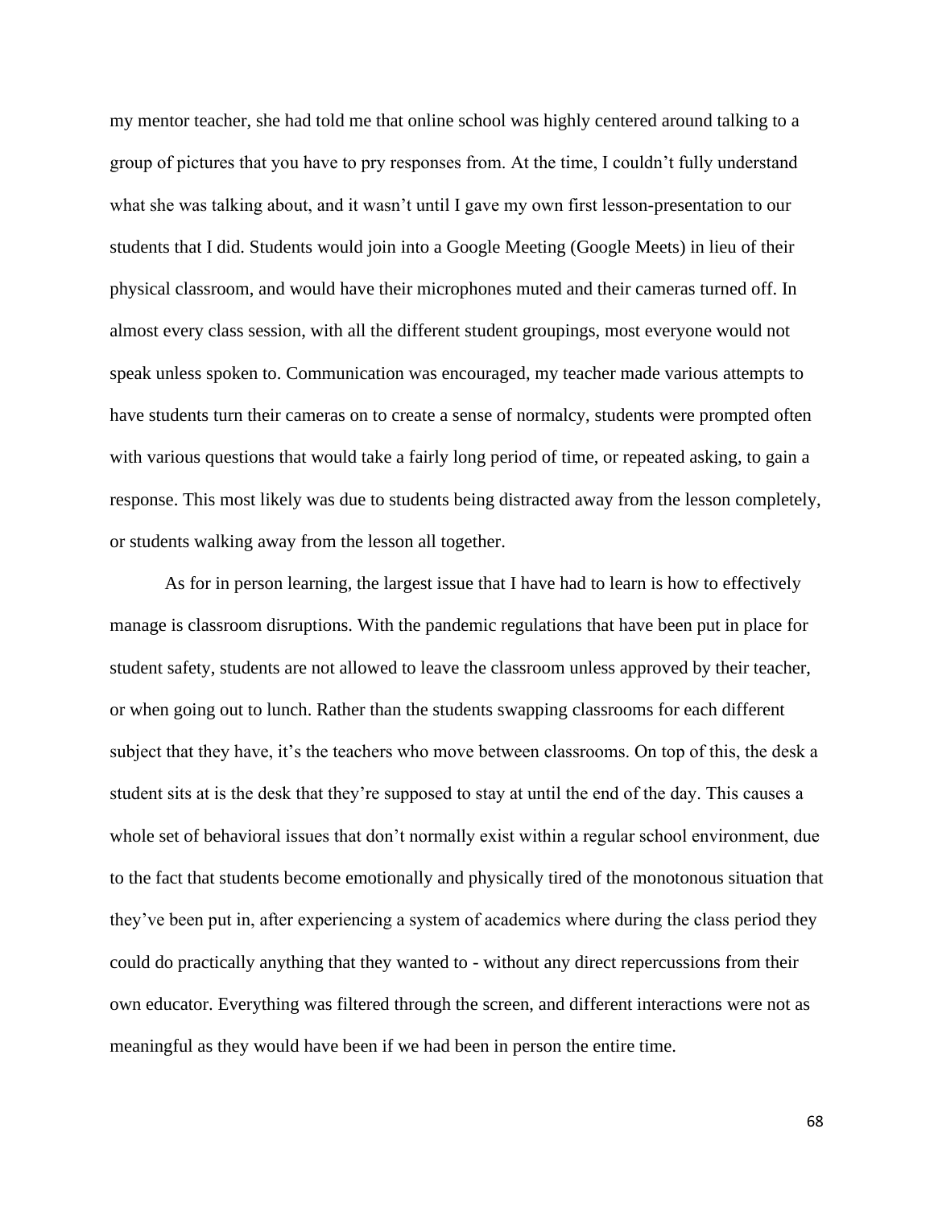my mentor teacher, she had told me that online school was highly centered around talking to a group of pictures that you have to pry responses from. At the time, I couldn't fully understand what she was talking about, and it wasn't until I gave my own first lesson-presentation to our students that I did. Students would join into a Google Meeting (Google Meets) in lieu of their physical classroom, and would have their microphones muted and their cameras turned off. In almost every class session, with all the different student groupings, most everyone would not speak unless spoken to. Communication was encouraged, my teacher made various attempts to have students turn their cameras on to create a sense of normalcy, students were prompted often with various questions that would take a fairly long period of time, or repeated asking, to gain a response. This most likely was due to students being distracted away from the lesson completely, or students walking away from the lesson all together.

As for in person learning, the largest issue that I have had to learn is how to effectively manage is classroom disruptions. With the pandemic regulations that have been put in place for student safety, students are not allowed to leave the classroom unless approved by their teacher, or when going out to lunch. Rather than the students swapping classrooms for each different subject that they have, it's the teachers who move between classrooms. On top of this, the desk a student sits at is the desk that they're supposed to stay at until the end of the day. This causes a whole set of behavioral issues that don't normally exist within a regular school environment, due to the fact that students become emotionally and physically tired of the monotonous situation that they've been put in, after experiencing a system of academics where during the class period they could do practically anything that they wanted to - without any direct repercussions from their own educator. Everything was filtered through the screen, and different interactions were not as meaningful as they would have been if we had been in person the entire time.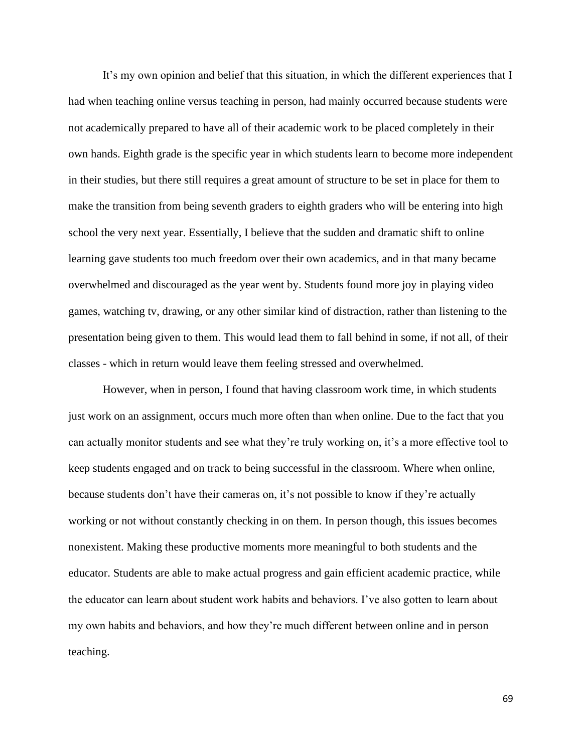It's my own opinion and belief that this situation, in which the different experiences that I had when teaching online versus teaching in person, had mainly occurred because students were not academically prepared to have all of their academic work to be placed completely in their own hands. Eighth grade is the specific year in which students learn to become more independent in their studies, but there still requires a great amount of structure to be set in place for them to make the transition from being seventh graders to eighth graders who will be entering into high school the very next year. Essentially, I believe that the sudden and dramatic shift to online learning gave students too much freedom over their own academics, and in that many became overwhelmed and discouraged as the year went by. Students found more joy in playing video games, watching tv, drawing, or any other similar kind of distraction, rather than listening to the presentation being given to them. This would lead them to fall behind in some, if not all, of their classes - which in return would leave them feeling stressed and overwhelmed.

However, when in person, I found that having classroom work time, in which students just work on an assignment, occurs much more often than when online. Due to the fact that you can actually monitor students and see what they're truly working on, it's a more effective tool to keep students engaged and on track to being successful in the classroom. Where when online, because students don't have their cameras on, it's not possible to know if they're actually working or not without constantly checking in on them. In person though, this issues becomes nonexistent. Making these productive moments more meaningful to both students and the educator. Students are able to make actual progress and gain efficient academic practice, while the educator can learn about student work habits and behaviors. I've also gotten to learn about my own habits and behaviors, and how they're much different between online and in person teaching.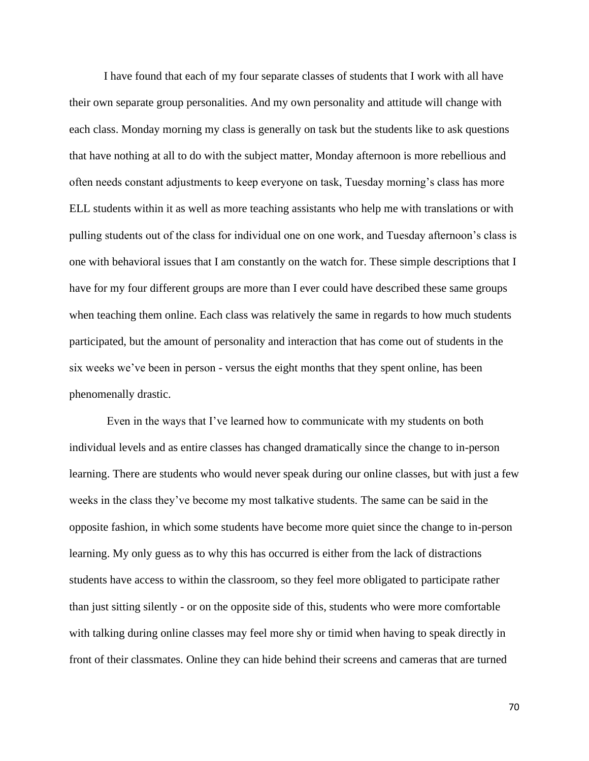I have found that each of my four separate classes of students that I work with all have their own separate group personalities. And my own personality and attitude will change with each class. Monday morning my class is generally on task but the students like to ask questions that have nothing at all to do with the subject matter, Monday afternoon is more rebellious and often needs constant adjustments to keep everyone on task, Tuesday morning's class has more ELL students within it as well as more teaching assistants who help me with translations or with pulling students out of the class for individual one on one work, and Tuesday afternoon's class is one with behavioral issues that I am constantly on the watch for. These simple descriptions that I have for my four different groups are more than I ever could have described these same groups when teaching them online. Each class was relatively the same in regards to how much students participated, but the amount of personality and interaction that has come out of students in the six weeks we've been in person - versus the eight months that they spent online, has been phenomenally drastic.

Even in the ways that I've learned how to communicate with my students on both individual levels and as entire classes has changed dramatically since the change to in-person learning. There are students who would never speak during our online classes, but with just a few weeks in the class they've become my most talkative students. The same can be said in the opposite fashion, in which some students have become more quiet since the change to in-person learning. My only guess as to why this has occurred is either from the lack of distractions students have access to within the classroom, so they feel more obligated to participate rather than just sitting silently - or on the opposite side of this, students who were more comfortable with talking during online classes may feel more shy or timid when having to speak directly in front of their classmates. Online they can hide behind their screens and cameras that are turned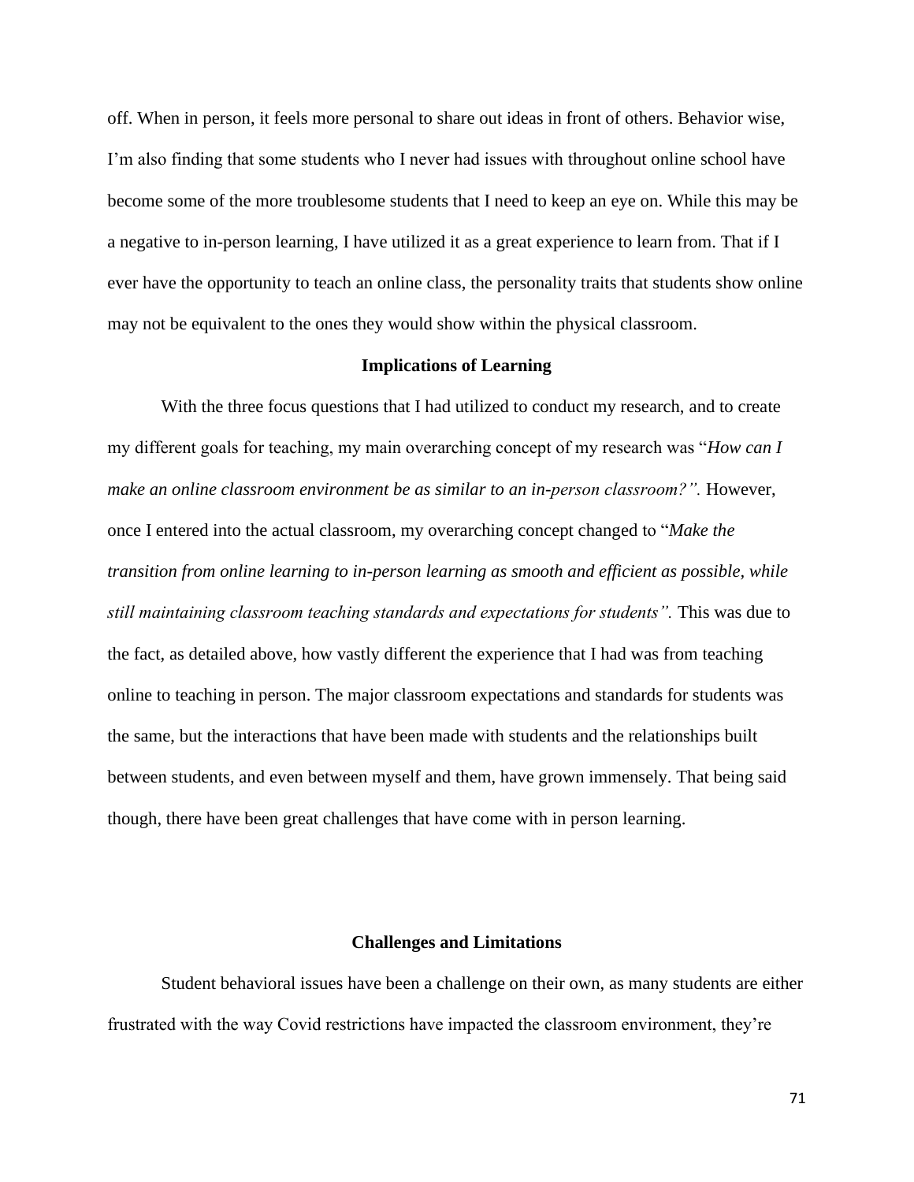off. When in person, it feels more personal to share out ideas in front of others. Behavior wise, I'm also finding that some students who I never had issues with throughout online school have become some of the more troublesome students that I need to keep an eye on. While this may be a negative to in-person learning, I have utilized it as a great experience to learn from. That if I ever have the opportunity to teach an online class, the personality traits that students show online may not be equivalent to the ones they would show within the physical classroom.

## Implications of Learning

With the three focus questions that I had utilized to conduct my research, and to create my different goals for teaching, my main overarching concept of my research was "*How can I make an online classroom environment be as similar to an in-person classroom?".* However, once I entered into the actual classroom, my overarching concept changed to "*Make the transition from online learning to in-person learning as smooth and efficient as possible, while still maintaining classroom teaching standards and expectations for students".* This was due to the fact, as detailed above, how vastly different the experience that I had was from teaching online to teaching in person. The major classroom expectations and standards for students was the same, but the interactions that have been made with students and the relationships built between students, and even between myself and them, have grown immensely. That being said though, there have been great challenges that have come with in person learning.

## Challenges and Limitations

Student behavioral issues have been a challenge on their own, as many students are either frustrated with the way Covid restrictions have impacted the classroom environment, they're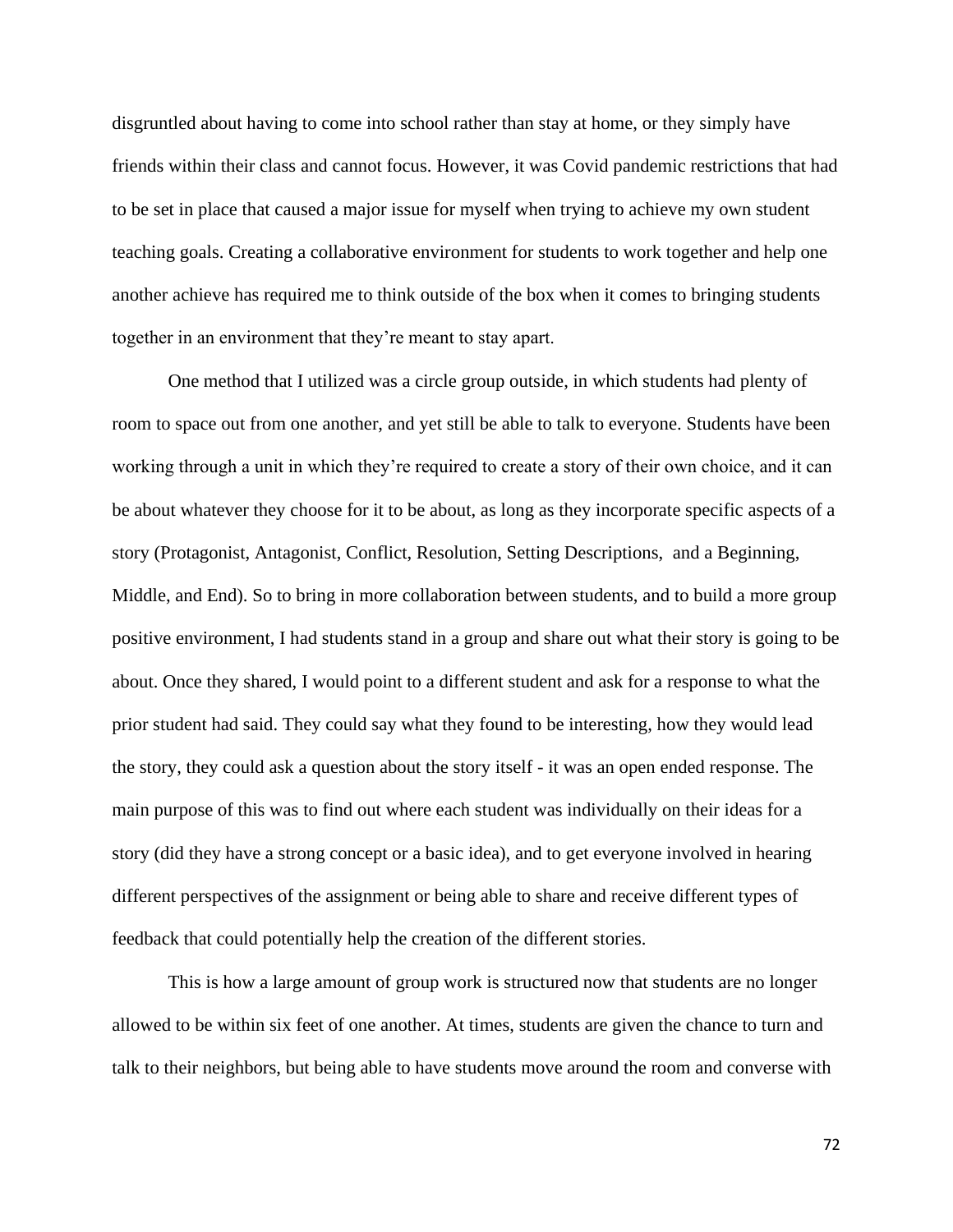disgruntled about having to come into school rather than stay at home, or they simply have friends within their class and cannot focus. However, it was Covid pandemic restrictions that had to be set in place that caused a major issue for myself when trying to achieve my own student teaching goals. Creating a collaborative environment for students to work together and help one another achieve has required me to think outside of the box when it comes to bringing students together in an environment that they're meant to stay apart.

One method that I utilized was a circle group outside, in which students had plenty of room to space out from one another, and yet still be able to talk to everyone. Students have been working through a unit in which they're required to create a story of their own choice, and it can be about whatever they choose for it to be about, as long as they incorporate specific aspects of a story (Protagonist, Antagonist, Conflict, Resolution, Setting Descriptions,  and a Beginning, Middle, and End). So to bring in more collaboration between students, and to build a more group positive environment, I had students stand in a group and share out what their story is going to be about. Once they shared, I would point to a different student and ask for a response to what the prior student had said. They could say what they found to be interesting, how they would lead the story, they could ask a question about the story itself - it was an open ended response. The main purpose of this was to find out where each student was individually on their ideas for a story (did they have a strong concept or a basic idea), and to get everyone involved in hearing different perspectives of the assignment or being able to share and receive different types of feedback that could potentially help the creation of the different stories.

This is how a large amount of group work is structured now that students are no longer allowed to be within six feet of one another. At times, students are given the chance to turn and talk to their neighbors, but being able to have students move around the room and converse with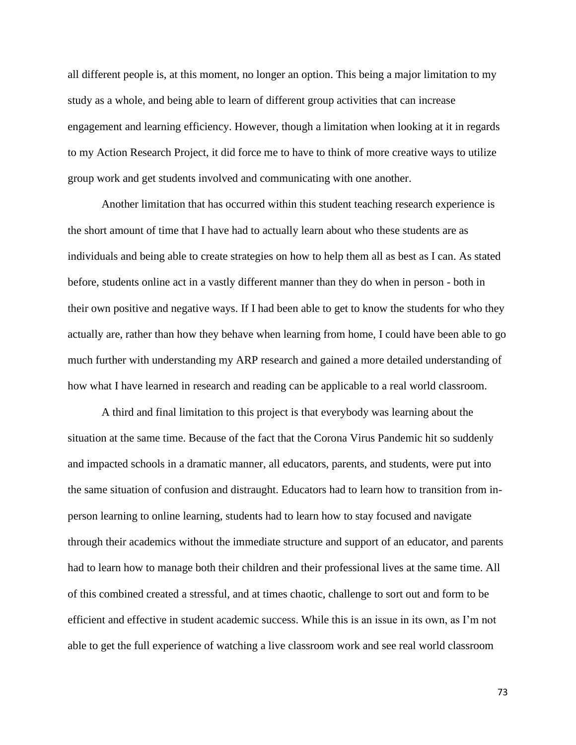all different people is, at this moment, no longer an option. This being a major limitation to my study as a whole, and being able to learn of different group activities that can increase engagement and learning efficiency. However, though a limitation when looking at it in regards to my Action Research Project, it did force me to have to think of more creative ways to utilize group work and get students involved and communicating with one another.

Another limitation that has occurred within this student teaching research experience is the short amount of time that I have had to actually learn about who these students are as individuals and being able to create strategies on how to help them all as best as I can. As stated before, students online act in a vastly different manner than they do when in person - both in their own positive and negative ways. If I had been able to get to know the students for who they actually are, rather than how they behave when learning from home, I could have been able to go much further with understanding my ARP research and gained a more detailed understanding of how what I have learned in research and reading can be applicable to a real world classroom.

A third and final limitation to this project is that everybody was learning about the situation at the same time. Because of the fact that the Corona Virus Pandemic hit so suddenly and impacted schools in a dramatic manner, all educators, parents, and students, were put into the same situation of confusion and distraught. Educators had to learn how to transition from in-person learning to online learning, students had to learn how to stay focused and navigate through their academics without the immediate structure and support of an educator, and parents had to learn how to manage both their children and their professional lives at the same time. All of this combined created a stressful, and at times chaotic, challenge to sort out and form to be efficient and effective in student academic success. While this is an issue in its own, as I'm not able to get the full experience of watching a live classroom work and see real world classroom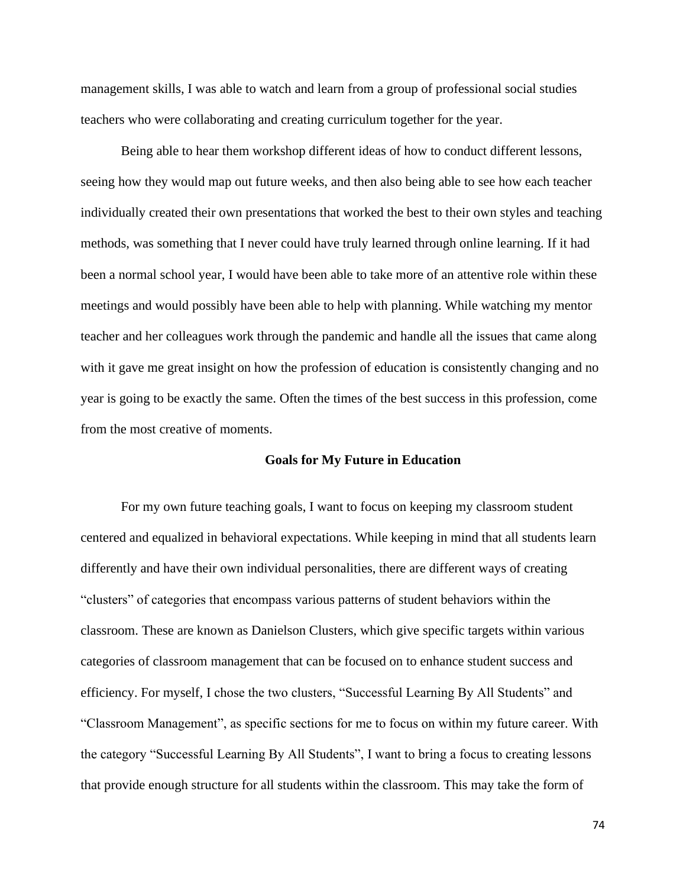management skills, I was able to watch and learn from a group of professional social studies teachers who were collaborating and creating curriculum together for the year.

Being able to hear them workshop different ideas of how to conduct different lessons, seeing how they would map out future weeks, and then also being able to see how each teacher individually created their own presentations that worked the best to their own styles and teaching methods, was something that I never could have truly learned through online learning. If it had been a normal school year, I would have been able to take more of an attentive role within these meetings and would possibly have been able to help with planning. While watching my mentor teacher and her colleagues work through the pandemic and handle all the issues that came along with it gave me great insight on how the profession of education is consistently changing and no year is going to be exactly the same. Often the times of the best success in this profession, come from the most creative of moments.

## Goals for My Future in Education

For my own future teaching goals, I want to focus on keeping my classroom student centered and equalized in behavioral expectations. While keeping in mind that all students learn differently and have their own individual personalities, there are different ways of creating "clusters" of categories that encompass various patterns of student behaviors within the classroom. These are known as Danielson Clusters, which give specific targets within various categories of classroom management that can be focused on to enhance student success and efficiency. For myself, I chose the two clusters, "Successful Learning By All Students" and "Classroom Management", as specific sections for me to focus on within my future career. With the category "Successful Learning By All Students", I want to bring a focus to creating lessons that provide enough structure for all students within the classroom. This may take the form of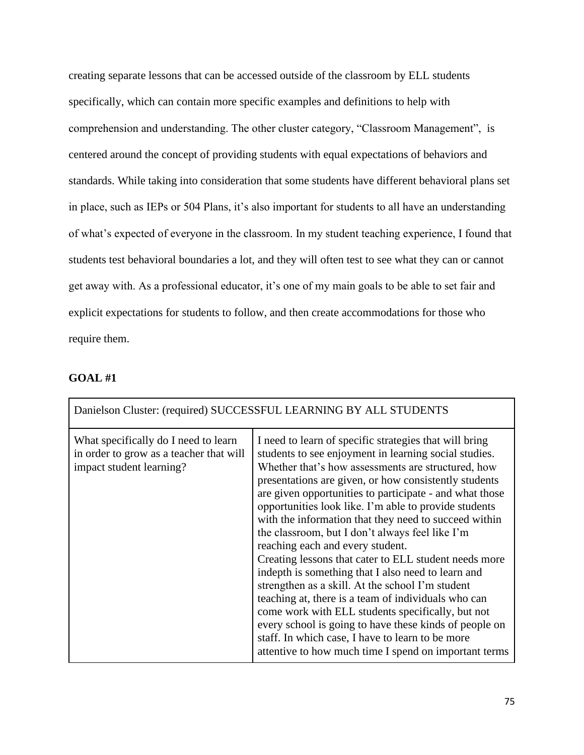creating separate lessons that can be accessed outside of the classroom by ELL students specifically, which can contain more specific examples and definitions to help with comprehension and understanding. The other cluster category, "Classroom Management", is centered around the concept of providing students with equal expectations of behaviors and standards. While taking into consideration that some students have different behavioral plans set in place, such as IEPs or 504 Plans, it's also important for students to all have an understanding of what's expected of everyone in the classroom. In my student teaching experience, I found that students test behavioral boundaries a lot, and they will often test to see what they can or cannot get away with. As a professional educator, it's one of my main goals to be able to set fair and explicit expectations for students to follow, and then create accommodations for those who require them.

**GOAL #1**

| Danielson Cluster: (required) SUCCESSFUL LEARNING BY ALL STUDENTS | |
|---|---|
| What specifically do I need to learn in order to grow as a teacher that will impact student learning? | I need to learn of specific strategies that will bring students to see enjoyment in learning social studies. Whether that's how assessments are structured, how presentations are given, or how consistently students are given opportunities to participate - and what those opportunities look like. I'm able to provide students with the information that they need to succeed within the classroom, but I don't always feel like I'm reaching each and every student.<br>Creating lessons that cater to ELL student needs more indepth is something that I also need to learn and strengthen as a skill. At the school I'm student teaching at, there is a team of individuals who can come work with ELL students specifically, but not every school is going to have these kinds of people on staff. In which case, I have to learn to be more attentive to how much time I spend on important terms |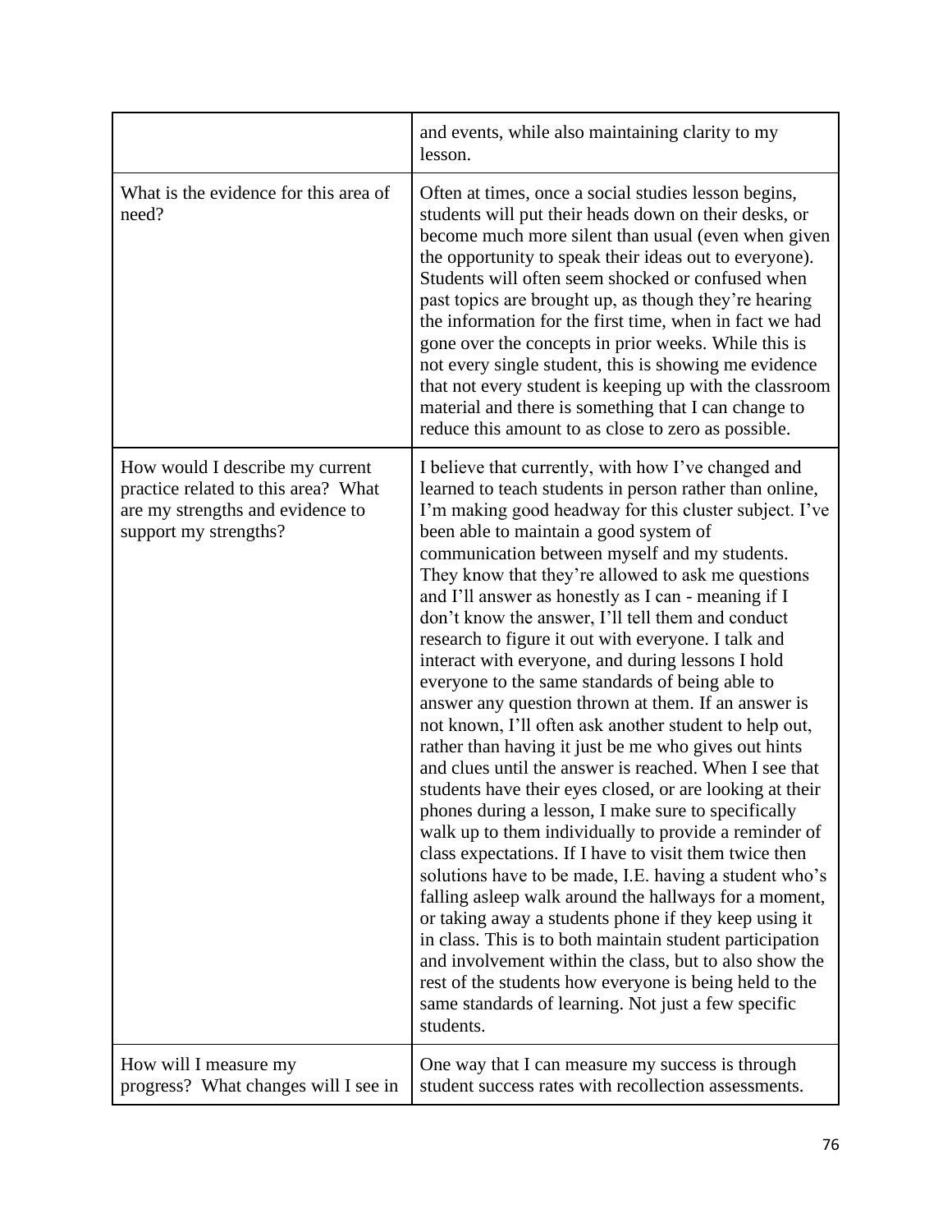| | |
|---|---|
| | and events, while also maintaining clarity to my lesson. |
| What is the evidence for this area of need? | Often at times, once a social studies lesson begins, students will put their heads down on their desks, or become much more silent than usual (even when given the opportunity to speak their ideas out to everyone). Students will often seem shocked or confused when past topics are brought up, as though they're hearing the information for the first time, when in fact we had gone over the concepts in prior weeks. While this is not every single student, this is showing me evidence that not every student is keeping up with the classroom material and there is something that I can change to reduce this amount to as close to zero as possible. |
| How would I describe my current practice related to this area? What are my strengths and evidence to support my strengths? | I believe that currently, with how I've changed and learned to teach students in person rather than online, I'm making good headway for this cluster subject. I've been able to maintain a good system of communication between myself and my students. They know that they're allowed to ask me questions and I'll answer as honestly as I can - meaning if I don't know the answer, I'll tell them and conduct research to figure it out with everyone. I talk and interact with everyone, and during lessons I hold everyone to the same standards of being able to answer any question thrown at them. If an answer is not known, I'll often ask another student to help out, rather than having it just be me who gives out hints and clues until the answer is reached. When I see that students have their eyes closed, or are looking at their phones during a lesson, I make sure to specifically walk up to them individually to provide a reminder of class expectations. If I have to visit them twice then solutions have to be made, I.E. having a student who's falling asleep walk around the hallways for a moment, or taking away a students phone if they keep using it in class. This is to both maintain student participation and involvement within the class, but to also show the rest of the students how everyone is being held to the same standards of learning. Not just a few specific students. |
| How will I measure my progress? What changes will I see in | One way that I can measure my success is through student success rates with recollection assessments. |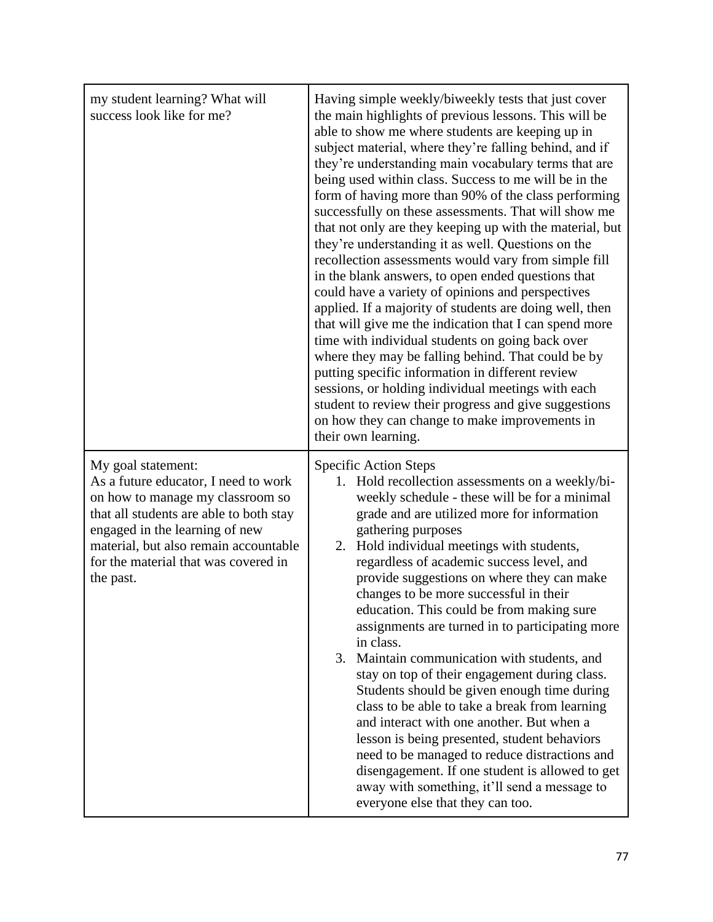| | |
|---|---|
| my student learning? What will success look like for me? | Having simple weekly/biweekly tests that just cover the main highlights of previous lessons. This will be able to show me where students are keeping up in subject material, where they're falling behind, and if they're understanding main vocabulary terms that are being used within class. Success to me will be in the form of having more than 90% of the class performing successfully on these assessments. That will show me that not only are they keeping up with the material, but they're understanding it as well. Questions on the recollection assessments would vary from simple fill in the blank answers, to open ended questions that could have a variety of opinions and perspectives applied. If a majority of students are doing well, then that will give me the indication that I can spend more time with individual students on going back over where they may be falling behind. That could be by putting specific information in different review sessions, or holding individual meetings with each student to review their progress and give suggestions on how they can change to make improvements in their own learning. |
| My goal statement:<br>As a future educator, I need to work on how to manage my classroom so that all students are able to both stay engaged in the learning of new material, but also remain accountable for the material that was covered in the past. | Specific Action Steps<br>1. Hold recollection assessments on a weekly/bi-weekly schedule - these will be for a minimal grade and are utilized more for information gathering purposes<br>2. Hold individual meetings with students, regardless of academic success level, and provide suggestions on where they can make changes to be more successful in their education. This could be from making sure assignments are turned in to participating more in class.<br>3. Maintain communication with students, and stay on top of their engagement during class. Students should be given enough time during class to be able to take a break from learning and interact with one another. But when a lesson is being presented, student behaviors need to be managed to reduce distractions and disengagement. If one student is allowed to get away with something, it'll send a message to everyone else that they can too. |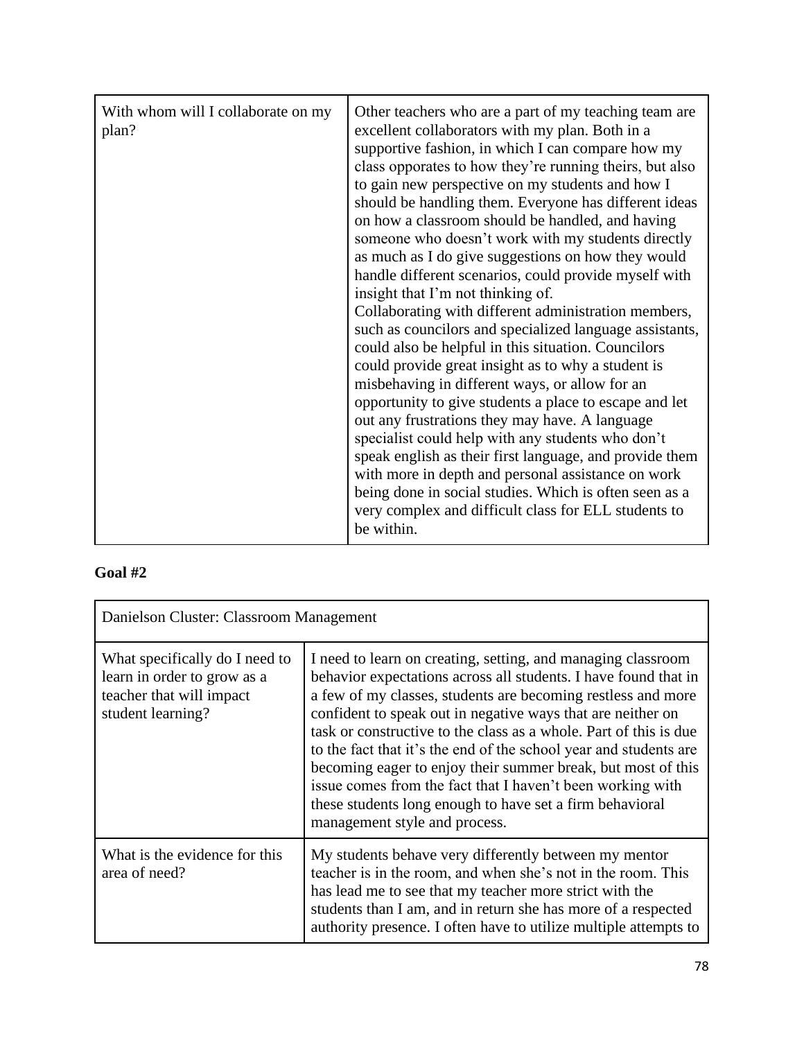| With whom will I collaborate on my plan? | Other teachers who are a part of my teaching team are excellent collaborators with my plan. Both in a supportive fashion, in which I can compare how my class opporates to how they're running theirs, but also to gain new perspective on my students and how I should be handling them. Everyone has different ideas on how a classroom should be handled, and having someone who doesn't work with my students directly as much as I do give suggestions on how they would handle different scenarios, could provide myself with insight that I'm not thinking of.<br>Collaborating with different administration members, such as councilors and specialized language assistants, could also be helpful in this situation. Councilors could provide great insight as to why a student is misbehaving in different ways, or allow for an opportunity to give students a place to escape and let out any frustrations they may have. A language specialist could help with any students who don't speak english as their first language, and provide them with more in depth and personal assistance on work being done in social studies. Which is often seen as a very complex and difficult class for ELL students to be within. |
|---|---|

**Goal #2**

| Danielson Cluster: Classroom Management | |
|---|---|
| What specifically do I need to learn in order to grow as a teacher that will impact student learning? | I need to learn on creating, setting, and managing classroom behavior expectations across all students. I have found that in a few of my classes, students are becoming restless and more confident to speak out in negative ways that are neither on task or constructive to the class as a whole. Part of this is due to the fact that it's the end of the school year and students are becoming eager to enjoy their summer break, but most of this issue comes from the fact that I haven't been working with these students long enough to have set a firm behavioral management style and process. |
| What is the evidence for this area of need? | My students behave very differently between my mentor teacher is in the room, and when she's not in the room. This has lead me to see that my teacher more strict with the students than I am, and in return she has more of a respected authority presence. I often have to utilize multiple attempts to |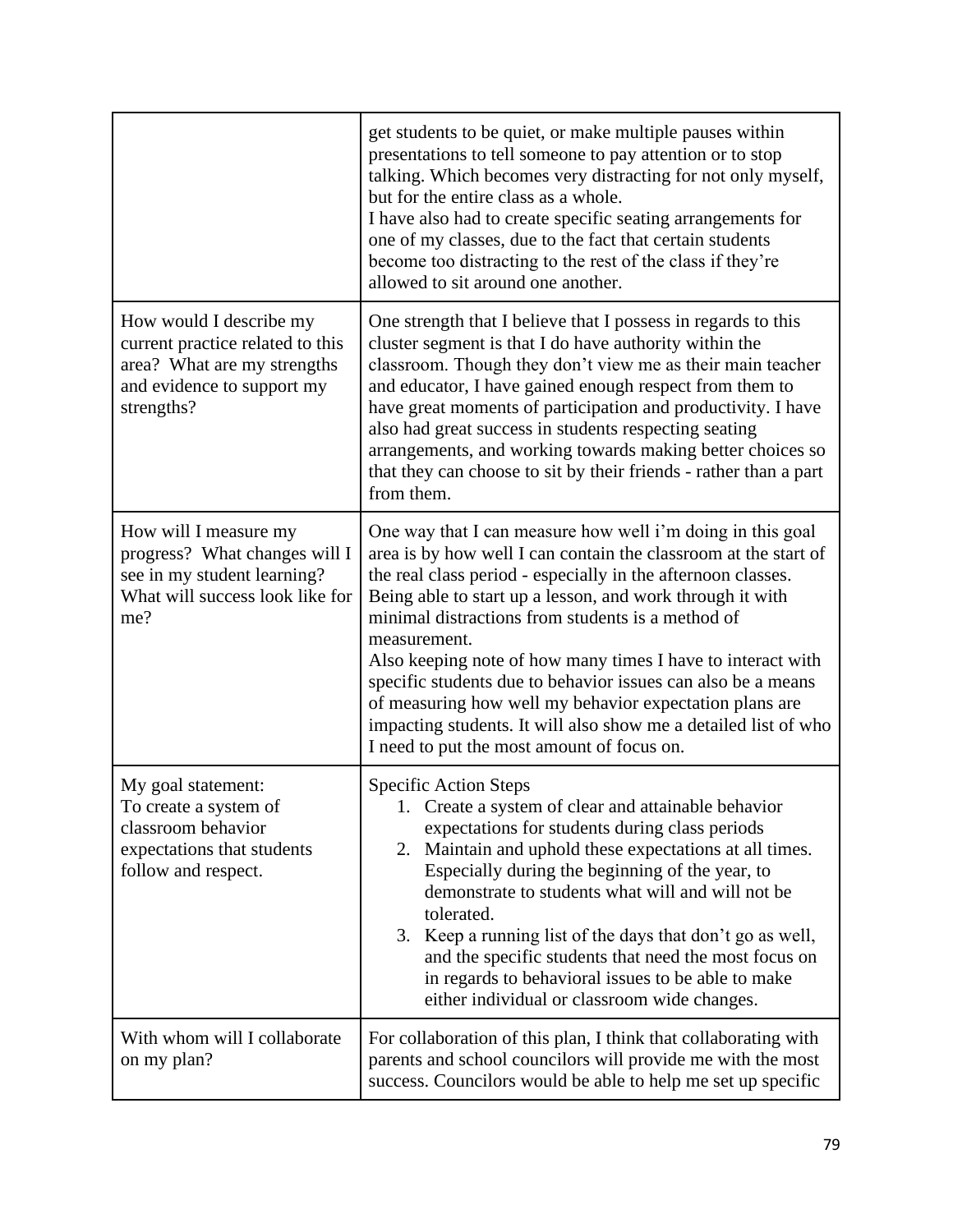| | |
|---|---|
| | get students to be quiet, or make multiple pauses within presentations to tell someone to pay attention or to stop talking. Which becomes very distracting for not only myself, but for the entire class as a whole.<br>I have also had to create specific seating arrangements for one of my classes, due to the fact that certain students become too distracting to the rest of the class if they're allowed to sit around one another. |
| How would I describe my current practice related to this area? What are my strengths and evidence to support my strengths? | One strength that I believe that I possess in regards to this cluster segment is that I do have authority within the classroom. Though they don't view me as their main teacher and educator, I have gained enough respect from them to have great moments of participation and productivity. I have also had great success in students respecting seating arrangements, and working towards making better choices so that they can choose to sit by their friends - rather than a part from them. |
| How will I measure my progress? What changes will I see in my student learning? What will success look like for me? | One way that I can measure how well i'm doing in this goal area is by how well I can contain the classroom at the start of the real class period - especially in the afternoon classes. Being able to start up a lesson, and work through it with minimal distractions from students is a method of measurement.<br>Also keeping note of how many times I have to interact with specific students due to behavior issues can also be a means of measuring how well my behavior expectation plans are impacting students. It will also show me a detailed list of who I need to put the most amount of focus on. |
| My goal statement:<br>To create a system of classroom behavior expectations that students follow and respect. | Specific Action Steps<br>1. Create a system of clear and attainable behavior expectations for students during class periods<br>2. Maintain and uphold these expectations at all times. Especially during the beginning of the year, to demonstrate to students what will and will not be tolerated.<br>3. Keep a running list of the days that don't go as well, and the specific students that need the most focus on in regards to behavioral issues to be able to make either individual or classroom wide changes. |
| With whom will I collaborate on my plan? | For collaboration of this plan, I think that collaborating with parents and school councilors will provide me with the most success. Councilors would be able to help me set up specific |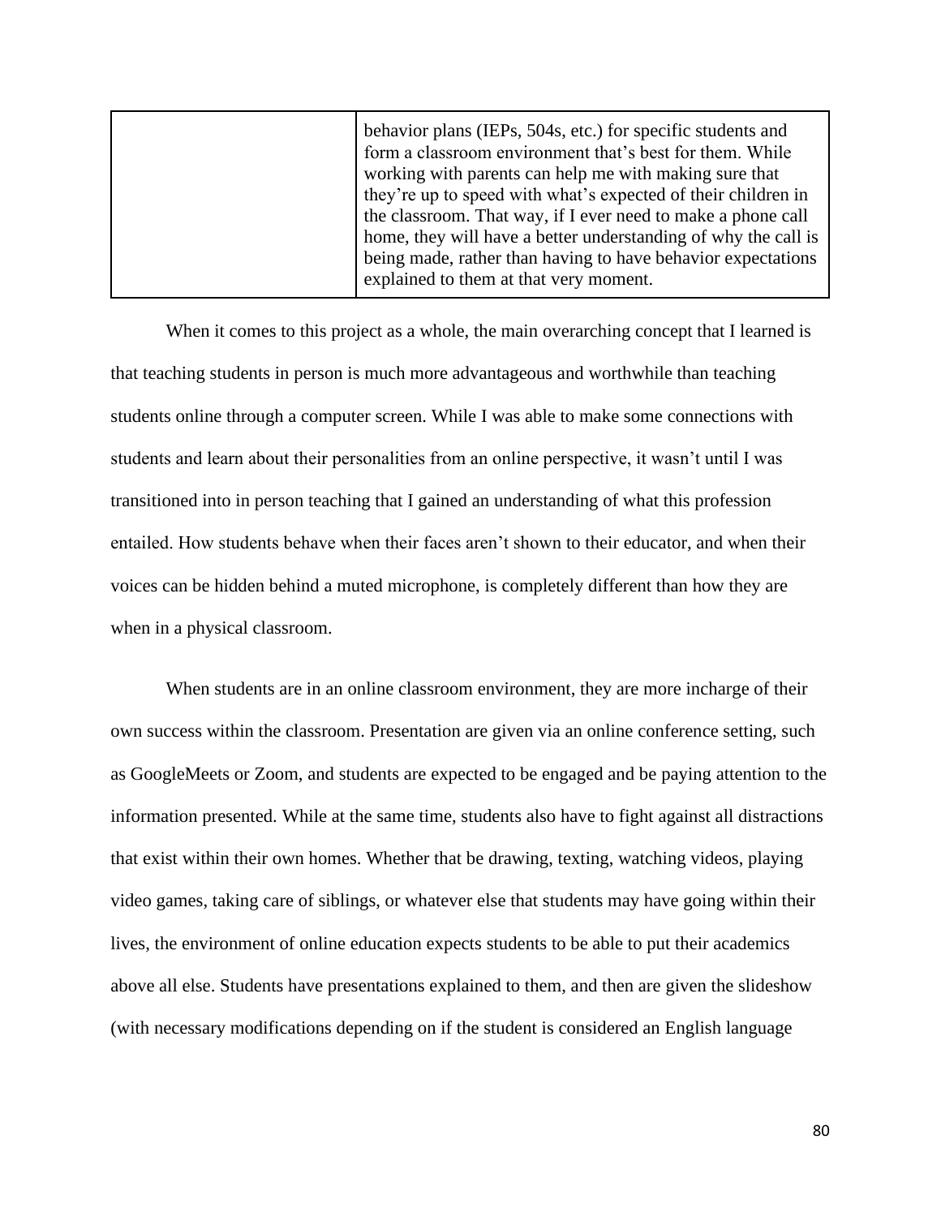| | |
|---|---|
| | behavior plans (IEPs, 504s, etc.) for specific students and form a classroom environment that's best for them. While working with parents can help me with making sure that they're up to speed with what's expected of their children in the classroom. That way, if I ever need to make a phone call home, they will have a better understanding of why the call is being made, rather than having to have behavior expectations explained to them at that very moment. |

When it comes to this project as a whole, the main overarching concept that I learned is that teaching students in person is much more advantageous and worthwhile than teaching students online through a computer screen. While I was able to make some connections with students and learn about their personalities from an online perspective, it wasn't until I was transitioned into in person teaching that I gained an understanding of what this profession entailed. How students behave when their faces aren't shown to their educator, and when their voices can be hidden behind a muted microphone, is completely different than how they are when in a physical classroom.

When students are in an online classroom environment, they are more incharge of their own success within the classroom. Presentation are given via an online conference setting, such as GoogleMeets or Zoom, and students are expected to be engaged and be paying attention to the information presented. While at the same time, students also have to fight against all distractions that exist within their own homes. Whether that be drawing, texting, watching videos, playing video games, taking care of siblings, or whatever else that students may have going within their lives, the environment of online education expects students to be able to put their academics above all else. Students have presentations explained to them, and then are given the slideshow (with necessary modifications depending on if the student is considered an English language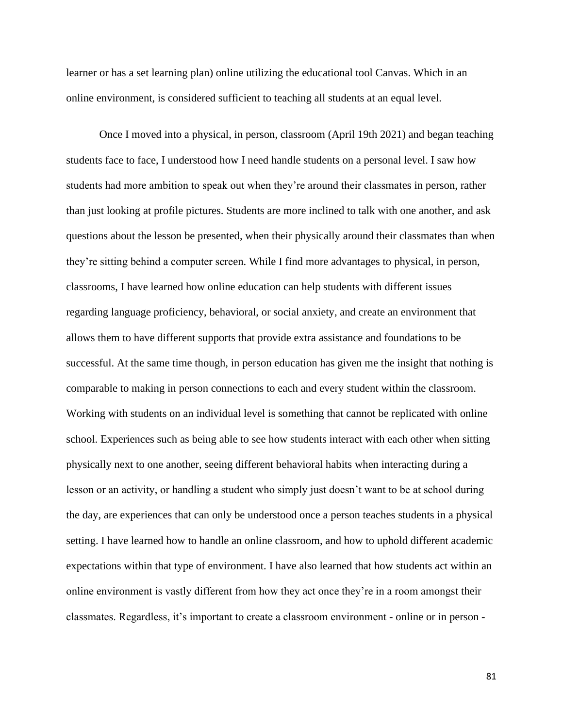learner or has a set learning plan) online utilizing the educational tool Canvas. Which in an online environment, is considered sufficient to teaching all students at an equal level.

Once I moved into a physical, in person, classroom (April 19th 2021) and began teaching students face to face, I understood how I need handle students on a personal level. I saw how students had more ambition to speak out when they're around their classmates in person, rather than just looking at profile pictures. Students are more inclined to talk with one another, and ask questions about the lesson be presented, when their physically around their classmates than when they're sitting behind a computer screen. While I find more advantages to physical, in person, classrooms, I have learned how online education can help students with different issues regarding language proficiency, behavioral, or social anxiety, and create an environment that allows them to have different supports that provide extra assistance and foundations to be successful. At the same time though, in person education has given me the insight that nothing is comparable to making in person connections to each and every student within the classroom. Working with students on an individual level is something that cannot be replicated with online school. Experiences such as being able to see how students interact with each other when sitting physically next to one another, seeing different behavioral habits when interacting during a lesson or an activity, or handling a student who simply just doesn't want to be at school during the day, are experiences that can only be understood once a person teaches students in a physical setting. I have learned how to handle an online classroom, and how to uphold different academic expectations within that type of environment. I have also learned that how students act within an online environment is vastly different from how they act once they're in a room amongst their classmates. Regardless, it's important to create a classroom environment - online or in person -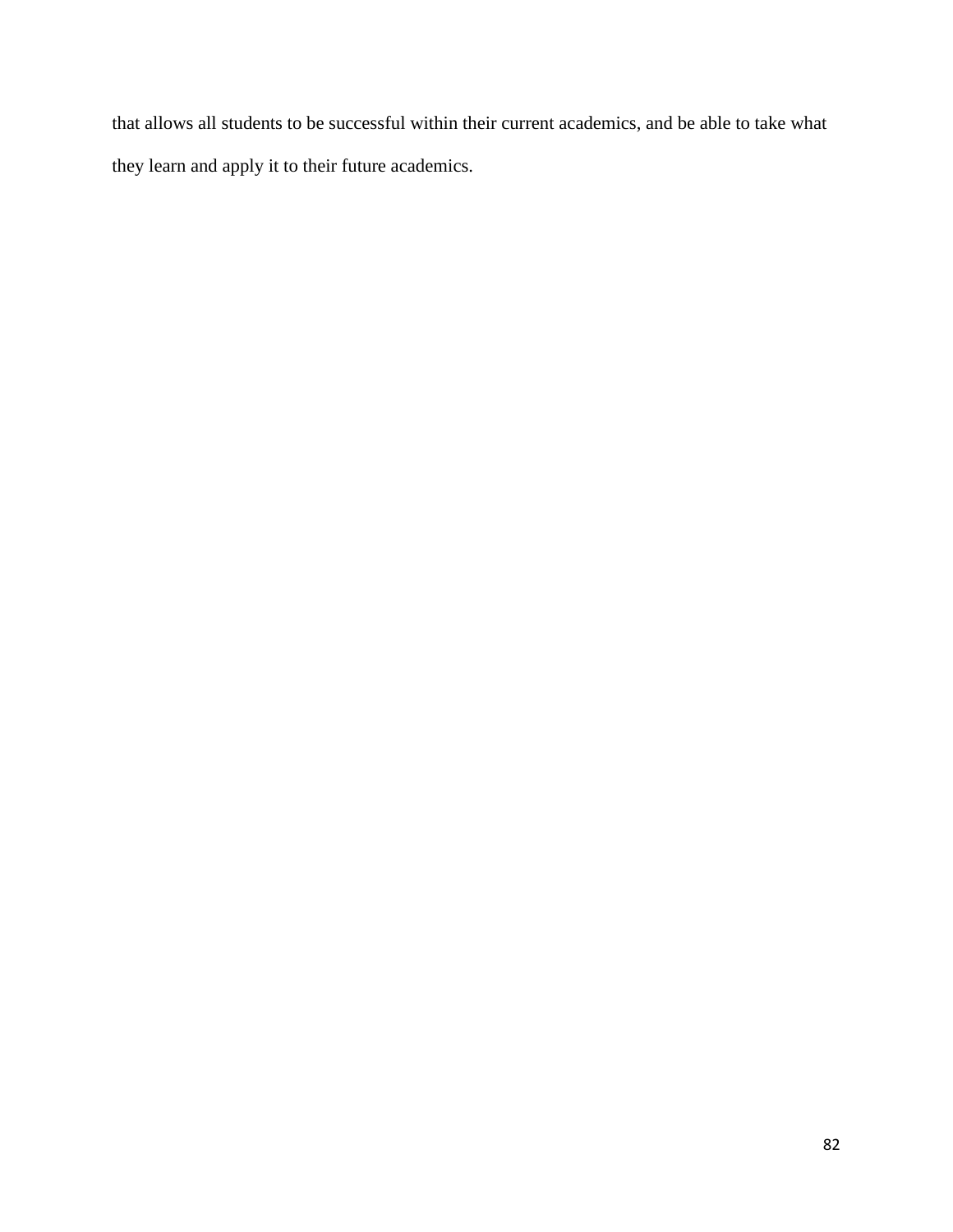that allows all students to be successful within their current academics, and be able to take what they learn and apply it to their future academics.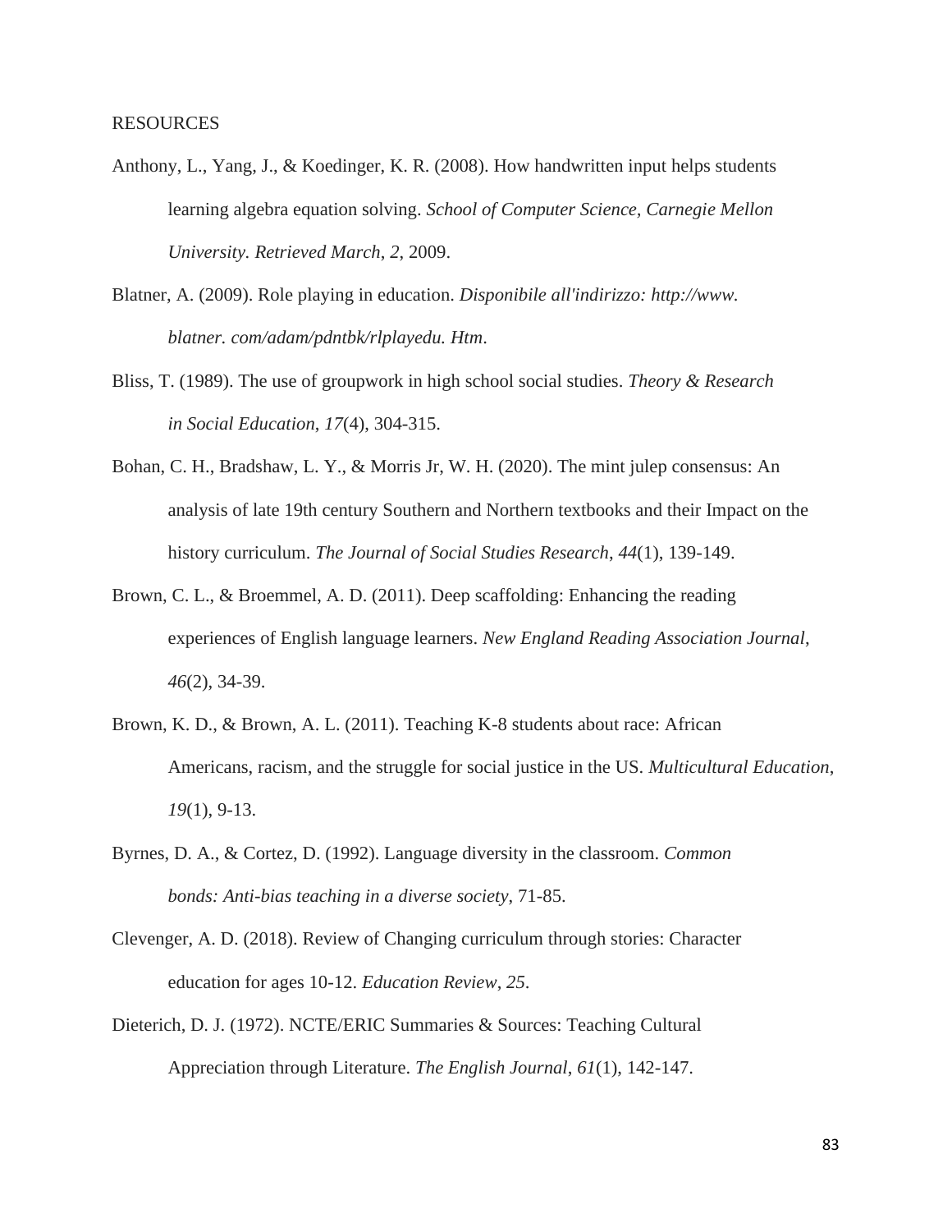RESOURCES

Anthony, L., Yang, J., & Koedinger, K. R. (2008). How handwritten input helps students learning algebra equation solving. *School of Computer Science, Carnegie Mellon University. Retrieved March*, *2*, 2009.

Blatner, A. (2009). Role playing in education. *Disponibile all'indirizzo: http://www. blatner. com/adam/pdntbk/rlplayedu. Htm*.

Bliss, T. (1989). The use of groupwork in high school social studies. *Theory & Research in Social Education*, *17*(4), 304-315.

Bohan, C. H., Bradshaw, L. Y., & Morris Jr, W. H. (2020). The mint julep consensus: An analysis of late 19th century Southern and Northern textbooks and their Impact on the history curriculum. *The Journal of Social Studies Research*, *44*(1), 139-149.

Brown, C. L., & Broemmel, A. D. (2011). Deep scaffolding: Enhancing the reading experiences of English language learners. *New England Reading Association Journal*, *46*(2), 34-39.

Brown, K. D., & Brown, A. L. (2011). Teaching K-8 students about race: African Americans, racism, and the struggle for social justice in the US. *Multicultural Education*, *19*(1), 9-13.

Byrnes, D. A., & Cortez, D. (1992). Language diversity in the classroom. *Common bonds: Anti-bias teaching in a diverse society*, 71-85.

Clevenger, A. D. (2018). Review of Changing curriculum through stories: Character education for ages 10-12. *Education Review*, *25*.

Dieterich, D. J. (1972). NCTE/ERIC Summaries & Sources: Teaching Cultural Appreciation through Literature. *The English Journal*, *61*(1), 142-147.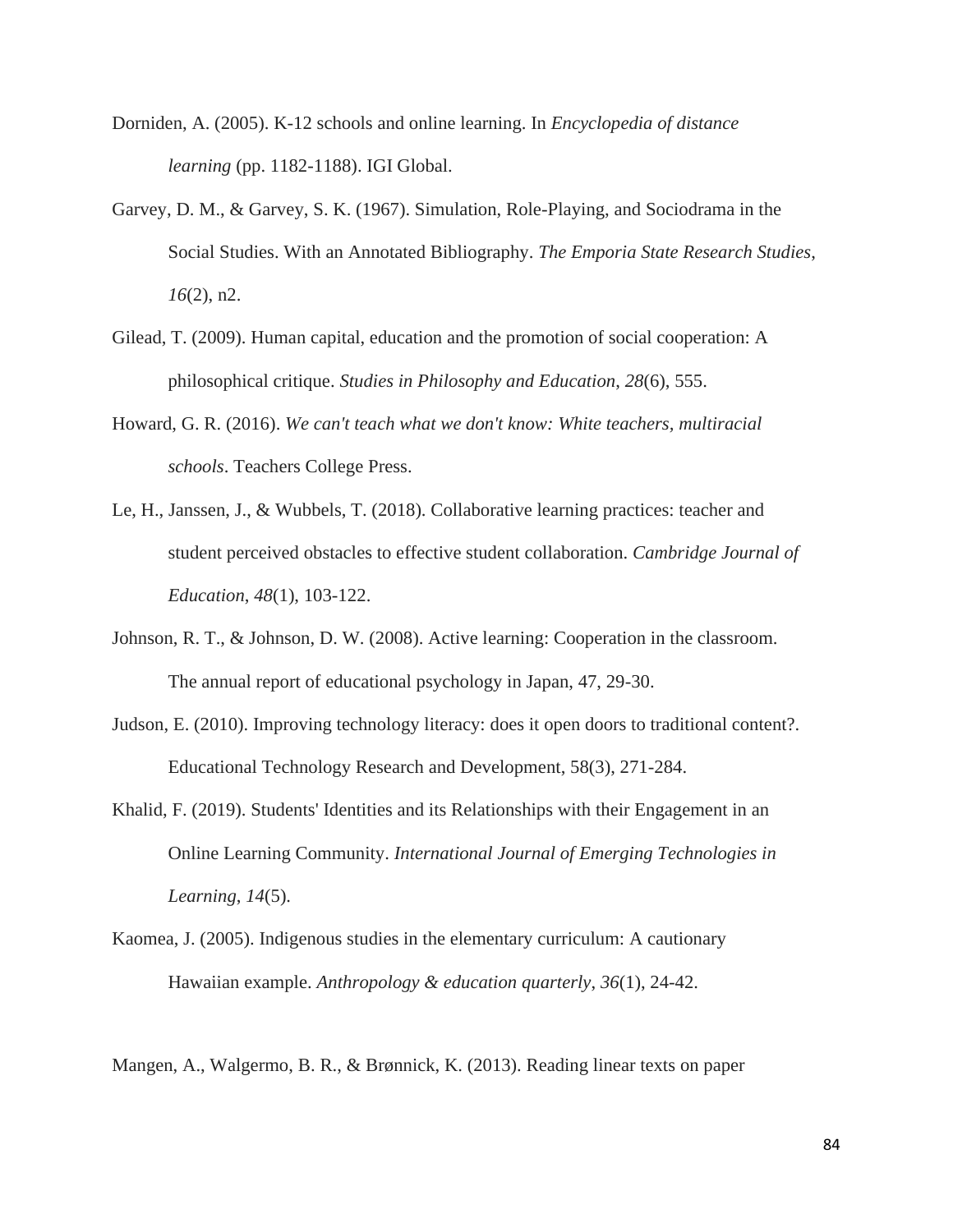Dorniden, A. (2005). K-12 schools and online learning. In *Encyclopedia of distance learning* (pp. 1182-1188). IGI Global.

Garvey, D. M., & Garvey, S. K. (1967). Simulation, Role-Playing, and Sociodrama in the Social Studies. With an Annotated Bibliography. *The Emporia State Research Studies*, *16*(2), n2.

Gilead, T. (2009). Human capital, education and the promotion of social cooperation: A philosophical critique. *Studies in Philosophy and Education*, *28*(6), 555.

Howard, G. R. (2016). *We can't teach what we don't know: White teachers, multiracial schools*. Teachers College Press.

Le, H., Janssen, J., & Wubbels, T. (2018). Collaborative learning practices: teacher and student perceived obstacles to effective student collaboration. *Cambridge Journal of Education*, *48*(1), 103-122.

Johnson, R. T., & Johnson, D. W. (2008). Active learning: Cooperation in the classroom. The annual report of educational psychology in Japan, 47, 29-30.

Judson, E. (2010). Improving technology literacy: does it open doors to traditional content?. Educational Technology Research and Development, 58(3), 271-284.

Khalid, F. (2019). Students' Identities and its Relationships with their Engagement in an Online Learning Community. *International Journal of Emerging Technologies in Learning*, *14*(5).

Kaomea, J. (2005). Indigenous studies in the elementary curriculum: A cautionary Hawaiian example. *Anthropology & education quarterly*, *36*(1), 24-42.

Mangen, A., Walgermo, B. R., & Brønnick, K. (2013). Reading linear texts on paper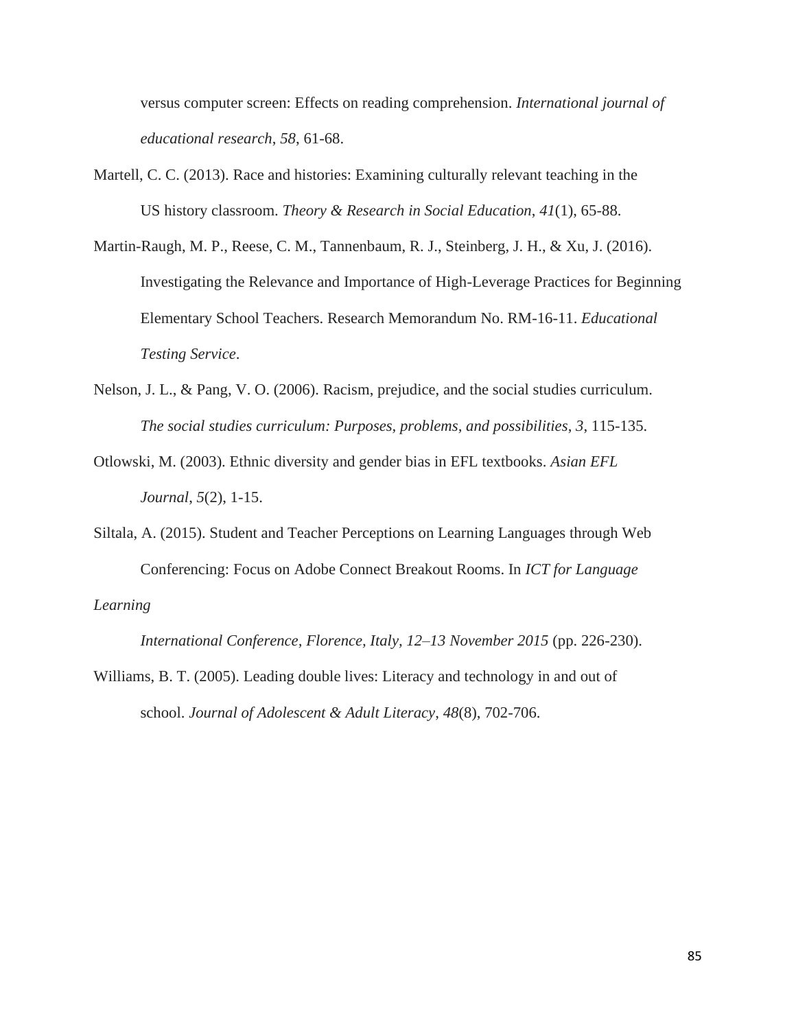versus computer screen: Effects on reading comprehension. *International journal of educational research*, *58*, 61-68.

Martell, C. C. (2013). Race and histories: Examining culturally relevant teaching in the US history classroom. *Theory & Research in Social Education*, *41*(1), 65-88.

Martin-Raugh, M. P., Reese, C. M., Tannenbaum, R. J., Steinberg, J. H., & Xu, J. (2016). Investigating the Relevance and Importance of High-Leverage Practices for Beginning Elementary School Teachers. Research Memorandum No. RM-16-11. *Educational Testing Service*.

Nelson, J. L., & Pang, V. O. (2006). Racism, prejudice, and the social studies curriculum. *The social studies curriculum: Purposes, problems, and possibilities*, *3*, 115-135.

Otlowski, M. (2003). Ethnic diversity and gender bias in EFL textbooks. *Asian EFL Journal*, *5*(2), 1-15.

Siltala, A. (2015). Student and Teacher Perceptions on Learning Languages through Web Conferencing: Focus on Adobe Connect Breakout Rooms. In *ICT for Language Learning International Conference, Florence, Italy, 12–13 November 2015* (pp. 226-230).

Williams, B. T. (2005). Leading double lives: Literacy and technology in and out of school. *Journal of Adolescent & Adult Literacy*, *48*(8), 702-706.